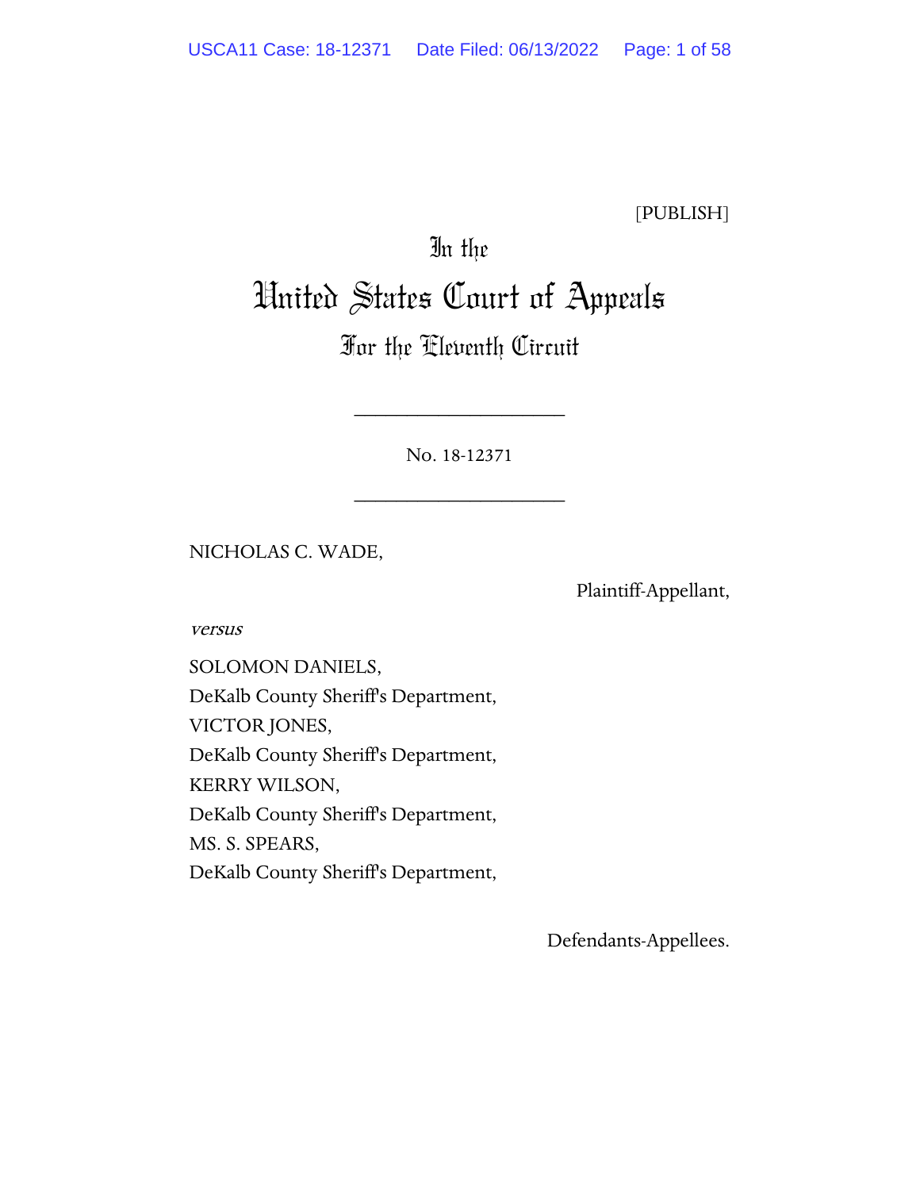[PUBLISH]

In the

# United States Court of Appeals

## For the Eleventh Circuit

____________________

No. 18-12371

____________________

NICHOLAS C. WADE,

Plaintiff-Appellant,

*versus*

SOLOMON DANIELS,
DeKalb County Sheriff's Department,
VICTOR JONES,
DeKalb County Sheriff's Department,
KERRY WILSON,
DeKalb County Sheriff's Department,
MS. S. SPEARS,
DeKalb County Sheriff's Department,

Defendants-Appellees.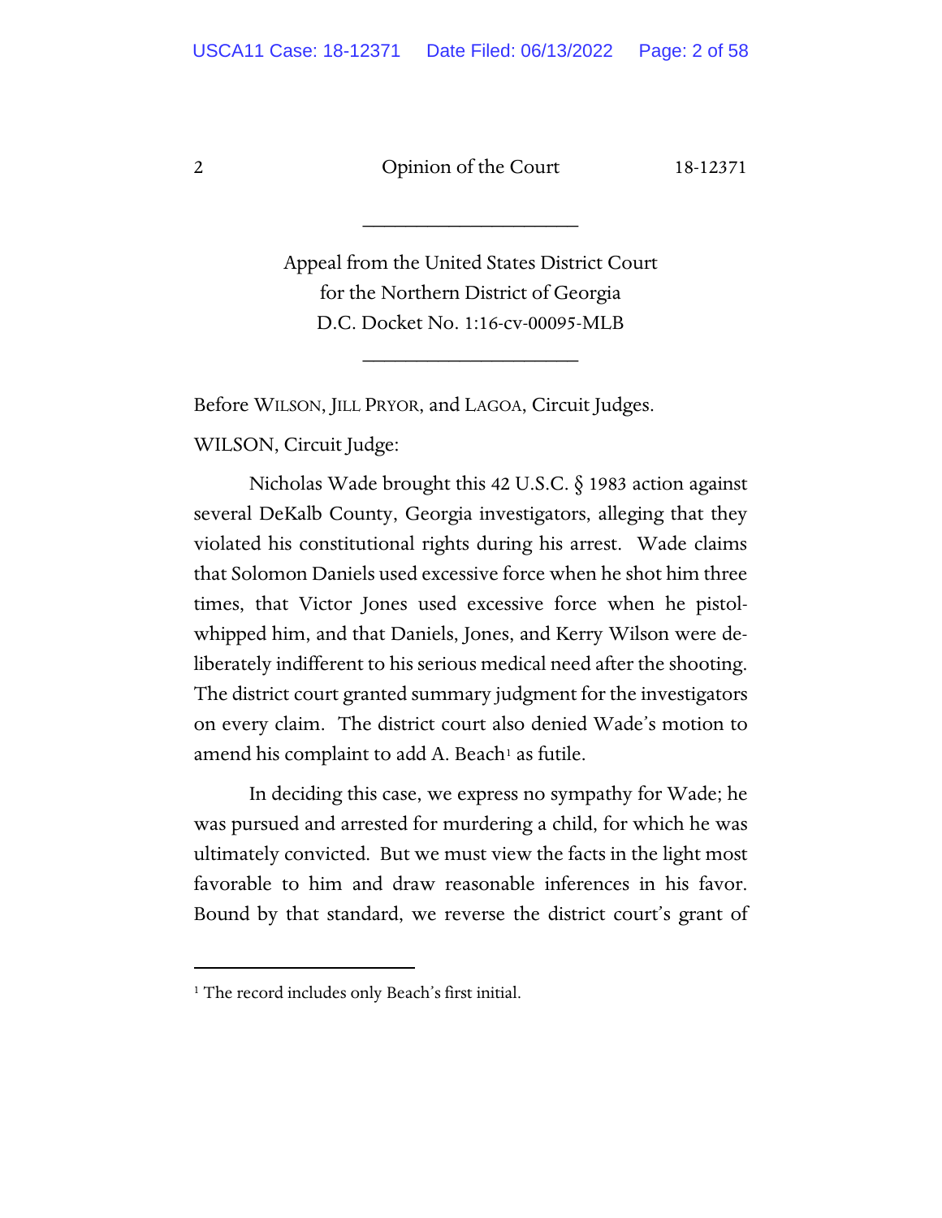---

Appeal from the United States District Court
for the Northern District of Georgia
D.C. Docket No. 1:16-cv-00095-MLB

---

Before WILSON, JILL PRYOR, and LAGOA, Circuit Judges.

WILSON, Circuit Judge:

Nicholas Wade brought this 42 U.S.C. § 1983 action against several DeKalb County, Georgia investigators, alleging that they violated his constitutional rights during his arrest. Wade claims that Solomon Daniels used excessive force when he shot him three times, that Victor Jones used excessive force when he pistol-whipped him, and that Daniels, Jones, and Kerry Wilson were deliberately indifferent to his serious medical need after the shooting. The district court granted summary judgment for the investigators on every claim. The district court also denied Wade's motion to amend his complaint to add A. Beach[1] as futile.

In deciding this case, we express no sympathy for Wade; he was pursued and arrested for murdering a child, for which he was ultimately convicted. But we must view the facts in the light most favorable to him and draw reasonable inferences in his favor. Bound by that standard, we reverse the district court's grant of

---

[1] The record includes only Beach's first initial.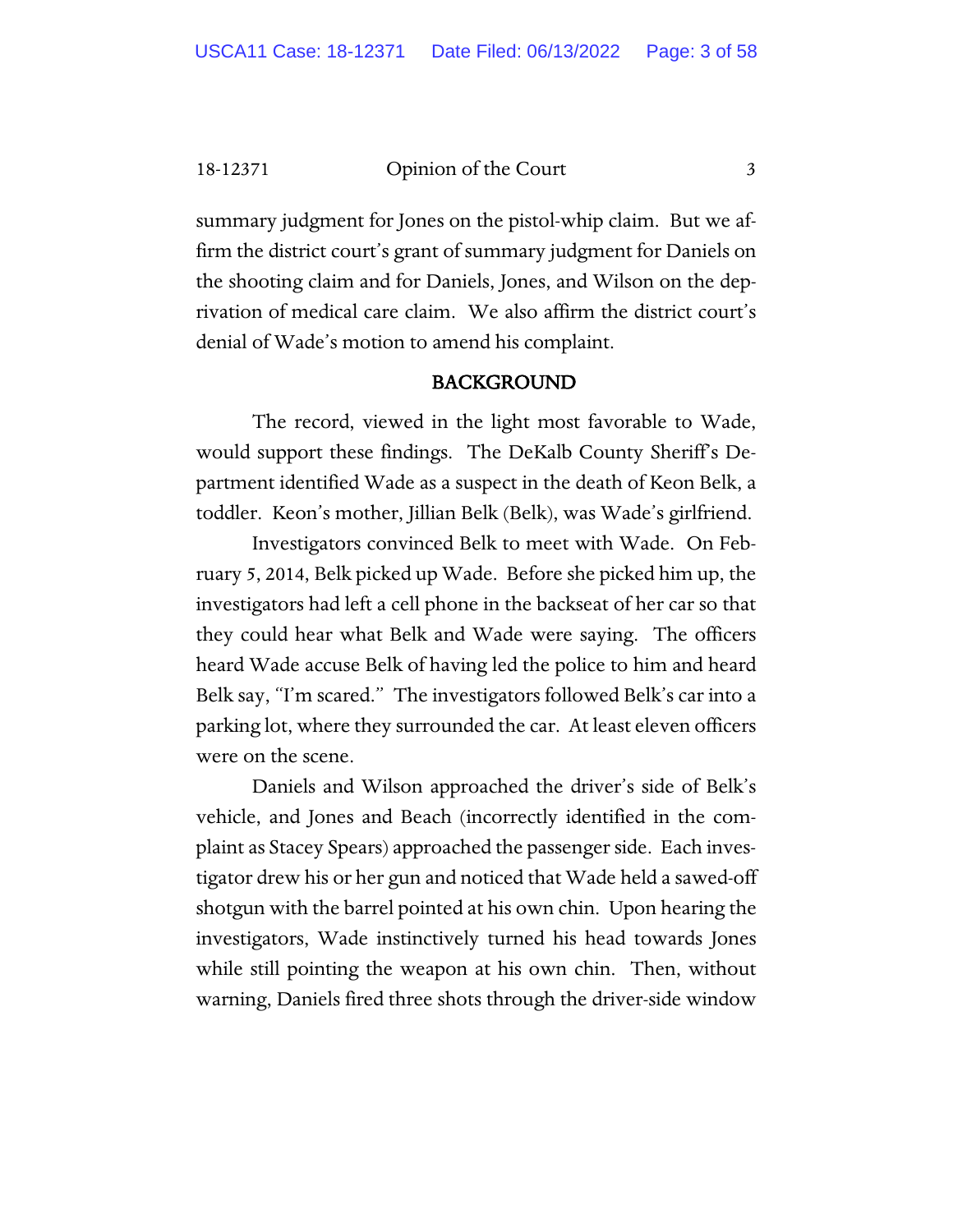summary judgment for Jones on the pistol-whip claim. But we affirm the district court's grant of summary judgment for Daniels on the shooting claim and for Daniels, Jones, and Wilson on the deprivation of medical care claim. We also affirm the district court's denial of Wade's motion to amend his complaint.

## BACKGROUND

The record, viewed in the light most favorable to Wade, would support these findings. The DeKalb County Sheriff's Department identified Wade as a suspect in the death of Keon Belk, a toddler. Keon's mother, Jillian Belk (Belk), was Wade's girlfriend.

Investigators convinced Belk to meet with Wade. On February 5, 2014, Belk picked up Wade. Before she picked him up, the investigators had left a cell phone in the backseat of her car so that they could hear what Belk and Wade were saying. The officers heard Wade accuse Belk of having led the police to him and heard Belk say, "I'm scared." The investigators followed Belk's car into a parking lot, where they surrounded the car. At least eleven officers were on the scene.

Daniels and Wilson approached the driver's side of Belk's vehicle, and Jones and Beach (incorrectly identified in the complaint as Stacey Spears) approached the passenger side. Each investigator drew his or her gun and noticed that Wade held a sawed-off shotgun with the barrel pointed at his own chin. Upon hearing the investigators, Wade instinctively turned his head towards Jones while still pointing the weapon at his own chin. Then, without warning, Daniels fired three shots through the driver-side window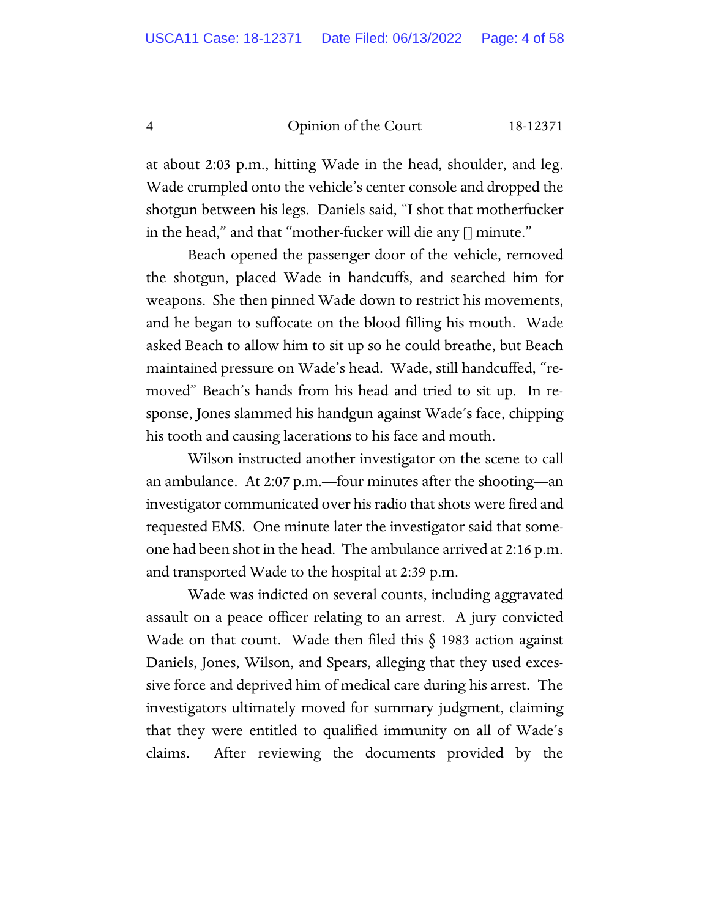at about 2:03 p.m., hitting Wade in the head, shoulder, and leg. Wade crumpled onto the vehicle's center console and dropped the shotgun between his legs. Daniels said, "I shot that motherfucker in the head," and that "mother-fucker will die any [] minute."

Beach opened the passenger door of the vehicle, removed the shotgun, placed Wade in handcuffs, and searched him for weapons. She then pinned Wade down to restrict his movements, and he began to suffocate on the blood filling his mouth. Wade asked Beach to allow him to sit up so he could breathe, but Beach maintained pressure on Wade's head. Wade, still handcuffed, "removed" Beach's hands from his head and tried to sit up. In response, Jones slammed his handgun against Wade's face, chipping his tooth and causing lacerations to his face and mouth.

Wilson instructed another investigator on the scene to call an ambulance. At 2:07 p.m.—four minutes after the shooting—an investigator communicated over his radio that shots were fired and requested EMS. One minute later the investigator said that someone had been shot in the head. The ambulance arrived at 2:16 p.m. and transported Wade to the hospital at 2:39 p.m.

Wade was indicted on several counts, including aggravated assault on a peace officer relating to an arrest. A jury convicted Wade on that count. Wade then filed this § 1983 action against Daniels, Jones, Wilson, and Spears, alleging that they used excessive force and deprived him of medical care during his arrest. The investigators ultimately moved for summary judgment, claiming that they were entitled to qualified immunity on all of Wade's claims. After reviewing the documents provided by the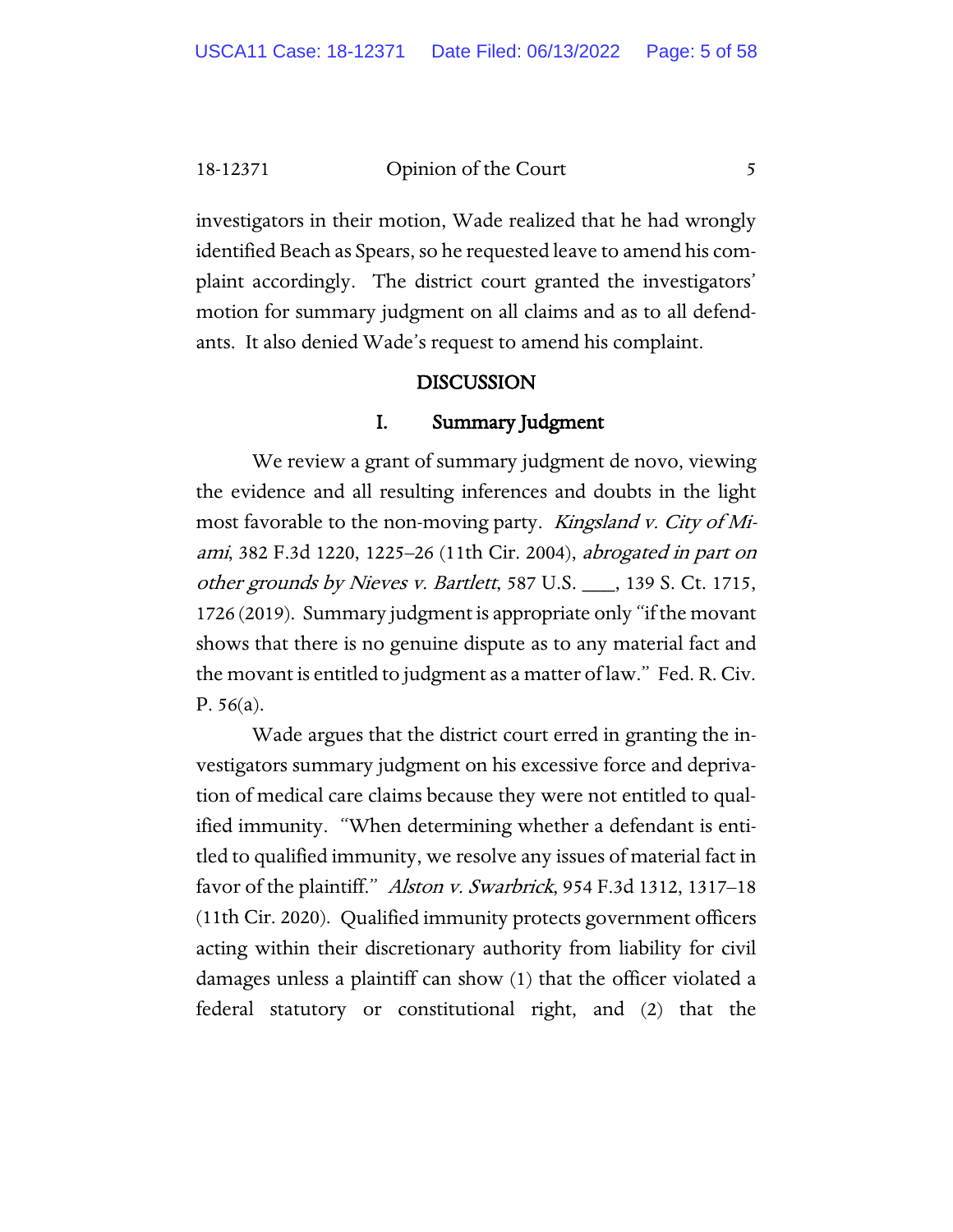investigators in their motion, Wade realized that he had wrongly identified Beach as Spears, so he requested leave to amend his complaint accordingly. The district court granted the investigators' motion for summary judgment on all claims and as to all defendants. It also denied Wade's request to amend his complaint.

## DISCUSSION

### I. Summary Judgment

We review a grant of summary judgment de novo, viewing the evidence and all resulting inferences and doubts in the light most favorable to the non-moving party. *Kingsland v. City of Miami*, 382 F.3d 1220, 1225–26 (11th Cir. 2004), *abrogated in part on other grounds by Nieves v. Bartlett*, 587 U.S. \_\_\_, 139 S. Ct. 1715, 1726 (2019). Summary judgment is appropriate only "if the movant shows that there is no genuine dispute as to any material fact and the movant is entitled to judgment as a matter of law." Fed. R. Civ. P. 56(a).

Wade argues that the district court erred in granting the investigators summary judgment on his excessive force and deprivation of medical care claims because they were not entitled to qualified immunity. "When determining whether a defendant is entitled to qualified immunity, we resolve any issues of material fact in favor of the plaintiff." *Alston v. Swarbrick*, 954 F.3d 1312, 1317–18 (11th Cir. 2020). Qualified immunity protects government officers acting within their discretionary authority from liability for civil damages unless a plaintiff can show (1) that the officer violated a federal statutory or constitutional right, and (2) that the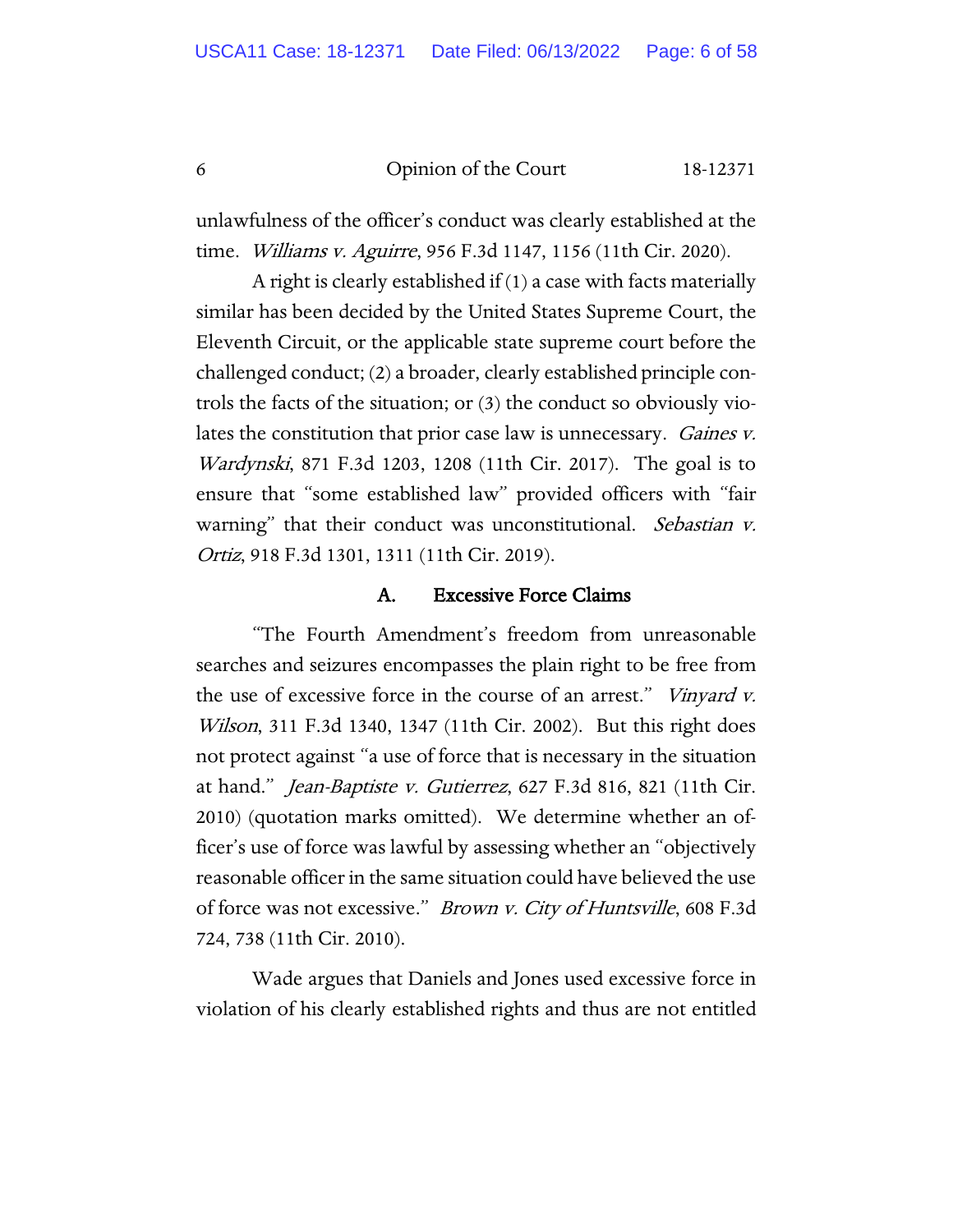unlawfulness of the officer's conduct was clearly established at the time. *Williams v. Aguirre*, 956 F.3d 1147, 1156 (11th Cir. 2020).

A right is clearly established if (1) a case with facts materially similar has been decided by the United States Supreme Court, the Eleventh Circuit, or the applicable state supreme court before the challenged conduct; (2) a broader, clearly established principle controls the facts of the situation; or (3) the conduct so obviously violates the constitution that prior case law is unnecessary. *Gaines v. Wardynski*, 871 F.3d 1203, 1208 (11th Cir. 2017). The goal is to ensure that "some established law" provided officers with "fair warning" that their conduct was unconstitutional. *Sebastian v. Ortiz*, 918 F.3d 1301, 1311 (11th Cir. 2019).

### A. Excessive Force Claims

"The Fourth Amendment's freedom from unreasonable searches and seizures encompasses the plain right to be free from the use of excessive force in the course of an arrest." *Vinyard v. Wilson*, 311 F.3d 1340, 1347 (11th Cir. 2002). But this right does not protect against "a use of force that is necessary in the situation at hand." *Jean-Baptiste v. Gutierrez*, 627 F.3d 816, 821 (11th Cir. 2010) (quotation marks omitted). We determine whether an officer's use of force was lawful by assessing whether an "objectively reasonable officer in the same situation could have believed the use of force was not excessive." *Brown v. City of Huntsville*, 608 F.3d 724, 738 (11th Cir. 2010).

Wade argues that Daniels and Jones used excessive force in violation of his clearly established rights and thus are not entitled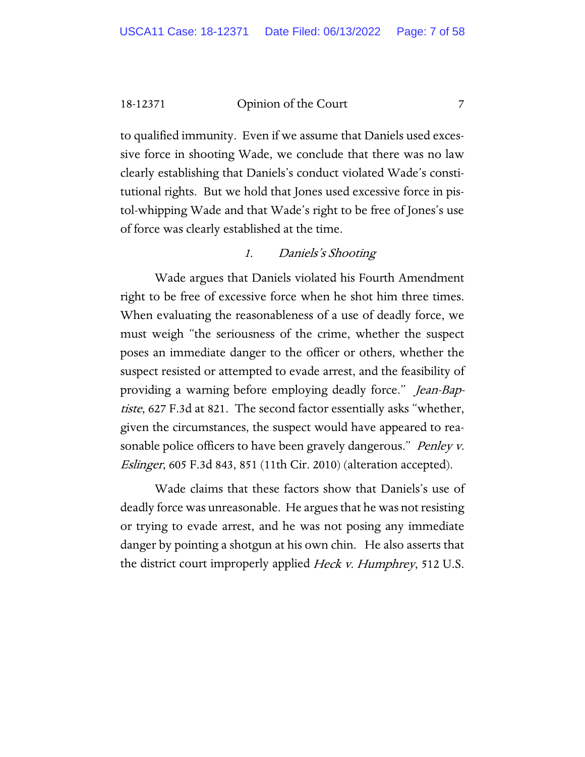to qualified immunity. Even if we assume that Daniels used excessive force in shooting Wade, we conclude that there was no law clearly establishing that Daniels's conduct violated Wade's constitutional rights. But we hold that Jones used excessive force in pistol-whipping Wade and that Wade's right to be free of Jones's use of force was clearly established at the time.

### 1. *Daniels's Shooting*

Wade argues that Daniels violated his Fourth Amendment right to be free of excessive force when he shot him three times. When evaluating the reasonableness of a use of deadly force, we must weigh "the seriousness of the crime, whether the suspect poses an immediate danger to the officer or others, whether the suspect resisted or attempted to evade arrest, and the feasibility of providing a warning before employing deadly force." *Jean-Baptiste*, 627 F.3d at 821. The second factor essentially asks "whether, given the circumstances, the suspect would have appeared to reasonable police officers to have been gravely dangerous." *Penley v. Eslinger*, 605 F.3d 843, 851 (11th Cir. 2010) (alteration accepted).

Wade claims that these factors show that Daniels's use of deadly force was unreasonable. He argues that he was not resisting or trying to evade arrest, and he was not posing any immediate danger by pointing a shotgun at his own chin. He also asserts that the district court improperly applied *Heck v. Humphrey*, 512 U.S.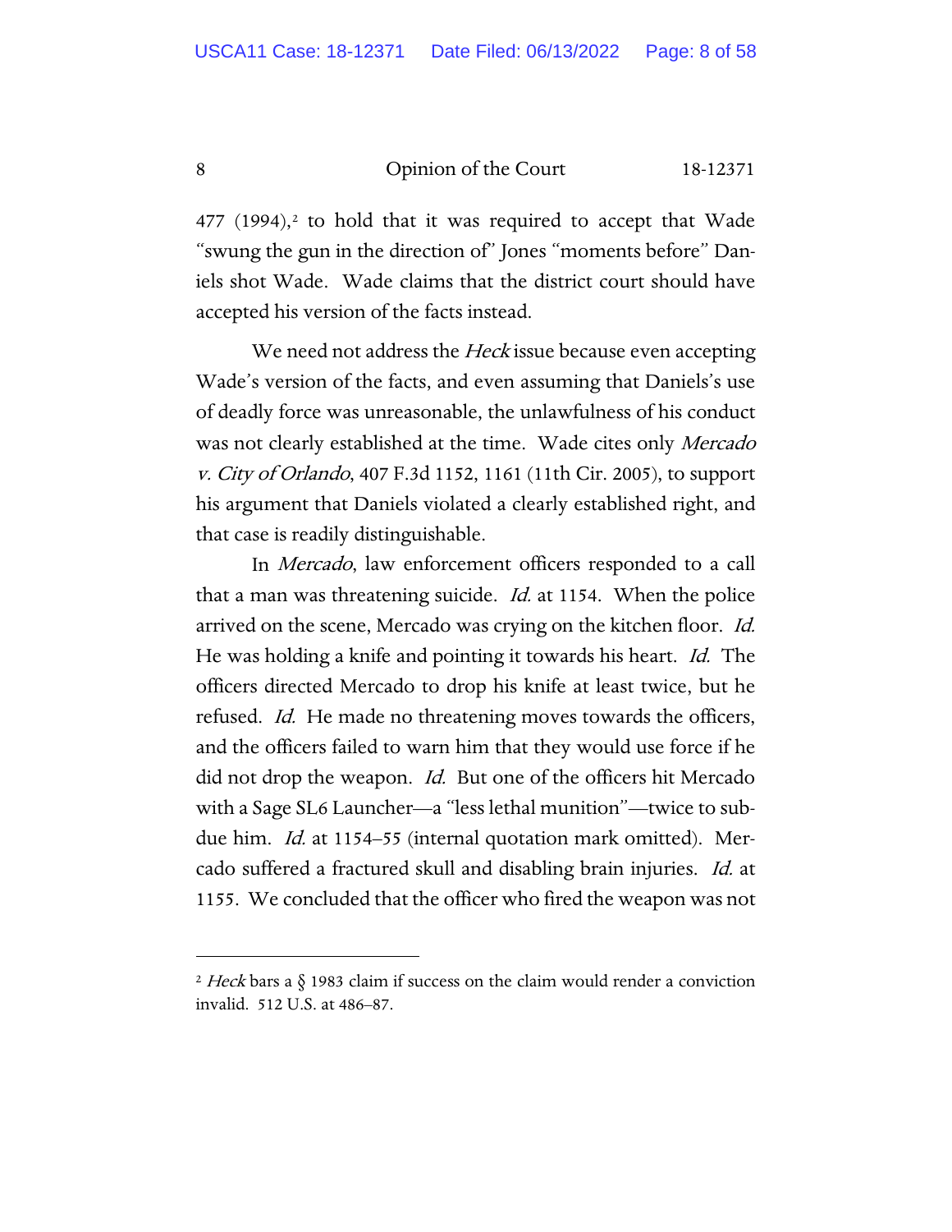477 (1994),[2] to hold that it was required to accept that Wade "swung the gun in the direction of" Jones "moments before" Daniels shot Wade. Wade claims that the district court should have accepted his version of the facts instead.

We need not address the *Heck* issue because even accepting Wade's version of the facts, and even assuming that Daniels's use of deadly force was unreasonable, the unlawfulness of his conduct was not clearly established at the time. Wade cites only *Mercado v. City of Orlando*, 407 F.3d 1152, 1161 (11th Cir. 2005), to support his argument that Daniels violated a clearly established right, and that case is readily distinguishable.

In *Mercado*, law enforcement officers responded to a call that a man was threatening suicide. *Id.* at 1154. When the police arrived on the scene, Mercado was crying on the kitchen floor. *Id.* He was holding a knife and pointing it towards his heart. *Id.* The officers directed Mercado to drop his knife at least twice, but he refused. *Id.* He made no threatening moves towards the officers, and the officers failed to warn him that they would use force if he did not drop the weapon. *Id.* But one of the officers hit Mercado with a Sage SL6 Launcher—a "less lethal munition"—twice to subdue him. *Id.* at 1154–55 (internal quotation mark omitted). Mercado suffered a fractured skull and disabling brain injuries. *Id.* at 1155. We concluded that the officer who fired the weapon was not

---

[2] *Heck* bars a § 1983 claim if success on the claim would render a conviction invalid. 512 U.S. at 486–87.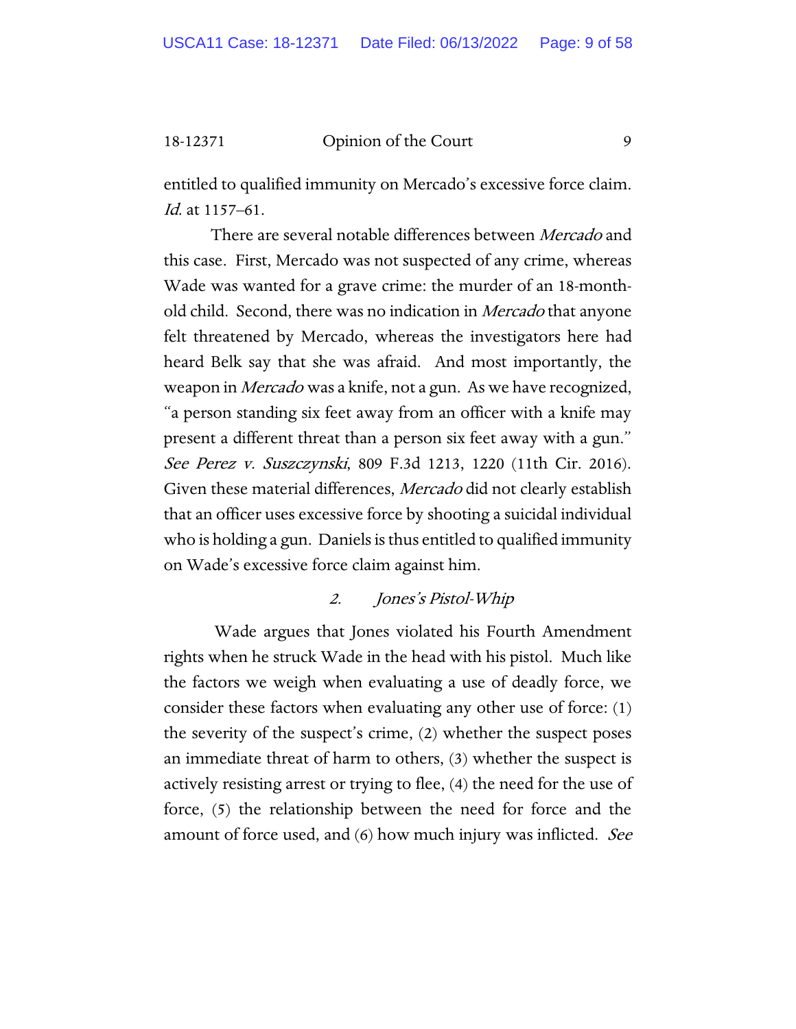entitled to qualified immunity on Mercado's excessive force claim. *Id.* at 1157–61.

There are several notable differences between *Mercado* and this case. First, Mercado was not suspected of any crime, whereas Wade was wanted for a grave crime: the murder of an 18-month-old child. Second, there was no indication in *Mercado* that anyone felt threatened by Mercado, whereas the investigators here had heard Belk say that she was afraid. And most importantly, the weapon in *Mercado* was a knife, not a gun. As we have recognized, "a person standing six feet away from an officer with a knife may present a different threat than a person six feet away with a gun." *See Perez v. Suszczynski*, 809 F.3d 1213, 1220 (11th Cir. 2016). Given these material differences, *Mercado* did not clearly establish that an officer uses excessive force by shooting a suicidal individual who is holding a gun. Daniels is thus entitled to qualified immunity on Wade's excessive force claim against him.

### 2. *Jones's Pistol-Whip*

Wade argues that Jones violated his Fourth Amendment rights when he struck Wade in the head with his pistol. Much like the factors we weigh when evaluating a use of deadly force, we consider these factors when evaluating any other use of force: (1) the severity of the suspect's crime, (2) whether the suspect poses an immediate threat of harm to others, (3) whether the suspect is actively resisting arrest or trying to flee, (4) the need for the use of force, (5) the relationship between the need for force and the amount of force used, and (6) how much injury was inflicted. *See*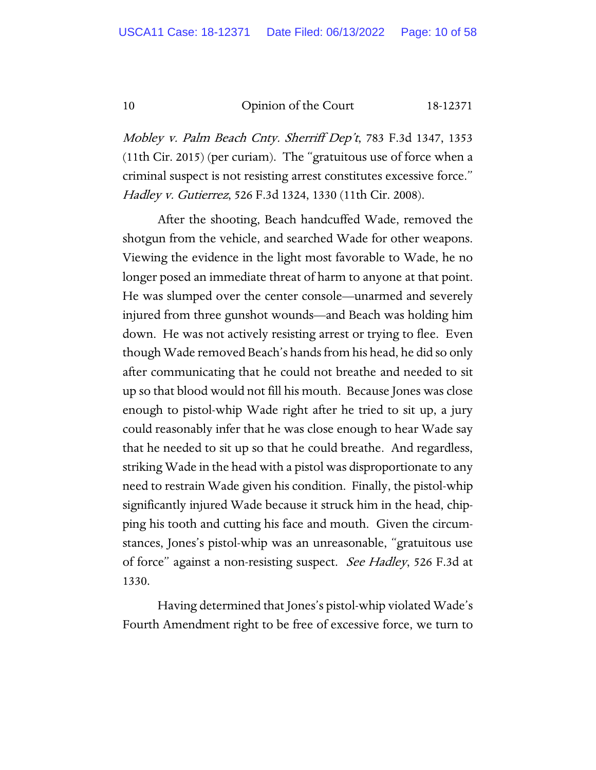*Mobley v. Palm Beach Cnty. Sherriff Dep't*, 783 F.3d 1347, 1353 (11th Cir. 2015) (per curiam). The "gratuitous use of force when a criminal suspect is not resisting arrest constitutes excessive force." *Hadley v. Gutierrez*, 526 F.3d 1324, 1330 (11th Cir. 2008).

After the shooting, Beach handcuffed Wade, removed the shotgun from the vehicle, and searched Wade for other weapons. Viewing the evidence in the light most favorable to Wade, he no longer posed an immediate threat of harm to anyone at that point. He was slumped over the center console—unarmed and severely injured from three gunshot wounds—and Beach was holding him down. He was not actively resisting arrest or trying to flee. Even though Wade removed Beach's hands from his head, he did so only after communicating that he could not breathe and needed to sit up so that blood would not fill his mouth. Because Jones was close enough to pistol-whip Wade right after he tried to sit up, a jury could reasonably infer that he was close enough to hear Wade say that he needed to sit up so that he could breathe. And regardless, striking Wade in the head with a pistol was disproportionate to any need to restrain Wade given his condition. Finally, the pistol-whip significantly injured Wade because it struck him in the head, chipping his tooth and cutting his face and mouth. Given the circumstances, Jones's pistol-whip was an unreasonable, "gratuitous use of force" against a non-resisting suspect. *See Hadley*, 526 F.3d at 1330.

Having determined that Jones's pistol-whip violated Wade's Fourth Amendment right to be free of excessive force, we turn to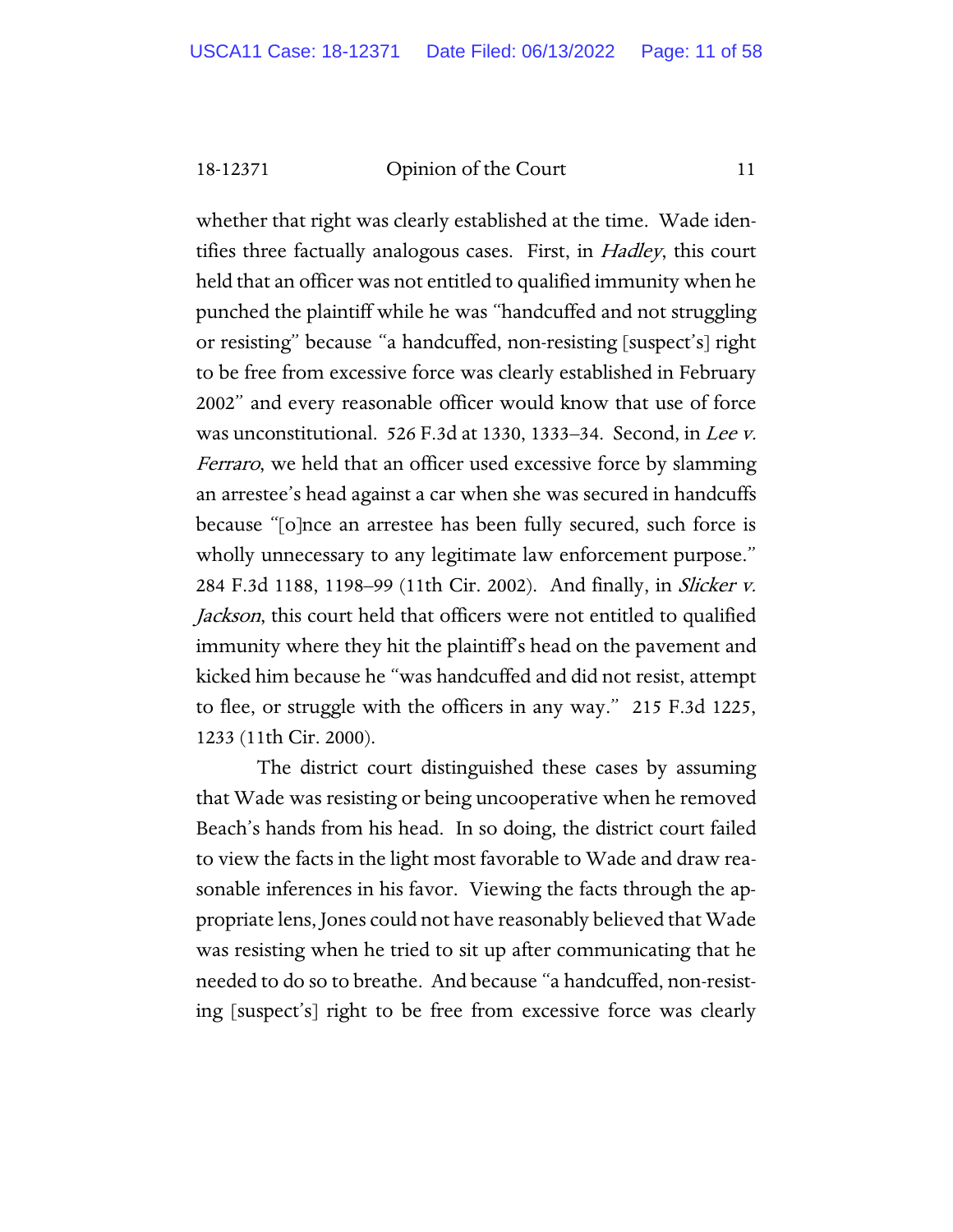whether that right was clearly established at the time. Wade identifies three factually analogous cases. First, in *Hadley*, this court held that an officer was not entitled to qualified immunity when he punched the plaintiff while he was "handcuffed and not struggling or resisting" because "a handcuffed, non-resisting [suspect's] right to be free from excessive force was clearly established in February 2002" and every reasonable officer would know that use of force was unconstitutional. 526 F.3d at 1330, 1333–34. Second, in *Lee v. Ferraro*, we held that an officer used excessive force by slamming an arrestee's head against a car when she was secured in handcuffs because "[o]nce an arrestee has been fully secured, such force is wholly unnecessary to any legitimate law enforcement purpose." 284 F.3d 1188, 1198–99 (11th Cir. 2002). And finally, in *Slicker v. Jackson*, this court held that officers were not entitled to qualified immunity where they hit the plaintiff's head on the pavement and kicked him because he "was handcuffed and did not resist, attempt to flee, or struggle with the officers in any way." 215 F.3d 1225, 1233 (11th Cir. 2000).

The district court distinguished these cases by assuming that Wade was resisting or being uncooperative when he removed Beach's hands from his head. In so doing, the district court failed to view the facts in the light most favorable to Wade and draw reasonable inferences in his favor. Viewing the facts through the appropriate lens, Jones could not have reasonably believed that Wade was resisting when he tried to sit up after communicating that he needed to do so to breathe. And because "a handcuffed, non-resisting [suspect's] right to be free from excessive force was clearly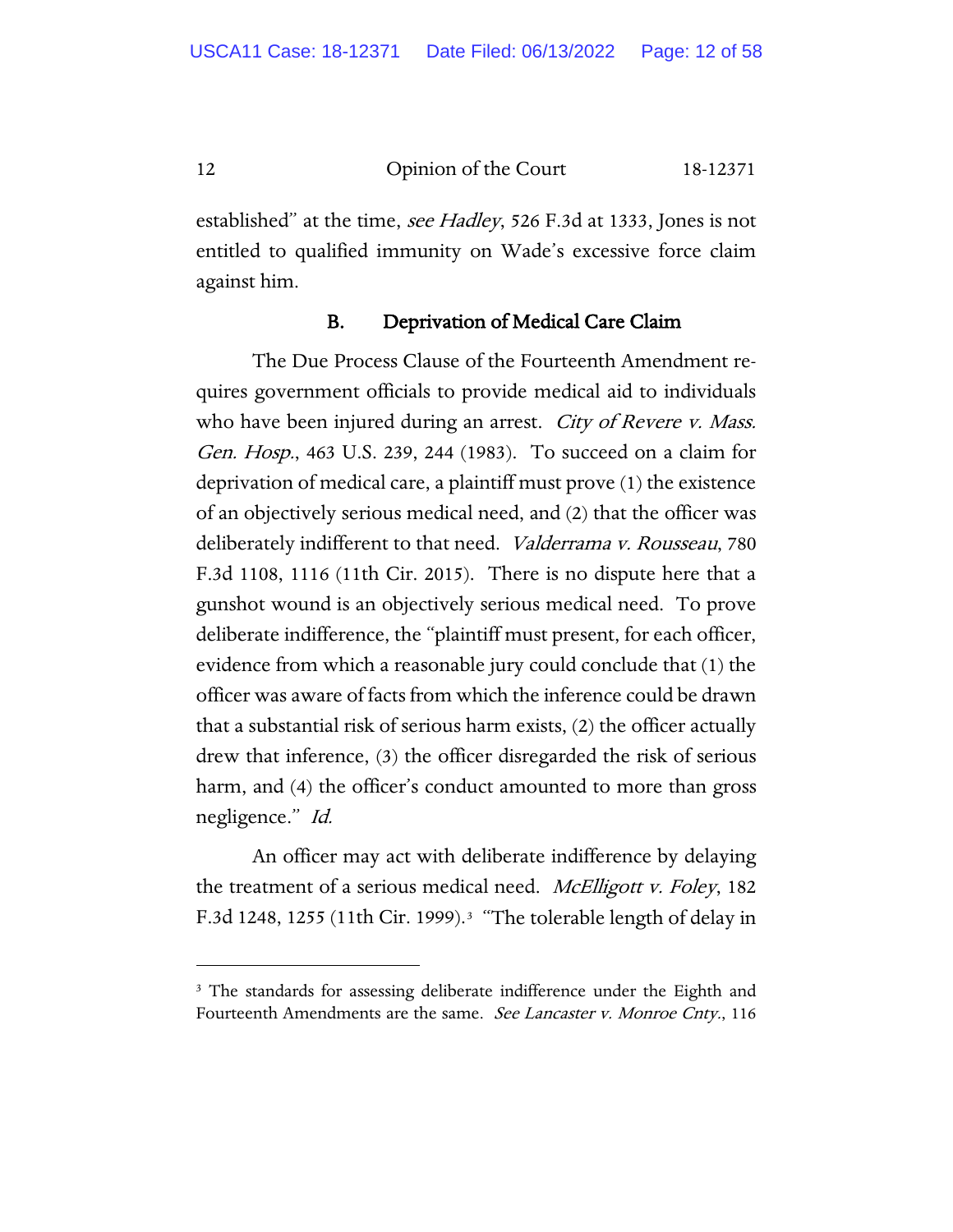established" at the time, *see Hadley*, 526 F.3d at 1333, Jones is not entitled to qualified immunity on Wade's excessive force claim against him.

### B. Deprivation of Medical Care Claim

The Due Process Clause of the Fourteenth Amendment requires government officials to provide medical aid to individuals who have been injured during an arrest. *City of Revere v. Mass. Gen. Hosp.*, 463 U.S. 239, 244 (1983). To succeed on a claim for deprivation of medical care, a plaintiff must prove (1) the existence of an objectively serious medical need, and (2) that the officer was deliberately indifferent to that need. *Valderrama v. Rousseau*, 780 F.3d 1108, 1116 (11th Cir. 2015). There is no dispute here that a gunshot wound is an objectively serious medical need. To prove deliberate indifference, the "plaintiff must present, for each officer, evidence from which a reasonable jury could conclude that (1) the officer was aware of facts from which the inference could be drawn that a substantial risk of serious harm exists, (2) the officer actually drew that inference, (3) the officer disregarded the risk of serious harm, and (4) the officer's conduct amounted to more than gross negligence." *Id.*

An officer may act with deliberate indifference by delaying the treatment of a serious medical need. *McElligott v. Foley*, 182 F.3d 1248, 1255 (11th Cir. 1999).[3] "The tolerable length of delay in

[3] The standards for assessing deliberate indifference under the Eighth and Fourteenth Amendments are the same. *See Lancaster v. Monroe Cnty.*, 116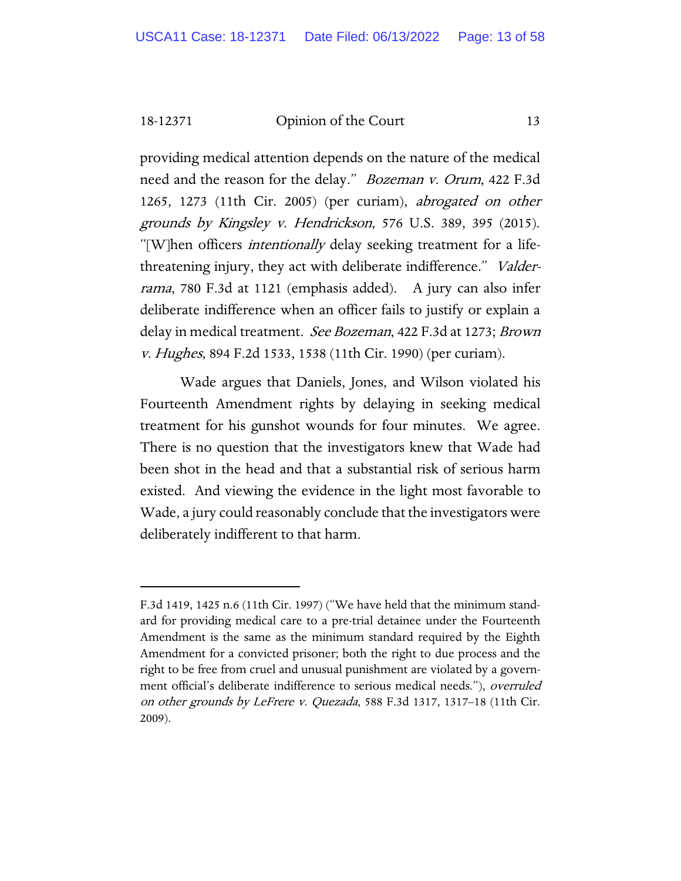providing medical attention depends on the nature of the medical need and the reason for the delay." *Bozeman v. Orum*, 422 F.3d 1265, 1273 (11th Cir. 2005) (per curiam), *abrogated on other grounds by Kingsley v. Hendrickson*, 576 U.S. 389, 395 (2015). "[W]hen officers *intentionally* delay seeking treatment for a life-threatening injury, they act with deliberate indifference." *Valderrama*, 780 F.3d at 1121 (emphasis added). A jury can also infer deliberate indifference when an officer fails to justify or explain a delay in medical treatment. *See Bozeman*, 422 F.3d at 1273; *Brown v. Hughes*, 894 F.2d 1533, 1538 (11th Cir. 1990) (per curiam).

Wade argues that Daniels, Jones, and Wilson violated his Fourteenth Amendment rights by delaying in seeking medical treatment for his gunshot wounds for four minutes. We agree. There is no question that the investigators knew that Wade had been shot in the head and that a substantial risk of serious harm existed. And viewing the evidence in the light most favorable to Wade, a jury could reasonably conclude that the investigators were deliberately indifferent to that harm.

---

F.3d 1419, 1425 n.6 (11th Cir. 1997) ("We have held that the minimum standard for providing medical care to a pre-trial detainee under the Fourteenth Amendment is the same as the minimum standard required by the Eighth Amendment for a convicted prisoner; both the right to due process and the right to be free from cruel and unusual punishment are violated by a government official's deliberate indifference to serious medical needs."), *overruled on other grounds by LeFrere v. Quezada*, 588 F.3d 1317, 1317–18 (11th Cir. 2009).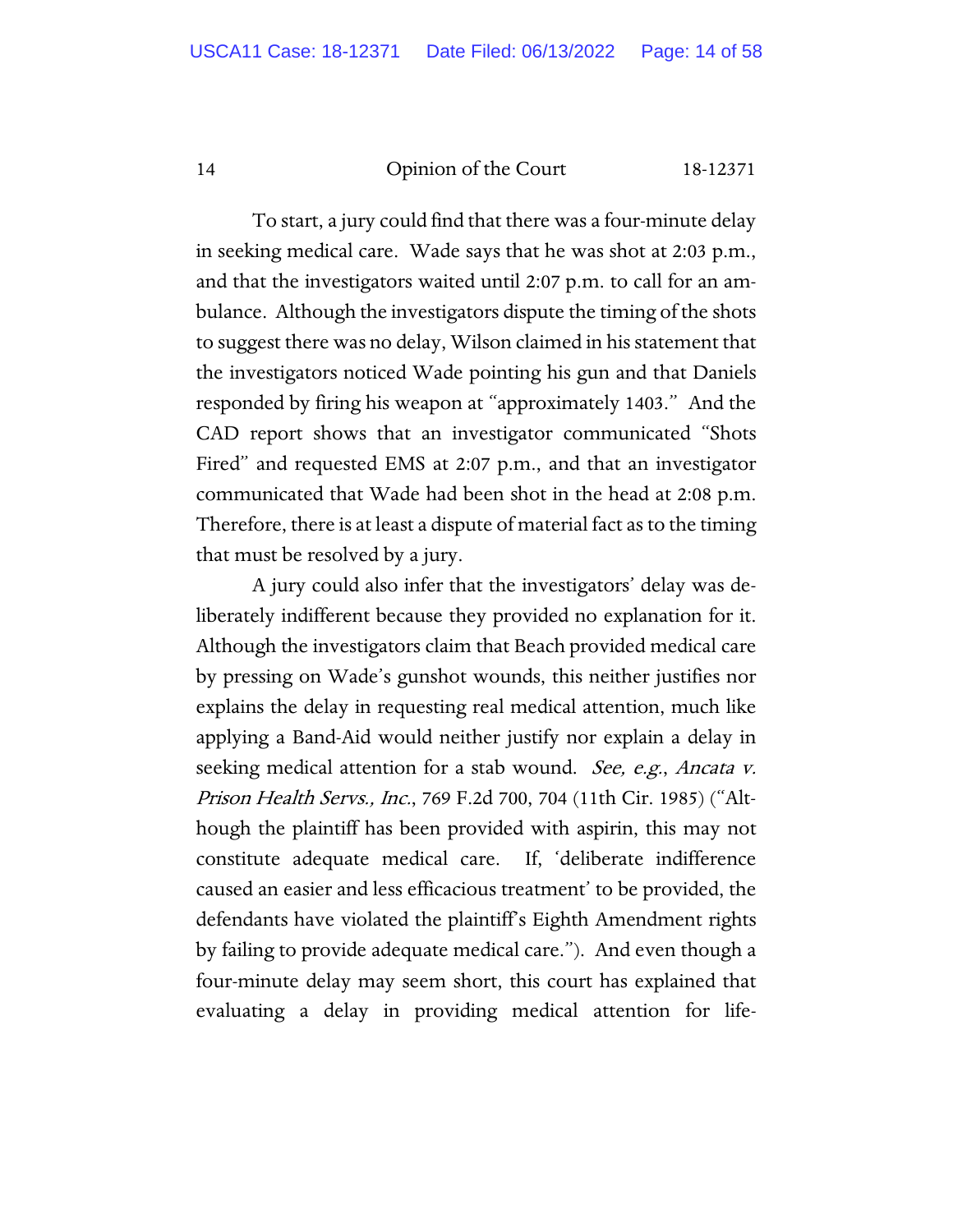To start, a jury could find that there was a four-minute delay in seeking medical care. Wade says that he was shot at 2:03 p.m., and that the investigators waited until 2:07 p.m. to call for an ambulance. Although the investigators dispute the timing of the shots to suggest there was no delay, Wilson claimed in his statement that the investigators noticed Wade pointing his gun and that Daniels responded by firing his weapon at "approximately 1403." And the CAD report shows that an investigator communicated "Shots Fired" and requested EMS at 2:07 p.m., and that an investigator communicated that Wade had been shot in the head at 2:08 p.m. Therefore, there is at least a dispute of material fact as to the timing that must be resolved by a jury.

A jury could also infer that the investigators' delay was deliberately indifferent because they provided no explanation for it. Although the investigators claim that Beach provided medical care by pressing on Wade's gunshot wounds, this neither justifies nor explains the delay in requesting real medical attention, much like applying a Band-Aid would neither justify nor explain a delay in seeking medical attention for a stab wound. *See, e.g.*, *Ancata v. Prison Health Servs., Inc.*, 769 F.2d 700, 704 (11th Cir. 1985) ("Although the plaintiff has been provided with aspirin, this may not constitute adequate medical care. If, 'deliberate indifference caused an easier and less efficacious treatment' to be provided, the defendants have violated the plaintiff's Eighth Amendment rights by failing to provide adequate medical care."). And even though a four-minute delay may seem short, this court has explained that evaluating a delay in providing medical attention for life-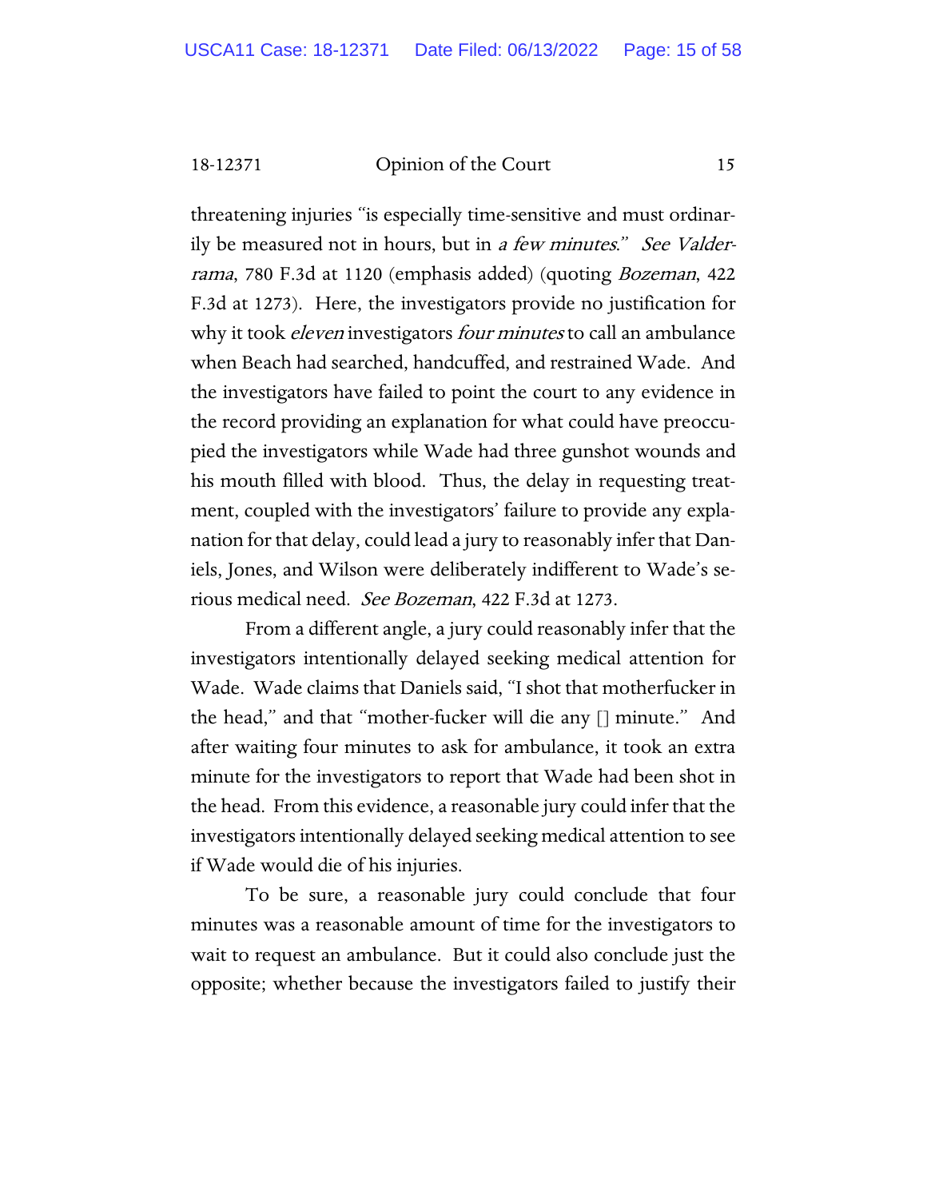threatening injuries "is especially time-sensitive and must ordinarily be measured not in hours, but in *a few minutes*." *See Valderrama*, 780 F.3d at 1120 (emphasis added) (quoting *Bozeman*, 422 F.3d at 1273). Here, the investigators provide no justification for why it took *eleven* investigators *four minutes* to call an ambulance when Beach had searched, handcuffed, and restrained Wade. And the investigators have failed to point the court to any evidence in the record providing an explanation for what could have preoccupied the investigators while Wade had three gunshot wounds and his mouth filled with blood. Thus, the delay in requesting treatment, coupled with the investigators' failure to provide any explanation for that delay, could lead a jury to reasonably infer that Daniels, Jones, and Wilson were deliberately indifferent to Wade's serious medical need. *See Bozeman*, 422 F.3d at 1273.

From a different angle, a jury could reasonably infer that the investigators intentionally delayed seeking medical attention for Wade. Wade claims that Daniels said, "I shot that motherfucker in the head," and that "mother-fucker will die any [] minute." And after waiting four minutes to ask for ambulance, it took an extra minute for the investigators to report that Wade had been shot in the head. From this evidence, a reasonable jury could infer that the investigators intentionally delayed seeking medical attention to see if Wade would die of his injuries.

To be sure, a reasonable jury could conclude that four minutes was a reasonable amount of time for the investigators to wait to request an ambulance. But it could also conclude just the opposite; whether because the investigators failed to justify their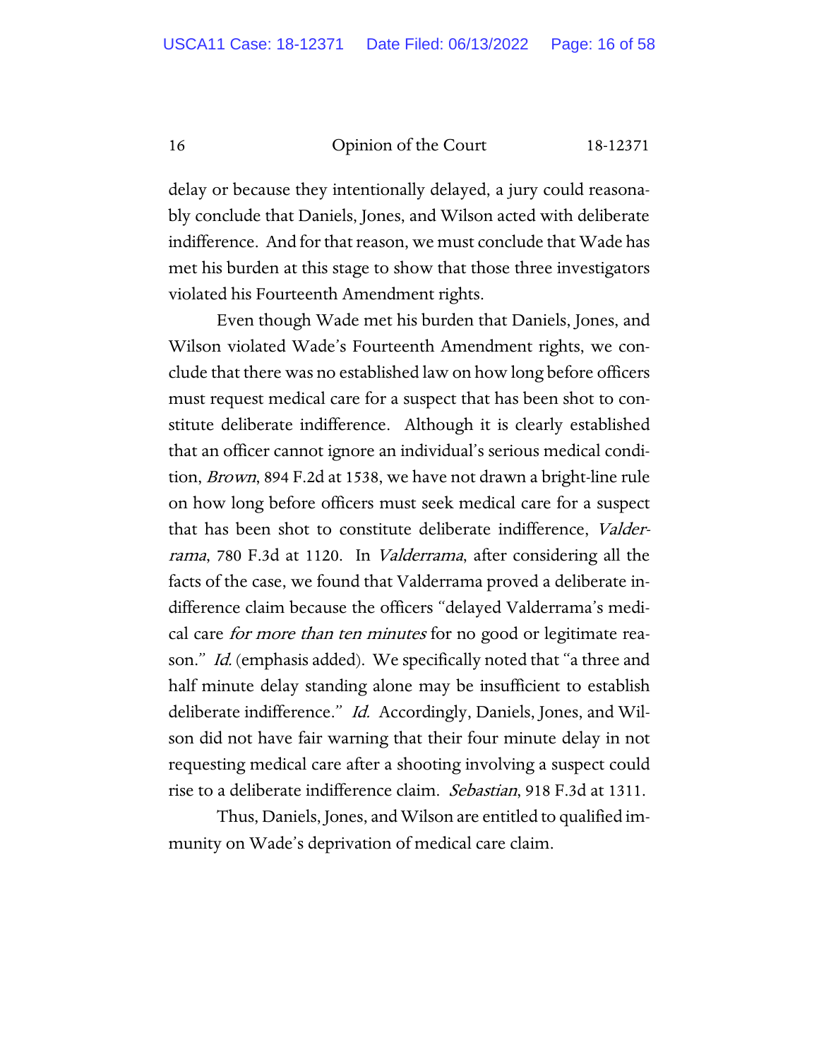delay or because they intentionally delayed, a jury could reasonably conclude that Daniels, Jones, and Wilson acted with deliberate indifference. And for that reason, we must conclude that Wade has met his burden at this stage to show that those three investigators violated his Fourteenth Amendment rights.

Even though Wade met his burden that Daniels, Jones, and Wilson violated Wade's Fourteenth Amendment rights, we conclude that there was no established law on how long before officers must request medical care for a suspect that has been shot to constitute deliberate indifference. Although it is clearly established that an officer cannot ignore an individual's serious medical condition, *Brown*, 894 F.2d at 1538, we have not drawn a bright-line rule on how long before officers must seek medical care for a suspect that has been shot to constitute deliberate indifference, *Valderrama*, 780 F.3d at 1120. In *Valderrama*, after considering all the facts of the case, we found that Valderrama proved a deliberate indifference claim because the officers "delayed Valderrama's medical care *for more than ten minutes* for no good or legitimate reason." *Id.* (emphasis added). We specifically noted that "a three and half minute delay standing alone may be insufficient to establish deliberate indifference." *Id.* Accordingly, Daniels, Jones, and Wilson did not have fair warning that their four minute delay in not requesting medical care after a shooting involving a suspect could rise to a deliberate indifference claim. *Sebastian*, 918 F.3d at 1311.

Thus, Daniels, Jones, and Wilson are entitled to qualified immunity on Wade's deprivation of medical care claim.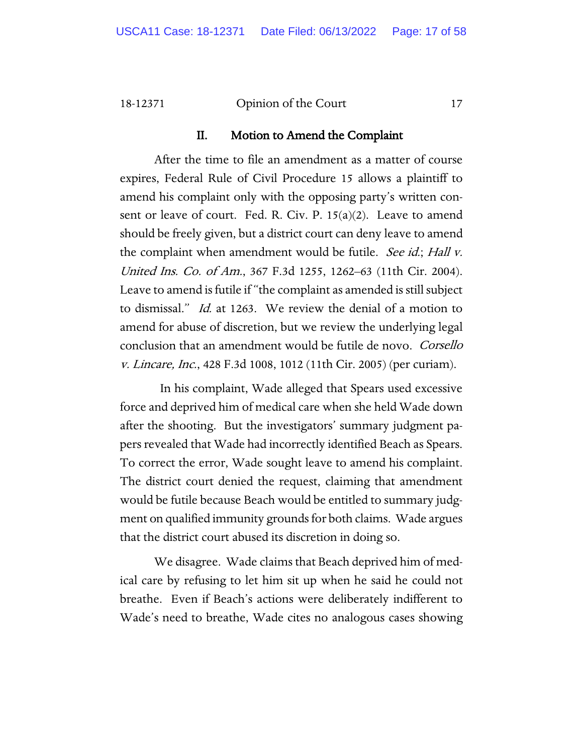## II. Motion to Amend the Complaint

After the time to file an amendment as a matter of course expires, Federal Rule of Civil Procedure 15 allows a plaintiff to amend his complaint only with the opposing party's written consent or leave of court. Fed. R. Civ. P. 15(a)(2). Leave to amend should be freely given, but a district court can deny leave to amend the complaint when amendment would be futile. *See id.*; *Hall v. United Ins. Co. of Am.*, 367 F.3d 1255, 1262–63 (11th Cir. 2004). Leave to amend is futile if "the complaint as amended is still subject to dismissal." *Id.* at 1263. We review the denial of a motion to amend for abuse of discretion, but we review the underlying legal conclusion that an amendment would be futile de novo. *Corsello v. Lincare, Inc.*, 428 F.3d 1008, 1012 (11th Cir. 2005) (per curiam).

In his complaint, Wade alleged that Spears used excessive force and deprived him of medical care when she held Wade down after the shooting. But the investigators' summary judgment papers revealed that Wade had incorrectly identified Beach as Spears. To correct the error, Wade sought leave to amend his complaint. The district court denied the request, claiming that amendment would be futile because Beach would be entitled to summary judgment on qualified immunity grounds for both claims. Wade argues that the district court abused its discretion in doing so.

We disagree. Wade claims that Beach deprived him of medical care by refusing to let him sit up when he said he could not breathe. Even if Beach's actions were deliberately indifferent to Wade's need to breathe, Wade cites no analogous cases showing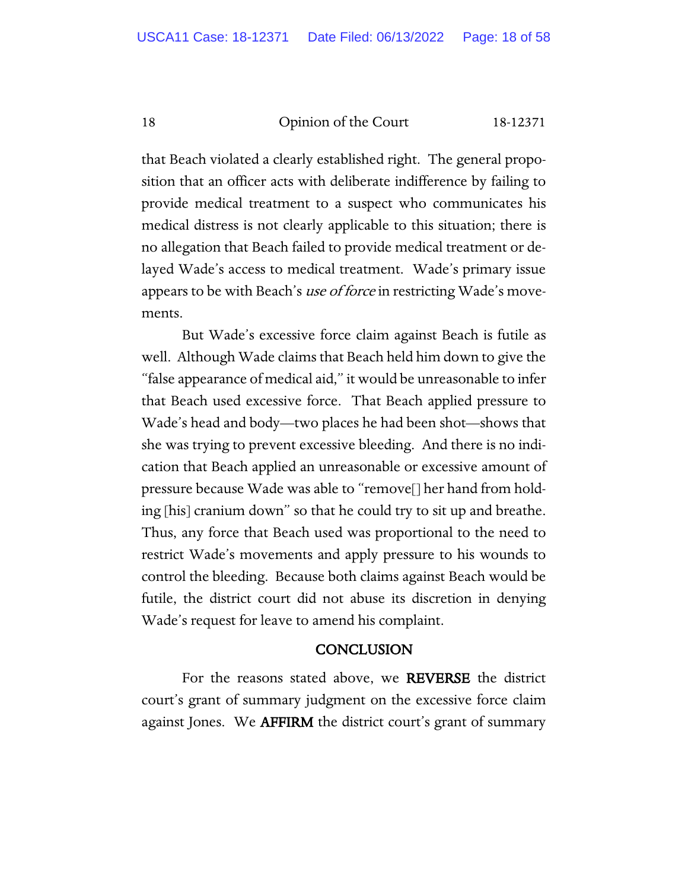that Beach violated a clearly established right. The general proposition that an officer acts with deliberate indifference by failing to provide medical treatment to a suspect who communicates his medical distress is not clearly applicable to this situation; there is no allegation that Beach failed to provide medical treatment or delayed Wade's access to medical treatment. Wade's primary issue appears to be with Beach's *use of force* in restricting Wade's movements.

But Wade's excessive force claim against Beach is futile as well. Although Wade claims that Beach held him down to give the "false appearance of medical aid," it would be unreasonable to infer that Beach used excessive force. That Beach applied pressure to Wade's head and body—two places he had been shot—shows that she was trying to prevent excessive bleeding. And there is no indication that Beach applied an unreasonable or excessive amount of pressure because Wade was able to "remove[] her hand from holding [his] cranium down" so that he could try to sit up and breathe. Thus, any force that Beach used was proportional to the need to restrict Wade's movements and apply pressure to his wounds to control the bleeding. Because both claims against Beach would be futile, the district court did not abuse its discretion in denying Wade's request for leave to amend his complaint.

## CONCLUSION

For the reasons stated above, we **REVERSE** the district court's grant of summary judgment on the excessive force claim against Jones. We **AFFIRM** the district court's grant of summary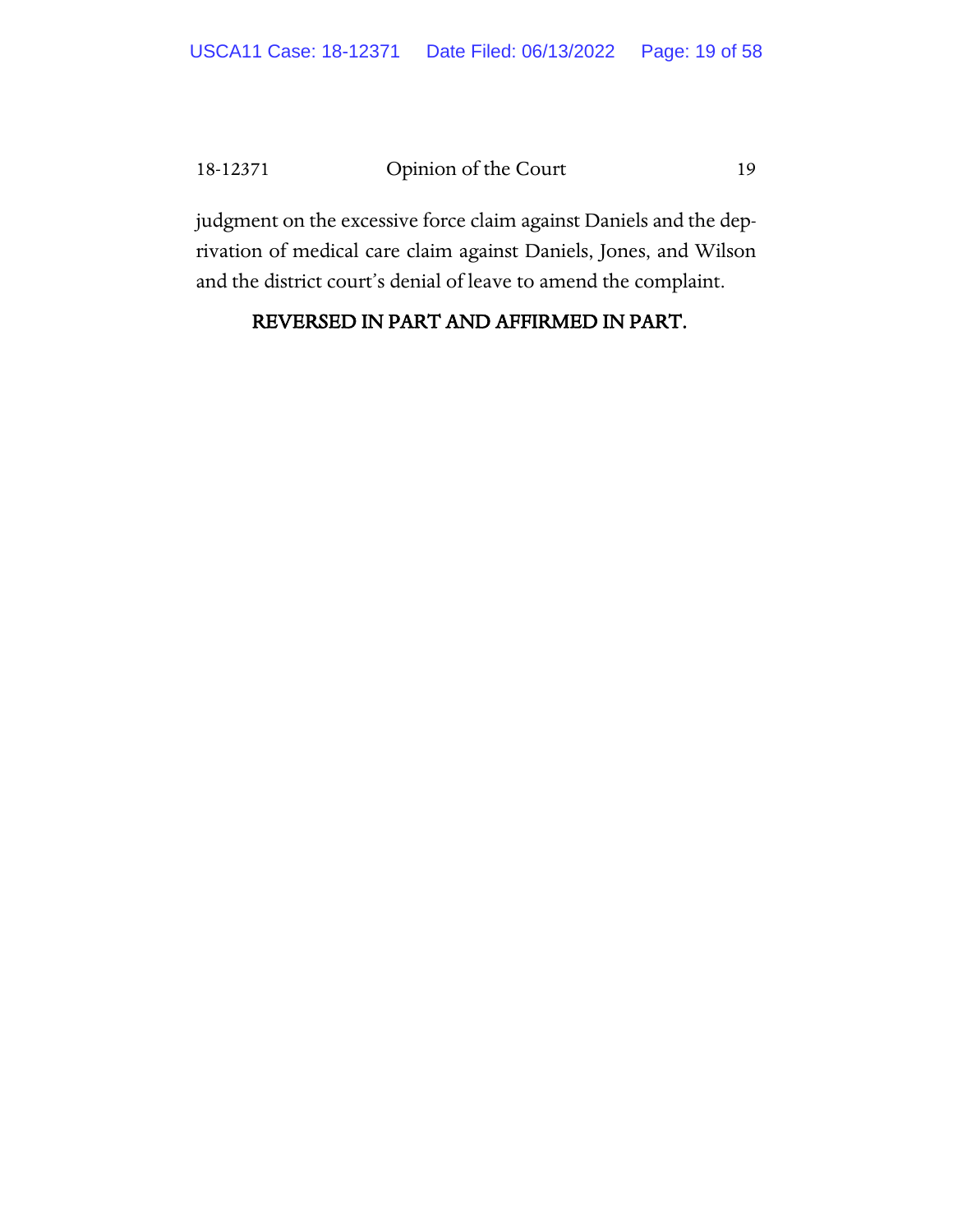judgment on the excessive force claim against Daniels and the deprivation of medical care claim against Daniels, Jones, and Wilson and the district court's denial of leave to amend the complaint.

**REVERSED IN PART AND AFFIRMED IN PART.**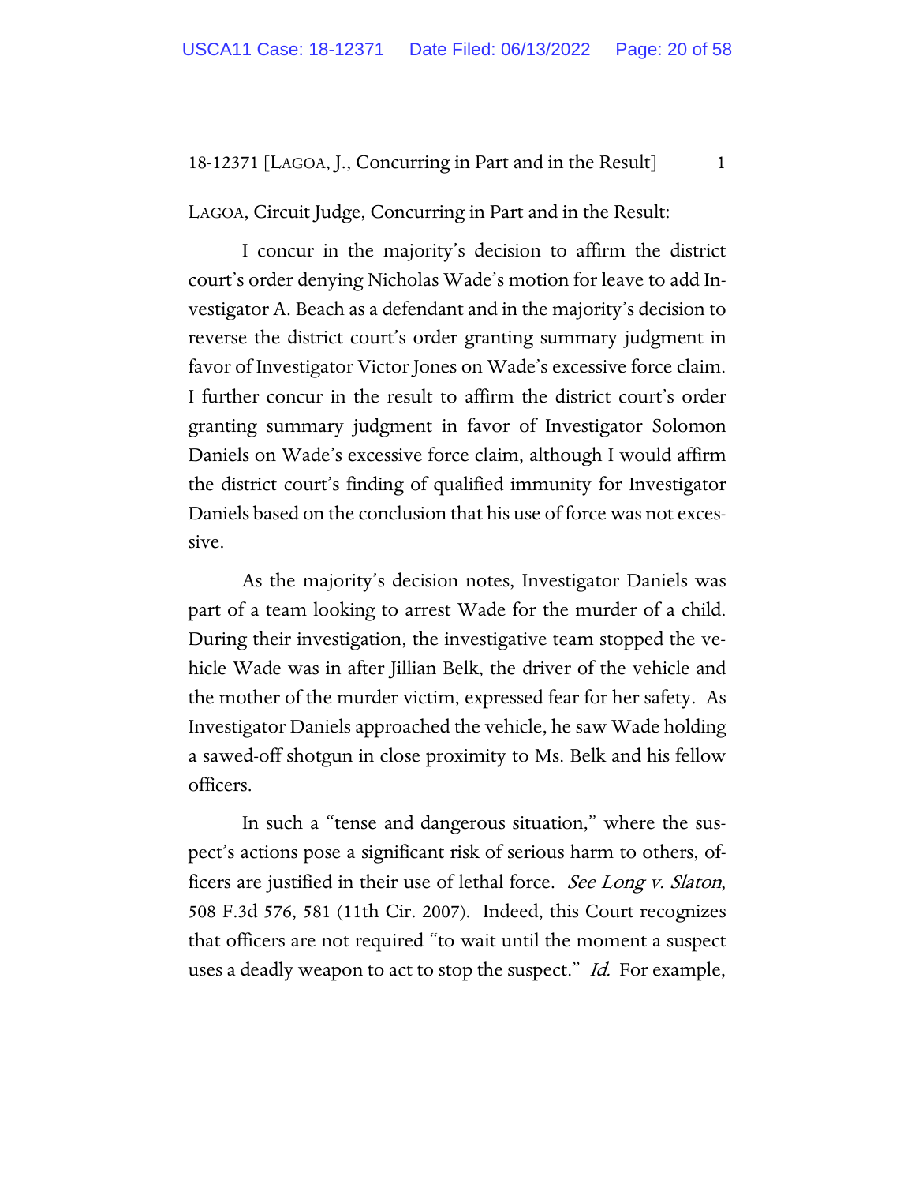LAGOA, Circuit Judge, Concurring in Part and in the Result:

I concur in the majority's decision to affirm the district court's order denying Nicholas Wade's motion for leave to add Investigator A. Beach as a defendant and in the majority's decision to reverse the district court's order granting summary judgment in favor of Investigator Victor Jones on Wade's excessive force claim. I further concur in the result to affirm the district court's order granting summary judgment in favor of Investigator Solomon Daniels on Wade's excessive force claim, although I would affirm the district court's finding of qualified immunity for Investigator Daniels based on the conclusion that his use of force was not excessive.

As the majority's decision notes, Investigator Daniels was part of a team looking to arrest Wade for the murder of a child. During their investigation, the investigative team stopped the vehicle Wade was in after Jillian Belk, the driver of the vehicle and the mother of the murder victim, expressed fear for her safety. As Investigator Daniels approached the vehicle, he saw Wade holding a sawed-off shotgun in close proximity to Ms. Belk and his fellow officers.

In such a "tense and dangerous situation," where the suspect's actions pose a significant risk of serious harm to others, officers are justified in their use of lethal force. *See Long v. Slaton*, 508 F.3d 576, 581 (11th Cir. 2007). Indeed, this Court recognizes that officers are not required "to wait until the moment a suspect uses a deadly weapon to act to stop the suspect." *Id.* For example,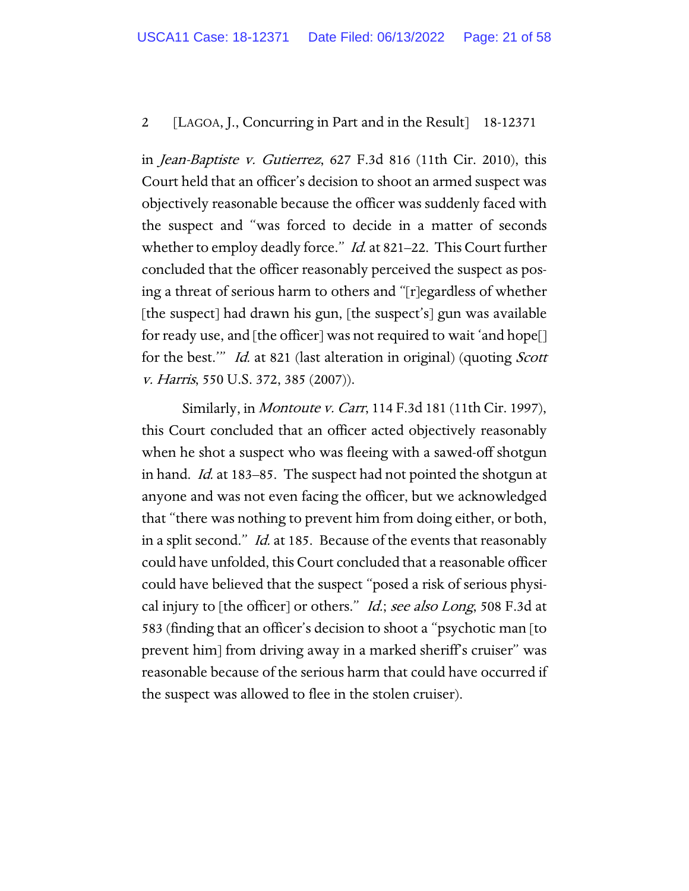in *Jean-Baptiste v. Gutierrez*, 627 F.3d 816 (11th Cir. 2010), this Court held that an officer's decision to shoot an armed suspect was objectively reasonable because the officer was suddenly faced with the suspect and "was forced to decide in a matter of seconds whether to employ deadly force." *Id.* at 821–22. This Court further concluded that the officer reasonably perceived the suspect as posing a threat of serious harm to others and "[r]egardless of whether [the suspect] had drawn his gun, [the suspect's] gun was available for ready use, and [the officer] was not required to wait 'and hope[] for the best.'" *Id.* at 821 (last alteration in original) (quoting *Scott v. Harris*, 550 U.S. 372, 385 (2007)).

Similarly, in *Montoute v. Carr*, 114 F.3d 181 (11th Cir. 1997), this Court concluded that an officer acted objectively reasonably when he shot a suspect who was fleeing with a sawed-off shotgun in hand. *Id.* at 183–85. The suspect had not pointed the shotgun at anyone and was not even facing the officer, but we acknowledged that "there was nothing to prevent him from doing either, or both, in a split second." *Id.* at 185. Because of the events that reasonably could have unfolded, this Court concluded that a reasonable officer could have believed that the suspect "posed a risk of serious physical injury to [the officer] or others." *Id.*; *see also Long*, 508 F.3d at 583 (finding that an officer's decision to shoot a "psychotic man [to prevent him] from driving away in a marked sheriff's cruiser" was reasonable because of the serious harm that could have occurred if the suspect was allowed to flee in the stolen cruiser).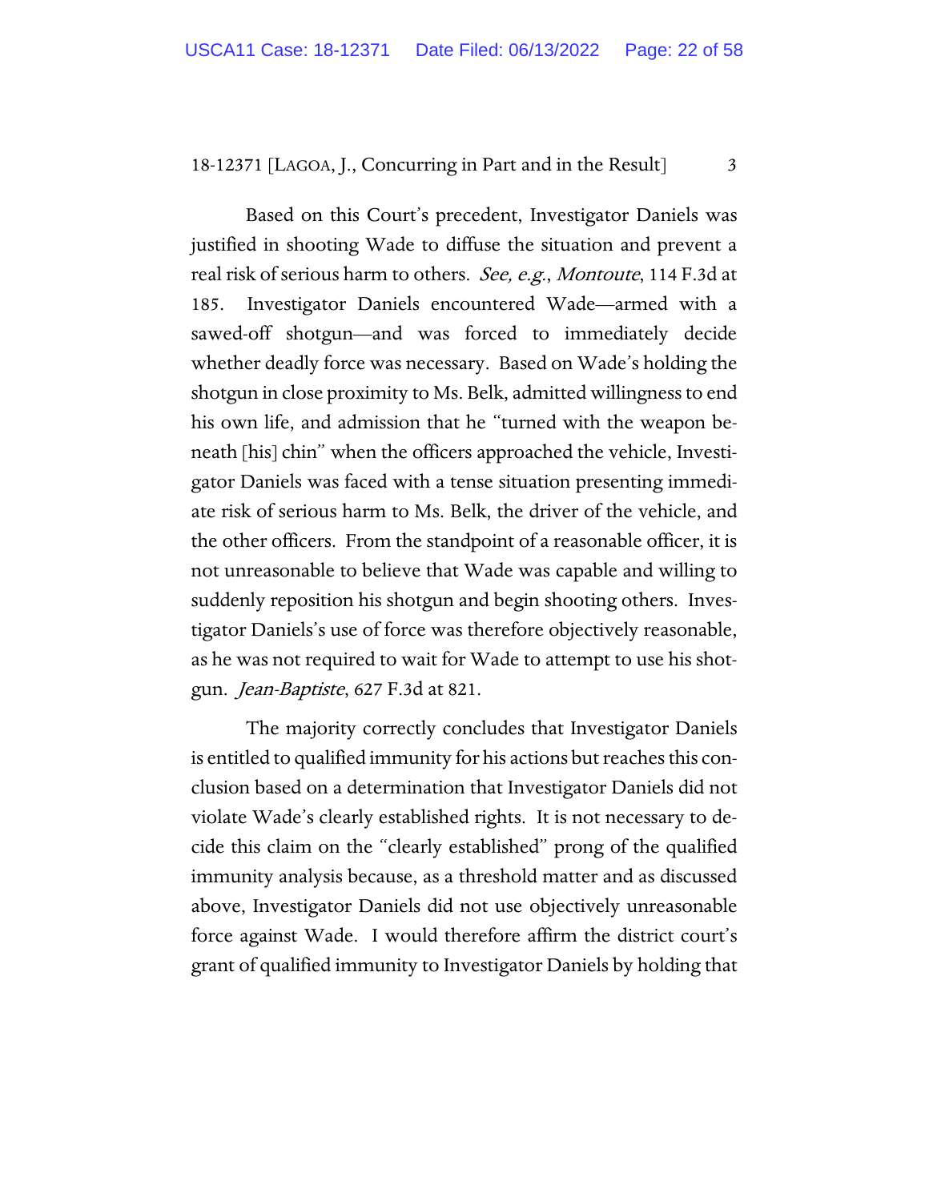Based on this Court's precedent, Investigator Daniels was justified in shooting Wade to diffuse the situation and prevent a real risk of serious harm to others. *See, e.g.*, *Montoute*, 114 F.3d at 185. Investigator Daniels encountered Wade—armed with a sawed-off shotgun—and was forced to immediately decide whether deadly force was necessary. Based on Wade's holding the shotgun in close proximity to Ms. Belk, admitted willingness to end his own life, and admission that he "turned with the weapon beneath [his] chin" when the officers approached the vehicle, Investigator Daniels was faced with a tense situation presenting immediate risk of serious harm to Ms. Belk, the driver of the vehicle, and the other officers. From the standpoint of a reasonable officer, it is not unreasonable to believe that Wade was capable and willing to suddenly reposition his shotgun and begin shooting others. Investigator Daniels's use of force was therefore objectively reasonable, as he was not required to wait for Wade to attempt to use his shotgun. *Jean-Baptiste*, 627 F.3d at 821.

The majority correctly concludes that Investigator Daniels is entitled to qualified immunity for his actions but reaches this conclusion based on a determination that Investigator Daniels did not violate Wade's clearly established rights. It is not necessary to decide this claim on the "clearly established" prong of the qualified immunity analysis because, as a threshold matter and as discussed above, Investigator Daniels did not use objectively unreasonable force against Wade. I would therefore affirm the district court's grant of qualified immunity to Investigator Daniels by holding that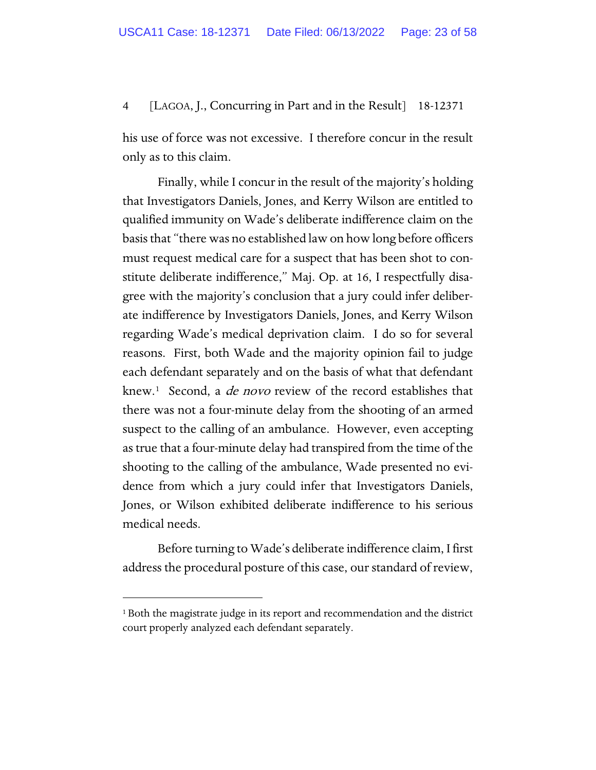his use of force was not excessive. I therefore concur in the result only as to this claim.

Finally, while I concur in the result of the majority's holding that Investigators Daniels, Jones, and Kerry Wilson are entitled to qualified immunity on Wade's deliberate indifference claim on the basis that "there was no established law on how long before officers must request medical care for a suspect that has been shot to constitute deliberate indifference," Maj. Op. at 16, I respectfully disagree with the majority's conclusion that a jury could infer deliberate indifference by Investigators Daniels, Jones, and Kerry Wilson regarding Wade's medical deprivation claim. I do so for several reasons. First, both Wade and the majority opinion fail to judge each defendant separately and on the basis of what that defendant knew.[1] Second, a *de novo* review of the record establishes that there was not a four-minute delay from the shooting of an armed suspect to the calling of an ambulance. However, even accepting as true that a four-minute delay had transpired from the time of the shooting to the calling of the ambulance, Wade presented no evidence from which a jury could infer that Investigators Daniels, Jones, or Wilson exhibited deliberate indifference to his serious medical needs.

Before turning to Wade's deliberate indifference claim, I first address the procedural posture of this case, our standard of review,

[1] Both the magistrate judge in its report and recommendation and the district court properly analyzed each defendant separately.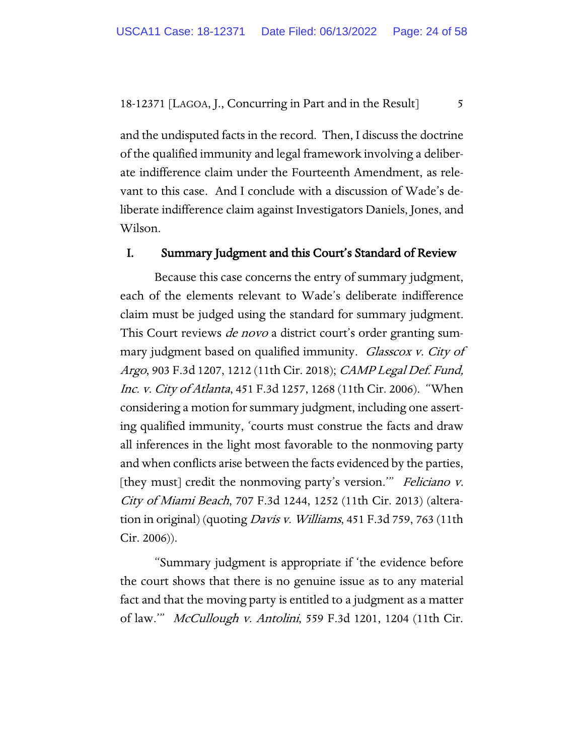and the undisputed facts in the record. Then, I discuss the doctrine of the qualified immunity and legal framework involving a deliberate indifference claim under the Fourteenth Amendment, as relevant to this case. And I conclude with a discussion of Wade's deliberate indifference claim against Investigators Daniels, Jones, and Wilson.

## I. Summary Judgment and this Court's Standard of Review

Because this case concerns the entry of summary judgment, each of the elements relevant to Wade's deliberate indifference claim must be judged using the standard for summary judgment. This Court reviews *de novo* a district court's order granting summary judgment based on qualified immunity. *Glasscox v. City of Argo*, 903 F.3d 1207, 1212 (11th Cir. 2018); *CAMP Legal Def. Fund, Inc. v. City of Atlanta*, 451 F.3d 1257, 1268 (11th Cir. 2006). "When considering a motion for summary judgment, including one asserting qualified immunity, 'courts must construe the facts and draw all inferences in the light most favorable to the nonmoving party and when conflicts arise between the facts evidenced by the parties, [they must] credit the nonmoving party's version.'" *Feliciano v. City of Miami Beach*, 707 F.3d 1244, 1252 (11th Cir. 2013) (alteration in original) (quoting *Davis v. Williams*, 451 F.3d 759, 763 (11th Cir. 2006)).

"Summary judgment is appropriate if 'the evidence before the court shows that there is no genuine issue as to any material fact and that the moving party is entitled to a judgment as a matter of law.'" *McCullough v. Antolini*, 559 F.3d 1201, 1204 (11th Cir.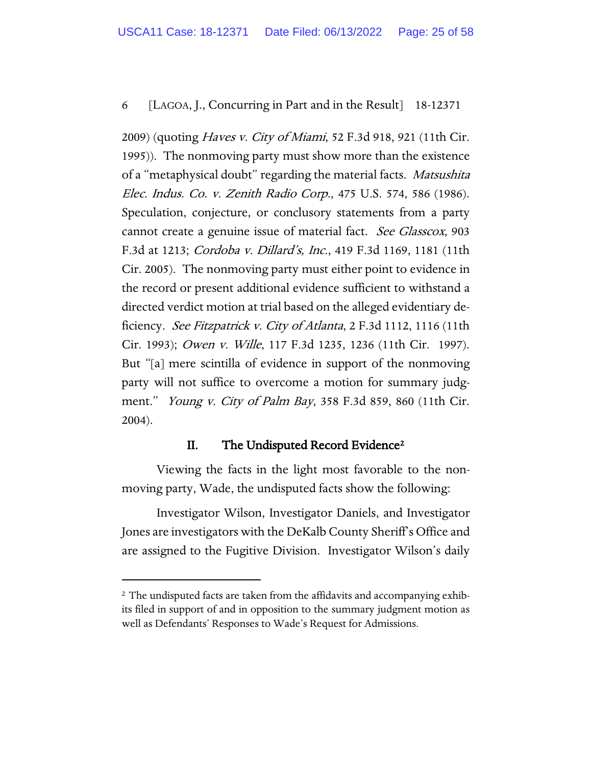2009) (quoting *Haves v. City of Miami*, 52 F.3d 918, 921 (11th Cir. 1995)). The nonmoving party must show more than the existence of a "metaphysical doubt" regarding the material facts. *Matsushita Elec. Indus. Co. v. Zenith Radio Corp.*, 475 U.S. 574, 586 (1986). Speculation, conjecture, or conclusory statements from a party cannot create a genuine issue of material fact. *See Glasscox*, 903 F.3d at 1213; *Cordoba v. Dillard's, Inc.*, 419 F.3d 1169, 1181 (11th Cir. 2005). The nonmoving party must either point to evidence in the record or present additional evidence sufficient to withstand a directed verdict motion at trial based on the alleged evidentiary deficiency. *See Fitzpatrick v. City of Atlanta*, 2 F.3d 1112, 1116 (11th Cir. 1993); *Owen v. Wille*, 117 F.3d 1235, 1236 (11th Cir. 1997). But "[a] mere scintilla of evidence in support of the nonmoving party will not suffice to overcome a motion for summary judgment." *Young v. City of Palm Bay*, 358 F.3d 859, 860 (11th Cir. 2004).

## II. The Undisputed Record Evidence[2]

Viewing the facts in the light most favorable to the nonmoving party, Wade, the undisputed facts show the following:

Investigator Wilson, Investigator Daniels, and Investigator Jones are investigators with the DeKalb County Sheriff's Office and are assigned to the Fugitive Division. Investigator Wilson's daily

[2] The undisputed facts are taken from the affidavits and accompanying exhibits filed in support of and in opposition to the summary judgment motion as well as Defendants' Responses to Wade's Request for Admissions.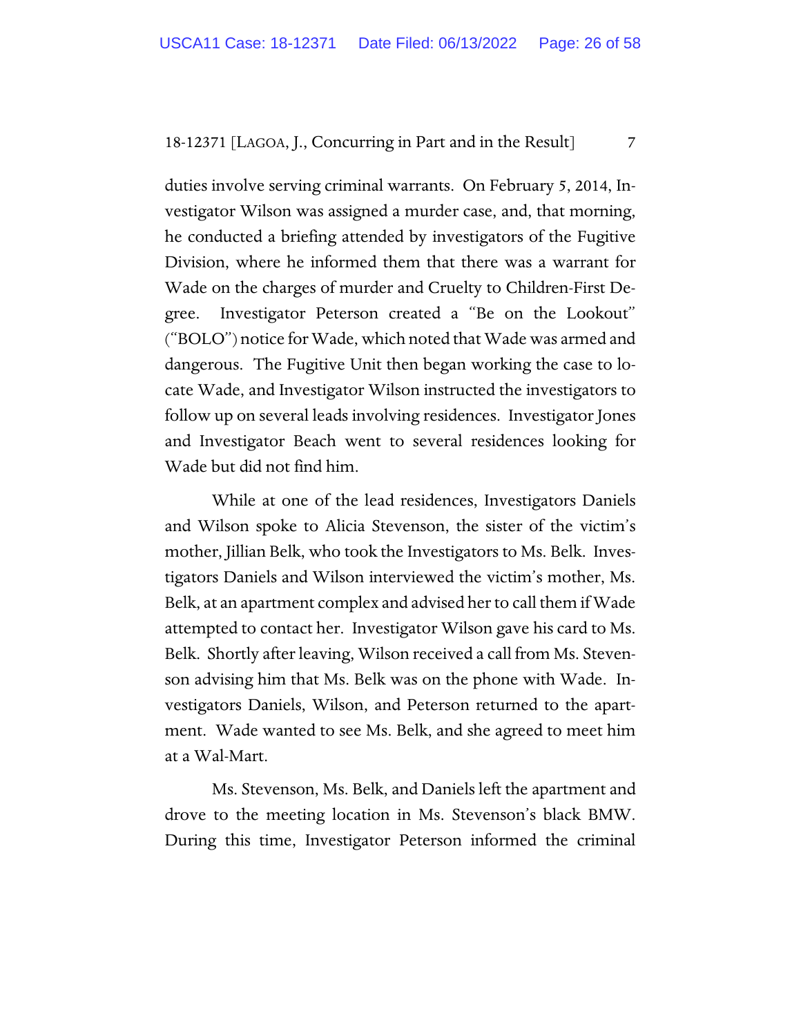duties involve serving criminal warrants. On February 5, 2014, Investigator Wilson was assigned a murder case, and, that morning, he conducted a briefing attended by investigators of the Fugitive Division, where he informed them that there was a warrant for Wade on the charges of murder and Cruelty to Children-First Degree. Investigator Peterson created a "Be on the Lookout" ("BOLO") notice for Wade, which noted that Wade was armed and dangerous. The Fugitive Unit then began working the case to locate Wade, and Investigator Wilson instructed the investigators to follow up on several leads involving residences. Investigator Jones and Investigator Beach went to several residences looking for Wade but did not find him.

While at one of the lead residences, Investigators Daniels and Wilson spoke to Alicia Stevenson, the sister of the victim's mother, Jillian Belk, who took the Investigators to Ms. Belk. Investigators Daniels and Wilson interviewed the victim's mother, Ms. Belk, at an apartment complex and advised her to call them if Wade attempted to contact her. Investigator Wilson gave his card to Ms. Belk. Shortly after leaving, Wilson received a call from Ms. Stevenson advising him that Ms. Belk was on the phone with Wade. Investigators Daniels, Wilson, and Peterson returned to the apartment. Wade wanted to see Ms. Belk, and she agreed to meet him at a Wal-Mart.

Ms. Stevenson, Ms. Belk, and Daniels left the apartment and drove to the meeting location in Ms. Stevenson's black BMW. During this time, Investigator Peterson informed the criminal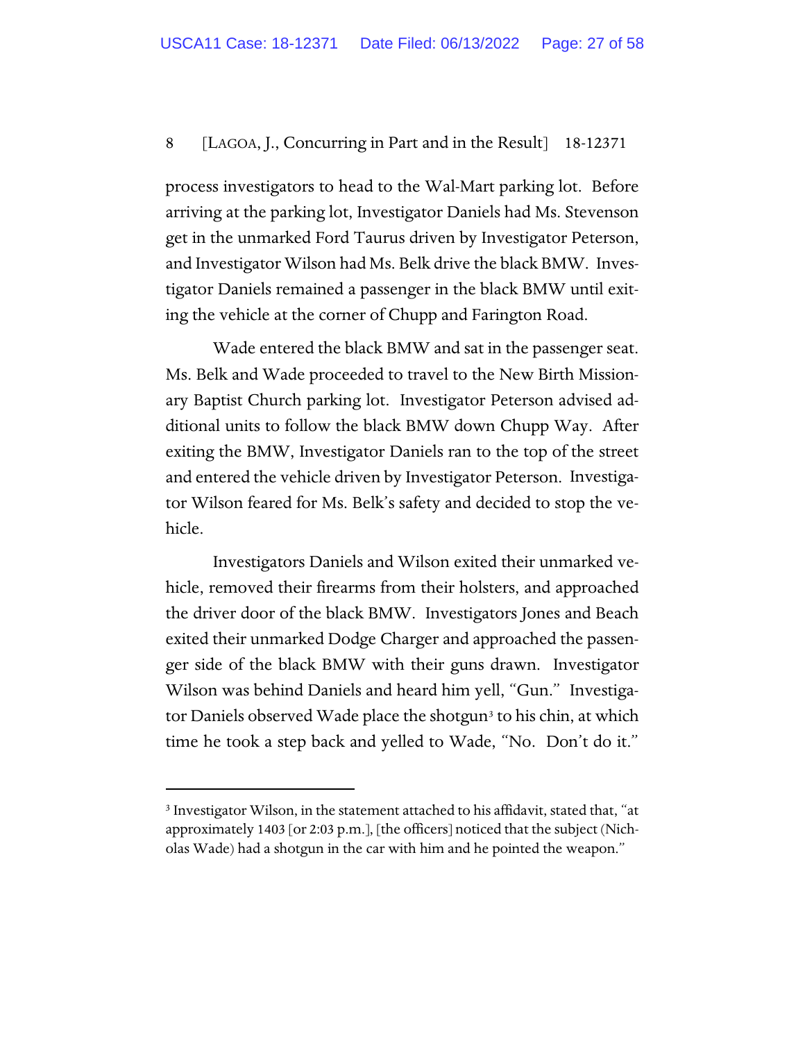process investigators to head to the Wal-Mart parking lot. Before arriving at the parking lot, Investigator Daniels had Ms. Stevenson get in the unmarked Ford Taurus driven by Investigator Peterson, and Investigator Wilson had Ms. Belk drive the black BMW. Investigator Daniels remained a passenger in the black BMW until exiting the vehicle at the corner of Chupp and Farington Road.

Wade entered the black BMW and sat in the passenger seat. Ms. Belk and Wade proceeded to travel to the New Birth Missionary Baptist Church parking lot. Investigator Peterson advised additional units to follow the black BMW down Chupp Way. After exiting the BMW, Investigator Daniels ran to the top of the street and entered the vehicle driven by Investigator Peterson. Investigator Wilson feared for Ms. Belk's safety and decided to stop the vehicle.

Investigators Daniels and Wilson exited their unmarked vehicle, removed their firearms from their holsters, and approached the driver door of the black BMW. Investigators Jones and Beach exited their unmarked Dodge Charger and approached the passenger side of the black BMW with their guns drawn. Investigator Wilson was behind Daniels and heard him yell, "Gun." Investigator Daniels observed Wade place the shotgun[3] to his chin, at which time he took a step back and yelled to Wade, "No. Don't do it."

---

[3] Investigator Wilson, in the statement attached to his affidavit, stated that, "at approximately 1403 [or 2:03 p.m.], [the officers] noticed that the subject (Nicholas Wade) had a shotgun in the car with him and he pointed the weapon."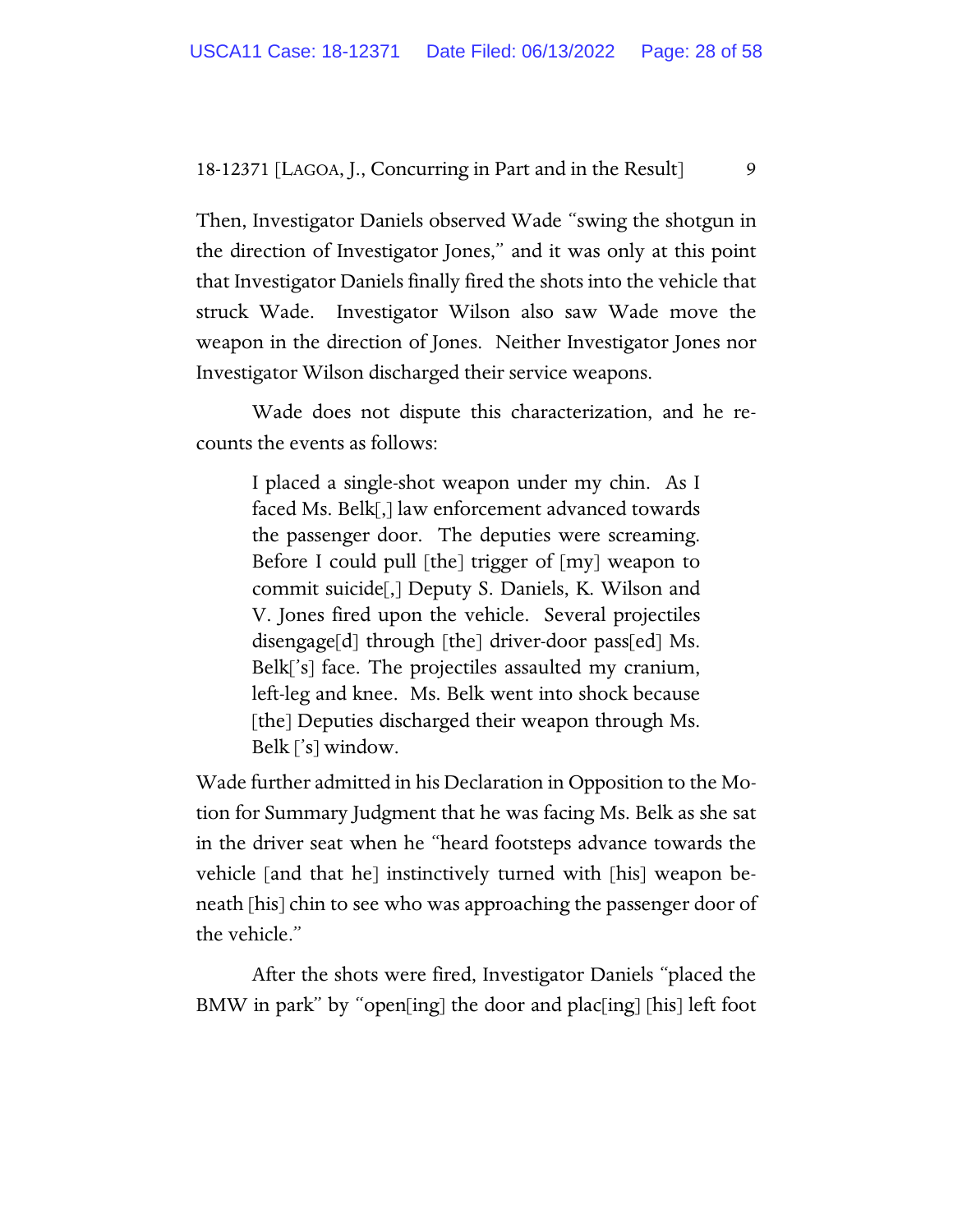Then, Investigator Daniels observed Wade "swing the shotgun in the direction of Investigator Jones," and it was only at this point that Investigator Daniels finally fired the shots into the vehicle that struck Wade. Investigator Wilson also saw Wade move the weapon in the direction of Jones. Neither Investigator Jones nor Investigator Wilson discharged their service weapons.

Wade does not dispute this characterization, and he recounts the events as follows:

> I placed a single-shot weapon under my chin. As I faced Ms. Belk[,] law enforcement advanced towards the passenger door. The deputies were screaming. Before I could pull [the] trigger of [my] weapon to commit suicide[,] Deputy S. Daniels, K. Wilson and V. Jones fired upon the vehicle. Several projectiles disengage[d] through [the] driver-door pass[ed] Ms. Belk['s] face. The projectiles assaulted my cranium, left-leg and knee. Ms. Belk went into shock because [the] Deputies discharged their weapon through Ms. Belk ['s] window.

Wade further admitted in his Declaration in Opposition to the Motion for Summary Judgment that he was facing Ms. Belk as she sat in the driver seat when he "heard footsteps advance towards the vehicle [and that he] instinctively turned with [his] weapon beneath [his] chin to see who was approaching the passenger door of the vehicle."

After the shots were fired, Investigator Daniels "placed the BMW in park" by "open[ing] the door and plac[ing] [his] left foot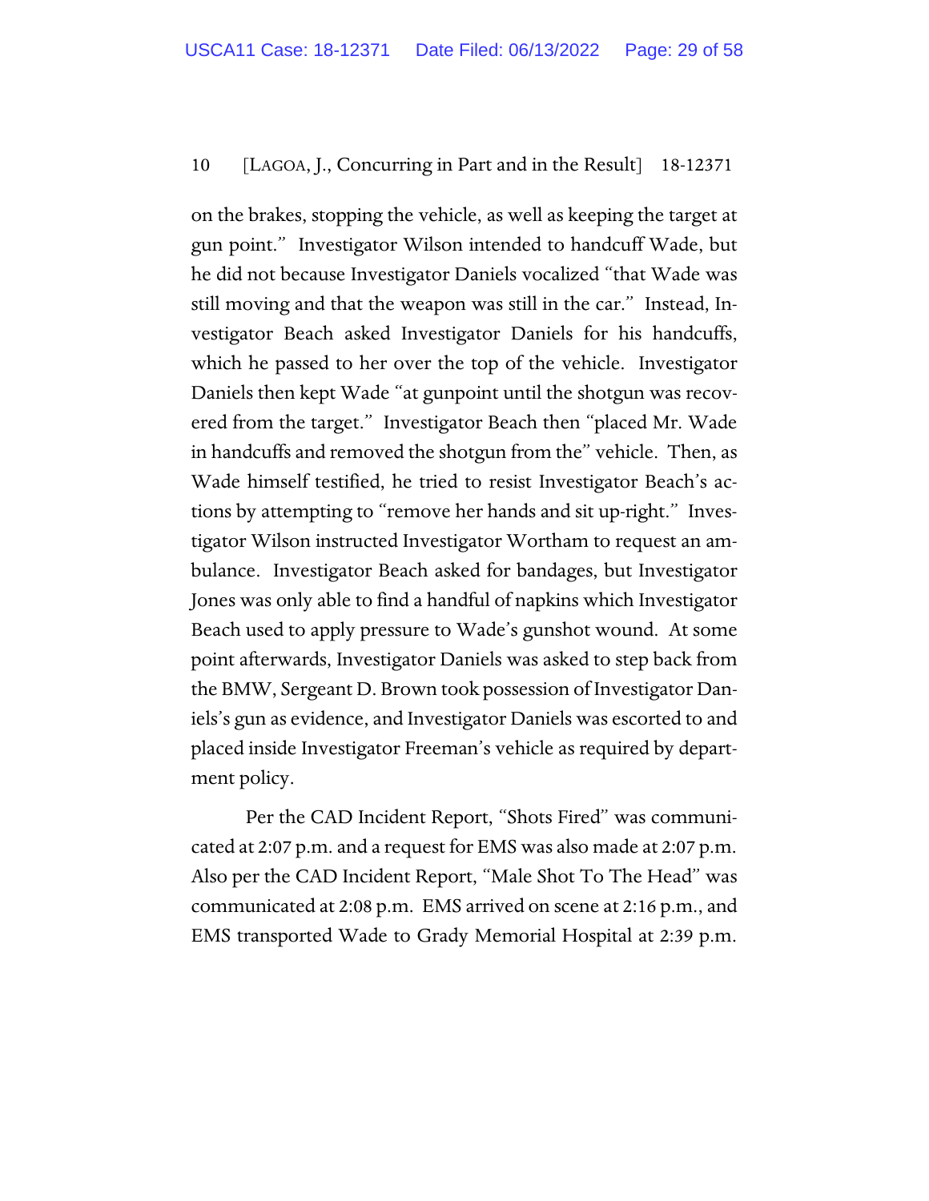on the brakes, stopping the vehicle, as well as keeping the target at gun point." Investigator Wilson intended to handcuff Wade, but he did not because Investigator Daniels vocalized "that Wade was still moving and that the weapon was still in the car." Instead, Investigator Beach asked Investigator Daniels for his handcuffs, which he passed to her over the top of the vehicle. Investigator Daniels then kept Wade "at gunpoint until the shotgun was recovered from the target." Investigator Beach then "placed Mr. Wade in handcuffs and removed the shotgun from the" vehicle. Then, as Wade himself testified, he tried to resist Investigator Beach's actions by attempting to "remove her hands and sit up-right." Investigator Wilson instructed Investigator Wortham to request an ambulance. Investigator Beach asked for bandages, but Investigator Jones was only able to find a handful of napkins which Investigator Beach used to apply pressure to Wade's gunshot wound. At some point afterwards, Investigator Daniels was asked to step back from the BMW, Sergeant D. Brown took possession of Investigator Daniels's gun as evidence, and Investigator Daniels was escorted to and placed inside Investigator Freeman's vehicle as required by department policy.

Per the CAD Incident Report, "Shots Fired" was communicated at 2:07 p.m. and a request for EMS was also made at 2:07 p.m. Also per the CAD Incident Report, "Male Shot To The Head" was communicated at 2:08 p.m. EMS arrived on scene at 2:16 p.m., and EMS transported Wade to Grady Memorial Hospital at 2:39 p.m.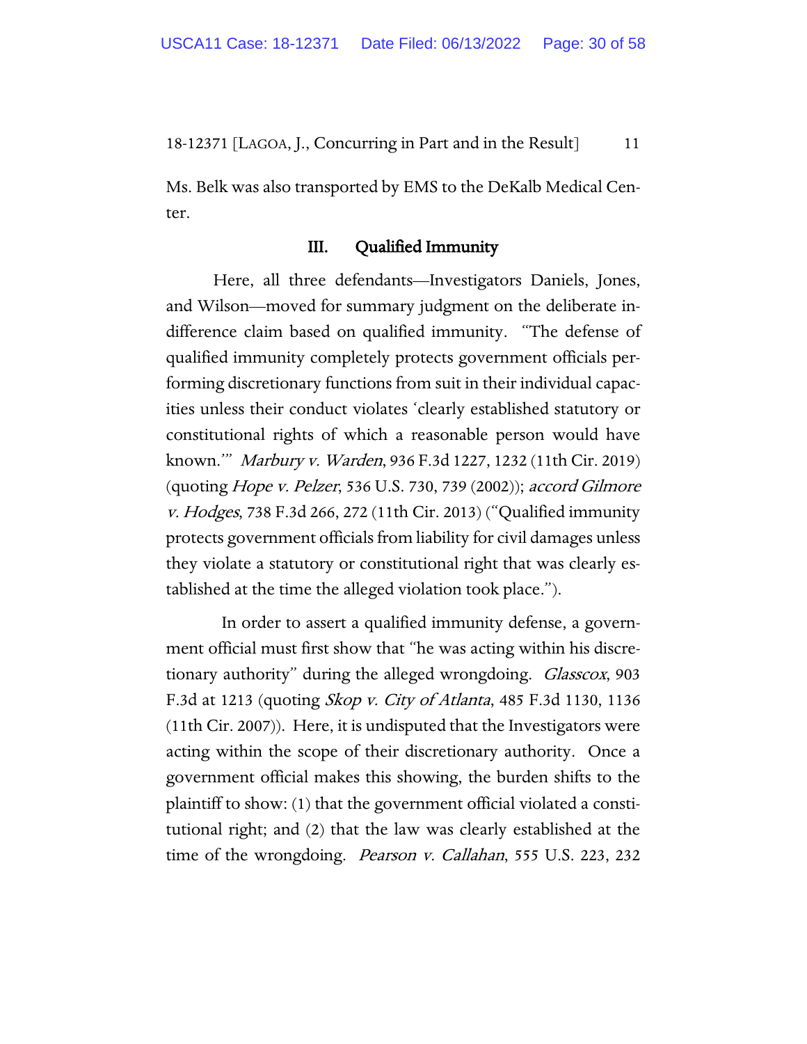Ms. Belk was also transported by EMS to the DeKalb Medical Center.

## III. Qualified Immunity

Here, all three defendants—Investigators Daniels, Jones, and Wilson—moved for summary judgment on the deliberate indifference claim based on qualified immunity. "The defense of qualified immunity completely protects government officials performing discretionary functions from suit in their individual capacities unless their conduct violates 'clearly established statutory or constitutional rights of which a reasonable person would have known.'" *Marbury v. Warden*, 936 F.3d 1227, 1232 (11th Cir. 2019) (quoting *Hope v. Pelzer*, 536 U.S. 730, 739 (2002)); *accord Gilmore v. Hodges*, 738 F.3d 266, 272 (11th Cir. 2013) ("Qualified immunity protects government officials from liability for civil damages unless they violate a statutory or constitutional right that was clearly established at the time the alleged violation took place.").

In order to assert a qualified immunity defense, a government official must first show that "he was acting within his discretionary authority" during the alleged wrongdoing. *Glasscox*, 903 F.3d at 1213 (quoting *Skop v. City of Atlanta*, 485 F.3d 1130, 1136 (11th Cir. 2007)). Here, it is undisputed that the Investigators were acting within the scope of their discretionary authority. Once a government official makes this showing, the burden shifts to the plaintiff to show: (1) that the government official violated a constitutional right; and (2) that the law was clearly established at the time of the wrongdoing. *Pearson v. Callahan*, 555 U.S. 223, 232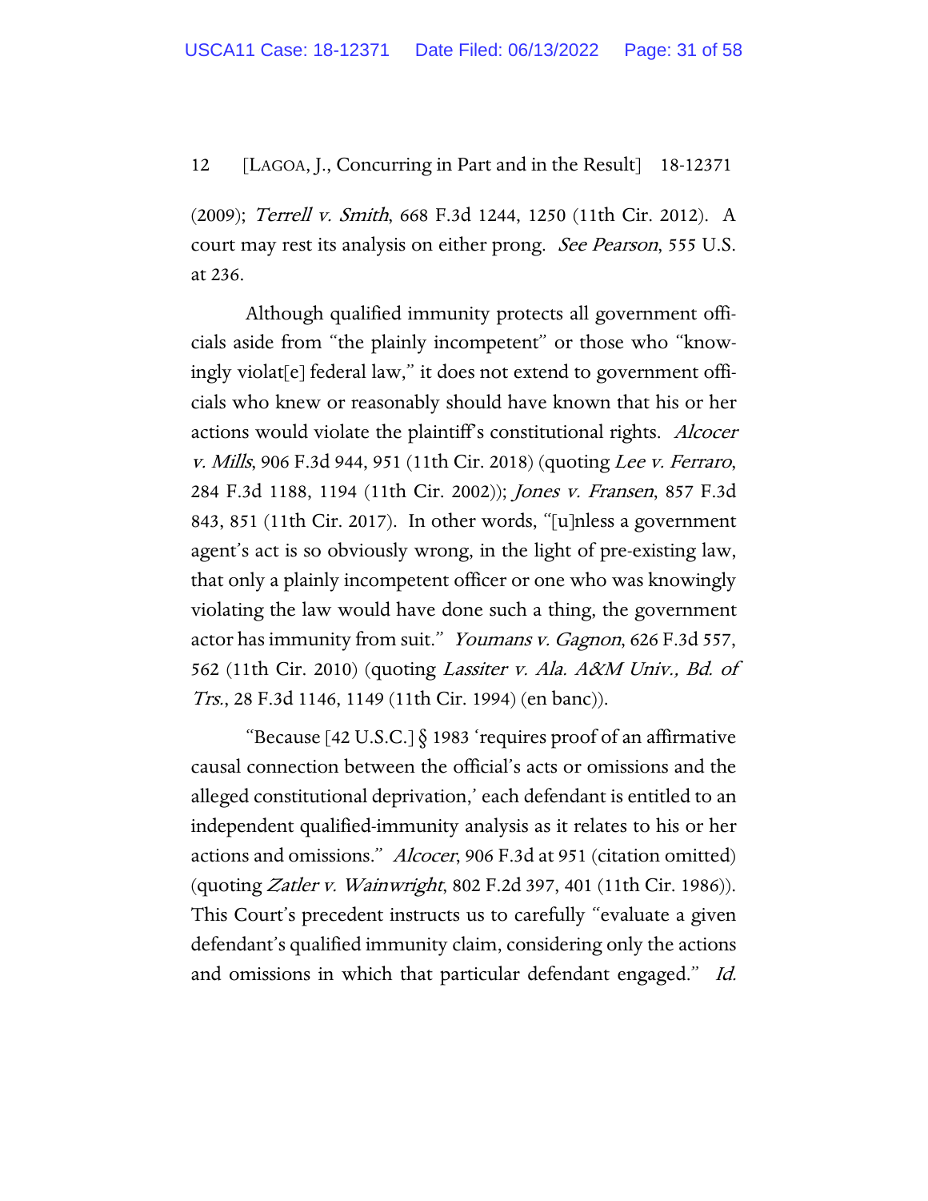(2009); *Terrell v. Smith*, 668 F.3d 1244, 1250 (11th Cir. 2012). A court may rest its analysis on either prong. *See Pearson*, 555 U.S. at 236.

Although qualified immunity protects all government officials aside from "the plainly incompetent" or those who "knowingly violat[e] federal law," it does not extend to government officials who knew or reasonably should have known that his or her actions would violate the plaintiff's constitutional rights. *Alcocer v. Mills*, 906 F.3d 944, 951 (11th Cir. 2018) (quoting *Lee v. Ferraro*, 284 F.3d 1188, 1194 (11th Cir. 2002)); *Jones v. Fransen*, 857 F.3d 843, 851 (11th Cir. 2017). In other words, "[u]nless a government agent's act is so obviously wrong, in the light of pre-existing law, that only a plainly incompetent officer or one who was knowingly violating the law would have done such a thing, the government actor has immunity from suit." *Youmans v. Gagnon*, 626 F.3d 557, 562 (11th Cir. 2010) (quoting *Lassiter v. Ala. A&M Univ., Bd. of Trs.*, 28 F.3d 1146, 1149 (11th Cir. 1994) (en banc)).

"Because [42 U.S.C.] § 1983 'requires proof of an affirmative causal connection between the official's acts or omissions and the alleged constitutional deprivation,' each defendant is entitled to an independent qualified-immunity analysis as it relates to his or her actions and omissions." *Alcocer*, 906 F.3d at 951 (citation omitted) (quoting *Zatler v. Wainwright*, 802 F.2d 397, 401 (11th Cir. 1986)). This Court's precedent instructs us to carefully "evaluate a given defendant's qualified immunity claim, considering only the actions and omissions in which that particular defendant engaged." *Id.*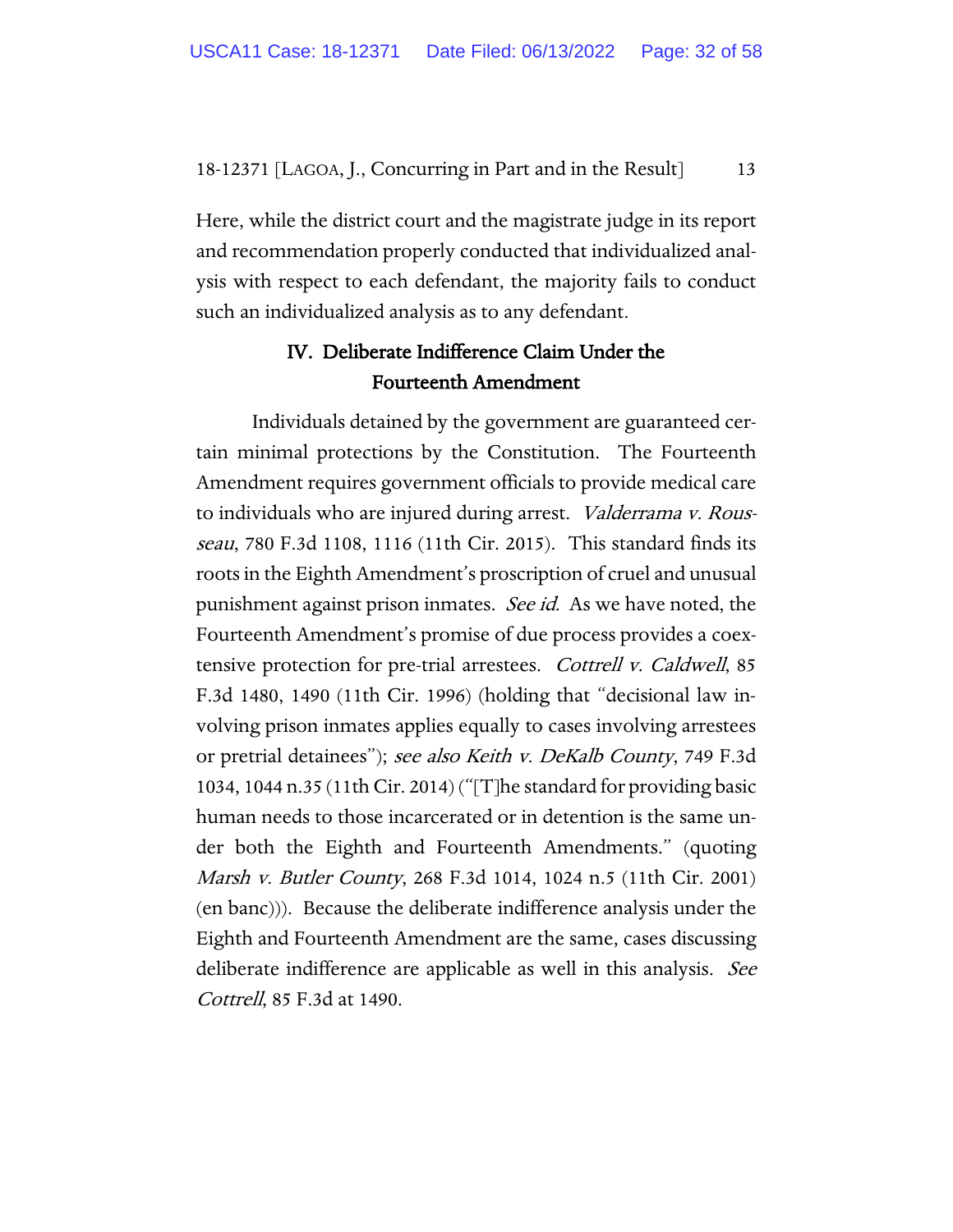Here, while the district court and the magistrate judge in its report and recommendation properly conducted that individualized analysis with respect to each defendant, the majority fails to conduct such an individualized analysis as to any defendant.

## IV. Deliberate Indifference Claim Under the Fourteenth Amendment

Individuals detained by the government are guaranteed certain minimal protections by the Constitution. The Fourteenth Amendment requires government officials to provide medical care to individuals who are injured during arrest. *Valderrama v. Rousseau*, 780 F.3d 1108, 1116 (11th Cir. 2015). This standard finds its roots in the Eighth Amendment's proscription of cruel and unusual punishment against prison inmates. *See id.* As we have noted, the Fourteenth Amendment's promise of due process provides a coextensive protection for pre-trial arrestees. *Cottrell v. Caldwell*, 85 F.3d 1480, 1490 (11th Cir. 1996) (holding that "decisional law involving prison inmates applies equally to cases involving arrestees or pretrial detainees"); *see also Keith v. DeKalb County*, 749 F.3d 1034, 1044 n.35 (11th Cir. 2014) ("[T]he standard for providing basic human needs to those incarcerated or in detention is the same under both the Eighth and Fourteenth Amendments." (quoting *Marsh v. Butler County*, 268 F.3d 1014, 1024 n.5 (11th Cir. 2001) (en banc))). Because the deliberate indifference analysis under the Eighth and Fourteenth Amendment are the same, cases discussing deliberate indifference are applicable as well in this analysis. *See Cottrell*, 85 F.3d at 1490.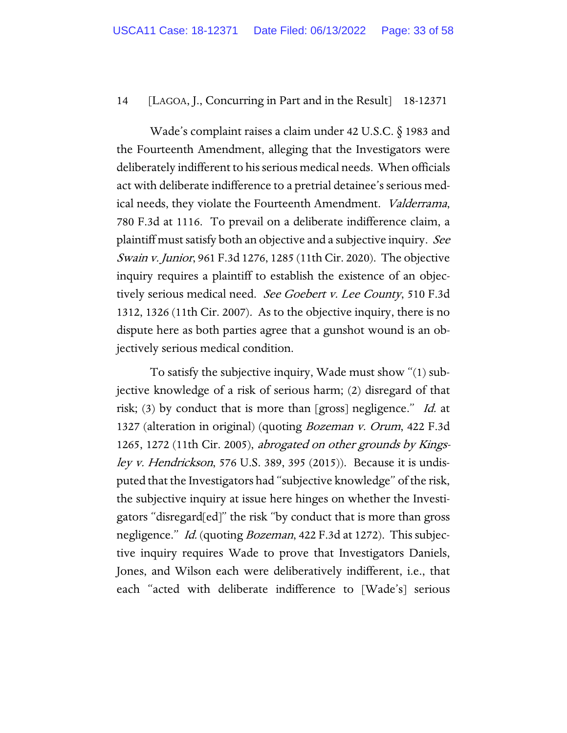Wade's complaint raises a claim under 42 U.S.C. § 1983 and the Fourteenth Amendment, alleging that the Investigators were deliberately indifferent to his serious medical needs. When officials act with deliberate indifference to a pretrial detainee's serious medical needs, they violate the Fourteenth Amendment. *Valderrama*, 780 F.3d at 1116. To prevail on a deliberate indifference claim, a plaintiff must satisfy both an objective and a subjective inquiry. *See Swain v. Junior*, 961 F.3d 1276, 1285 (11th Cir. 2020). The objective inquiry requires a plaintiff to establish the existence of an objectively serious medical need. *See Goebert v. Lee County*, 510 F.3d 1312, 1326 (11th Cir. 2007). As to the objective inquiry, there is no dispute here as both parties agree that a gunshot wound is an objectively serious medical condition.

To satisfy the subjective inquiry, Wade must show "(1) subjective knowledge of a risk of serious harm; (2) disregard of that risk; (3) by conduct that is more than [gross] negligence." *Id.* at 1327 (alteration in original) (quoting *Bozeman v. Orum*, 422 F.3d 1265, 1272 (11th Cir. 2005), *abrogated on other grounds by Kingsley v. Hendrickson*, 576 U.S. 389, 395 (2015)). Because it is undisputed that the Investigators had "subjective knowledge" of the risk, the subjective inquiry at issue here hinges on whether the Investigators "disregard[ed]" the risk "by conduct that is more than gross negligence." *Id.* (quoting *Bozeman*, 422 F.3d at 1272). This subjective inquiry requires Wade to prove that Investigators Daniels, Jones, and Wilson each were deliberatively indifferent, i.e., that each "acted with deliberate indifference to [Wade's] serious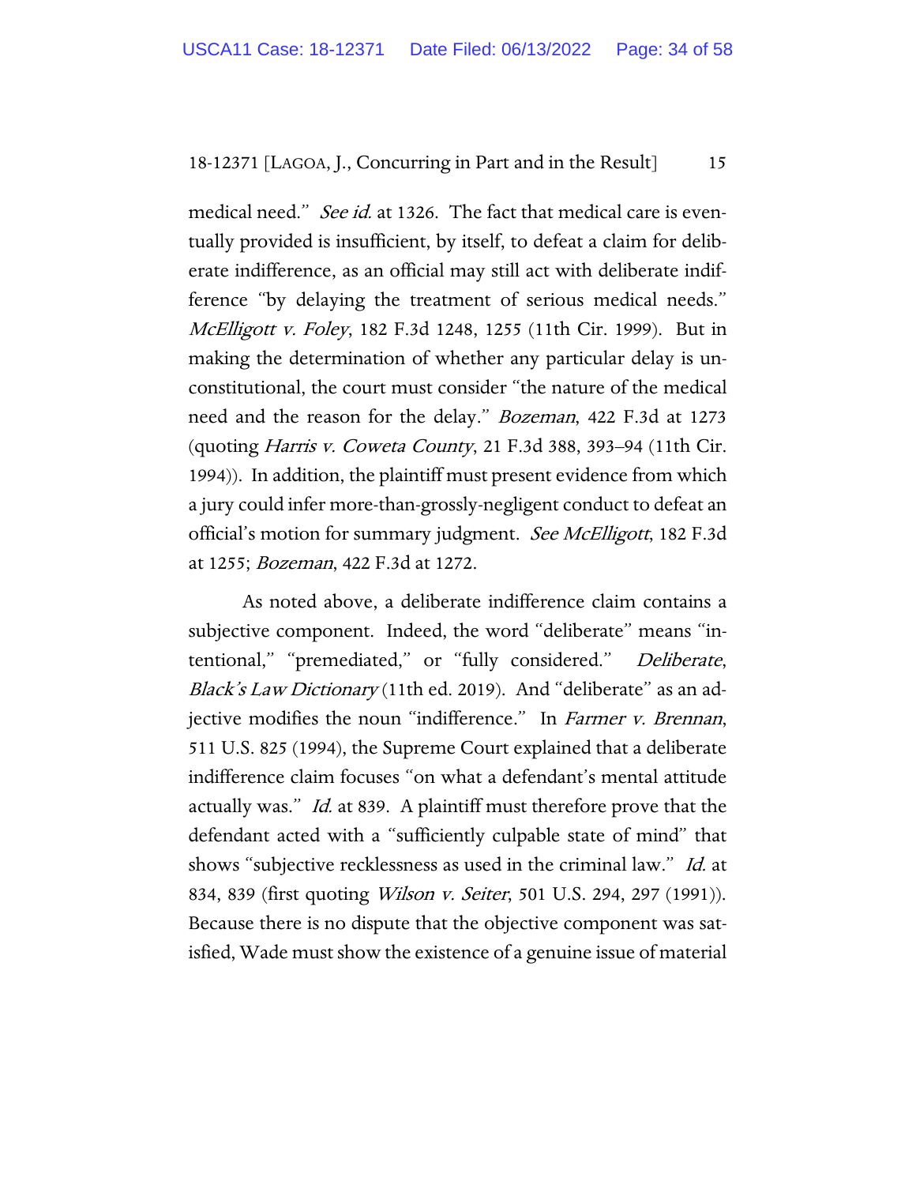medical need." *See id.* at 1326. The fact that medical care is eventually provided is insufficient, by itself, to defeat a claim for deliberate indifference, as an official may still act with deliberate indifference "by delaying the treatment of serious medical needs." *McElligott v. Foley*, 182 F.3d 1248, 1255 (11th Cir. 1999). But in making the determination of whether any particular delay is unconstitutional, the court must consider "the nature of the medical need and the reason for the delay." *Bozeman*, 422 F.3d at 1273 (quoting *Harris v. Coweta County*, 21 F.3d 388, 393–94 (11th Cir. 1994)). In addition, the plaintiff must present evidence from which a jury could infer more-than-grossly-negligent conduct to defeat an official's motion for summary judgment. *See McElligott*, 182 F.3d at 1255; *Bozeman*, 422 F.3d at 1272.

As noted above, a deliberate indifference claim contains a subjective component. Indeed, the word "deliberate" means "intentional," "premediated," or "fully considered." *Deliberate*, *Black's Law Dictionary* (11th ed. 2019). And "deliberate" as an adjective modifies the noun "indifference." In *Farmer v. Brennan*, 511 U.S. 825 (1994), the Supreme Court explained that a deliberate indifference claim focuses "on what a defendant's mental attitude actually was." *Id.* at 839. A plaintiff must therefore prove that the defendant acted with a "sufficiently culpable state of mind" that shows "subjective recklessness as used in the criminal law." *Id.* at 834, 839 (first quoting *Wilson v. Seiter*, 501 U.S. 294, 297 (1991)). Because there is no dispute that the objective component was satisfied, Wade must show the existence of a genuine issue of material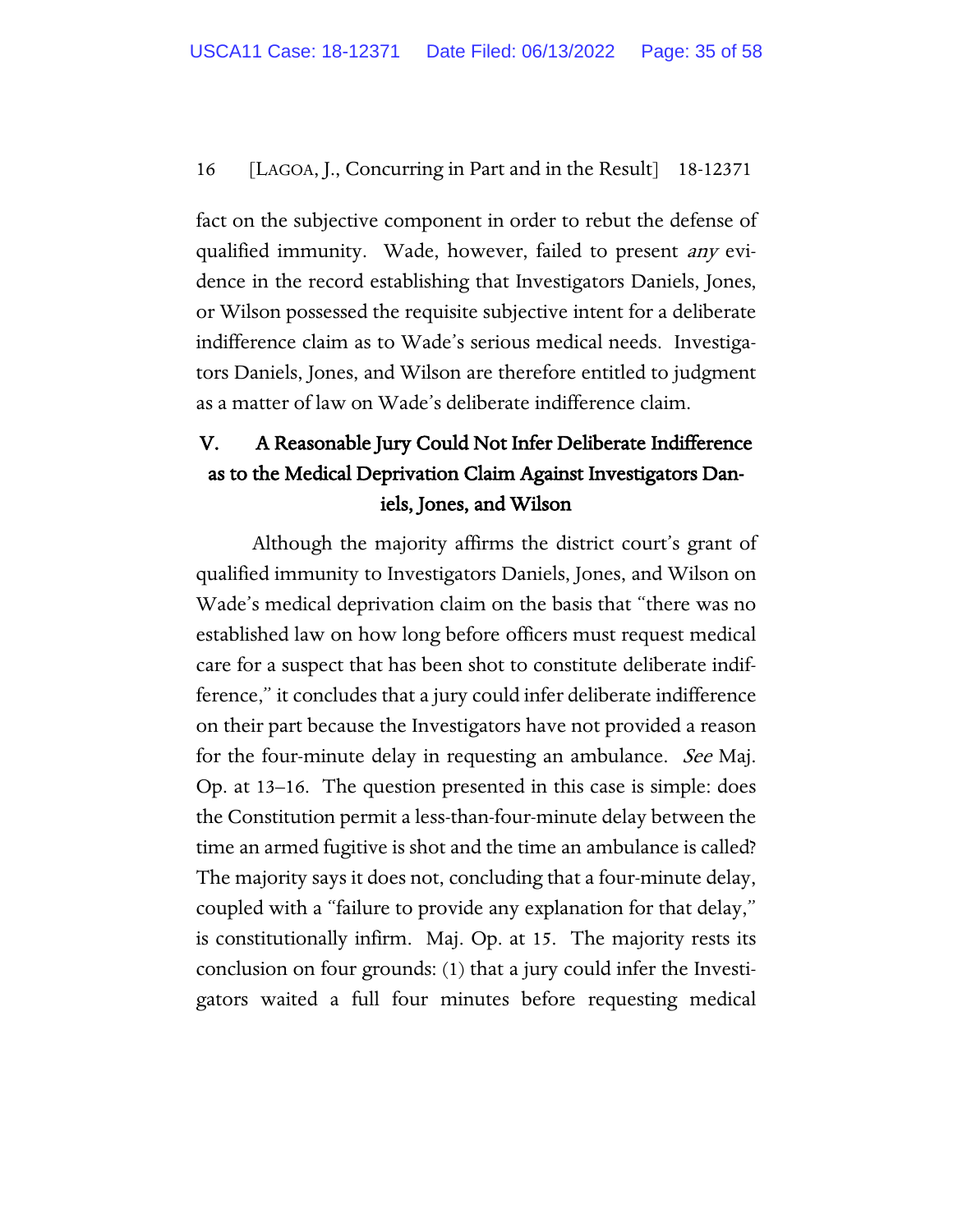fact on the subjective component in order to rebut the defense of qualified immunity. Wade, however, failed to present *any* evidence in the record establishing that Investigators Daniels, Jones, or Wilson possessed the requisite subjective intent for a deliberate indifference claim as to Wade's serious medical needs. Investigators Daniels, Jones, and Wilson are therefore entitled to judgment as a matter of law on Wade's deliberate indifference claim.

## V. A Reasonable Jury Could Not Infer Deliberate Indifference as to the Medical Deprivation Claim Against Investigators Daniels, Jones, and Wilson

Although the majority affirms the district court's grant of qualified immunity to Investigators Daniels, Jones, and Wilson on Wade's medical deprivation claim on the basis that "there was no established law on how long before officers must request medical care for a suspect that has been shot to constitute deliberate indifference," it concludes that a jury could infer deliberate indifference on their part because the Investigators have not provided a reason for the four-minute delay in requesting an ambulance. *See* Maj. Op. at 13–16. The question presented in this case is simple: does the Constitution permit a less-than-four-minute delay between the time an armed fugitive is shot and the time an ambulance is called? The majority says it does not, concluding that a four-minute delay, coupled with a "failure to provide any explanation for that delay," is constitutionally infirm. Maj. Op. at 15. The majority rests its conclusion on four grounds: (1) that a jury could infer the Investigators waited a full four minutes before requesting medical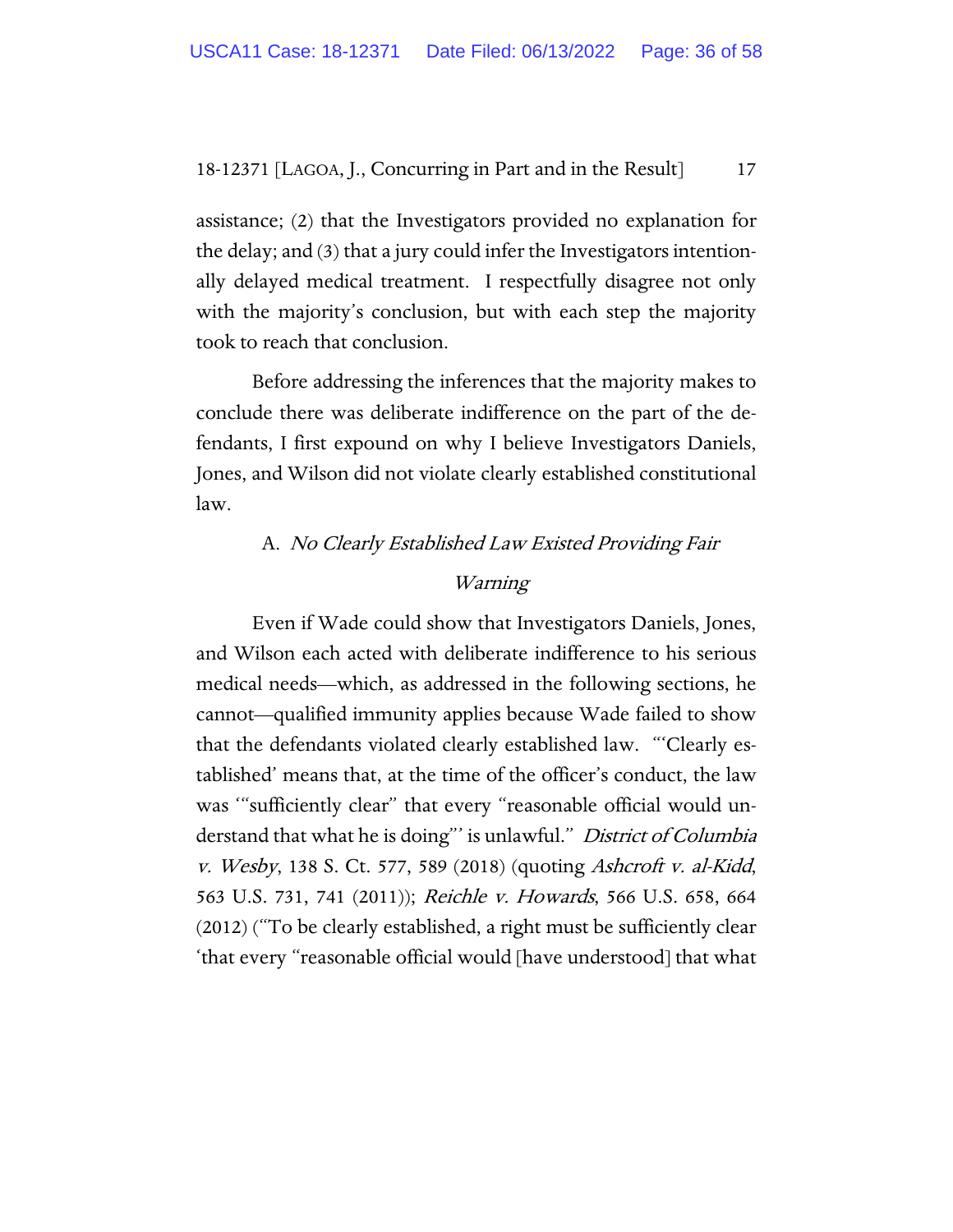assistance; (2) that the Investigators provided no explanation for the delay; and (3) that a jury could infer the Investigators intentionally delayed medical treatment. I respectfully disagree not only with the majority's conclusion, but with each step the majority took to reach that conclusion.

Before addressing the inferences that the majority makes to conclude there was deliberate indifference on the part of the defendants, I first expound on why I believe Investigators Daniels, Jones, and Wilson did not violate clearly established constitutional law.

### A. *No Clearly Established Law Existed Providing Fair Warning*

Even if Wade could show that Investigators Daniels, Jones, and Wilson each acted with deliberate indifference to his serious medical needs—which, as addressed in the following sections, he cannot—qualified immunity applies because Wade failed to show that the defendants violated clearly established law. "'Clearly established' means that, at the time of the officer's conduct, the law was '"sufficiently clear" that every "reasonable official would understand that what he is doing"' is unlawful." *District of Columbia v. Wesby*, 138 S. Ct. 577, 589 (2018) (quoting *Ashcroft v. al-Kidd*, 563 U.S. 731, 741 (2011)); *Reichle v. Howards*, 566 U.S. 658, 664 (2012) ("To be clearly established, a right must be sufficiently clear 'that every "reasonable official would [have understood] that what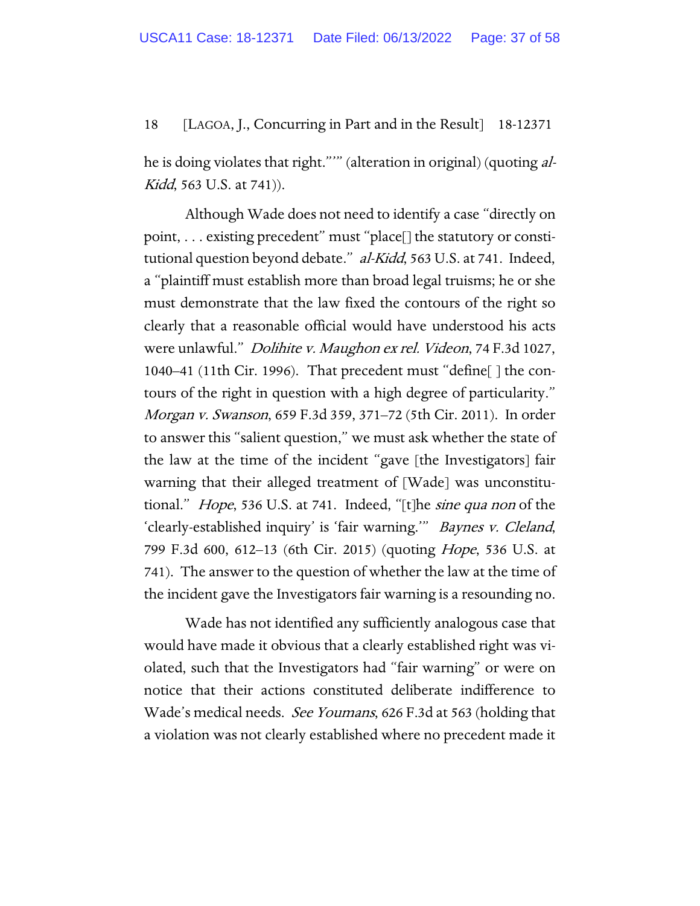he is doing violates that right.''" (alteration in original) (quoting *al-Kidd*, 563 U.S. at 741)).

Although Wade does not need to identify a case "directly on point, . . . existing precedent" must "place[] the statutory or constitutional question beyond debate." *al-Kidd*, 563 U.S. at 741. Indeed, a "plaintiff must establish more than broad legal truisms; he or she must demonstrate that the law fixed the contours of the right so clearly that a reasonable official would have understood his acts were unlawful." *Dolihite v. Maughon ex rel. Videon*, 74 F.3d 1027, 1040–41 (11th Cir. 1996). That precedent must "define[ ] the contours of the right in question with a high degree of particularity." *Morgan v. Swanson*, 659 F.3d 359, 371–72 (5th Cir. 2011). In order to answer this "salient question," we must ask whether the state of the law at the time of the incident "gave [the Investigators] fair warning that their alleged treatment of [Wade] was unconstitutional." *Hope*, 536 U.S. at 741. Indeed, "[t]he *sine qua non* of the 'clearly-established inquiry' is 'fair warning.'" *Baynes v. Cleland*, 799 F.3d 600, 612–13 (6th Cir. 2015) (quoting *Hope*, 536 U.S. at 741). The answer to the question of whether the law at the time of the incident gave the Investigators fair warning is a resounding no.

Wade has not identified any sufficiently analogous case that would have made it obvious that a clearly established right was violated, such that the Investigators had "fair warning" or were on notice that their actions constituted deliberate indifference to Wade's medical needs. *See Youmans*, 626 F.3d at 563 (holding that a violation was not clearly established where no precedent made it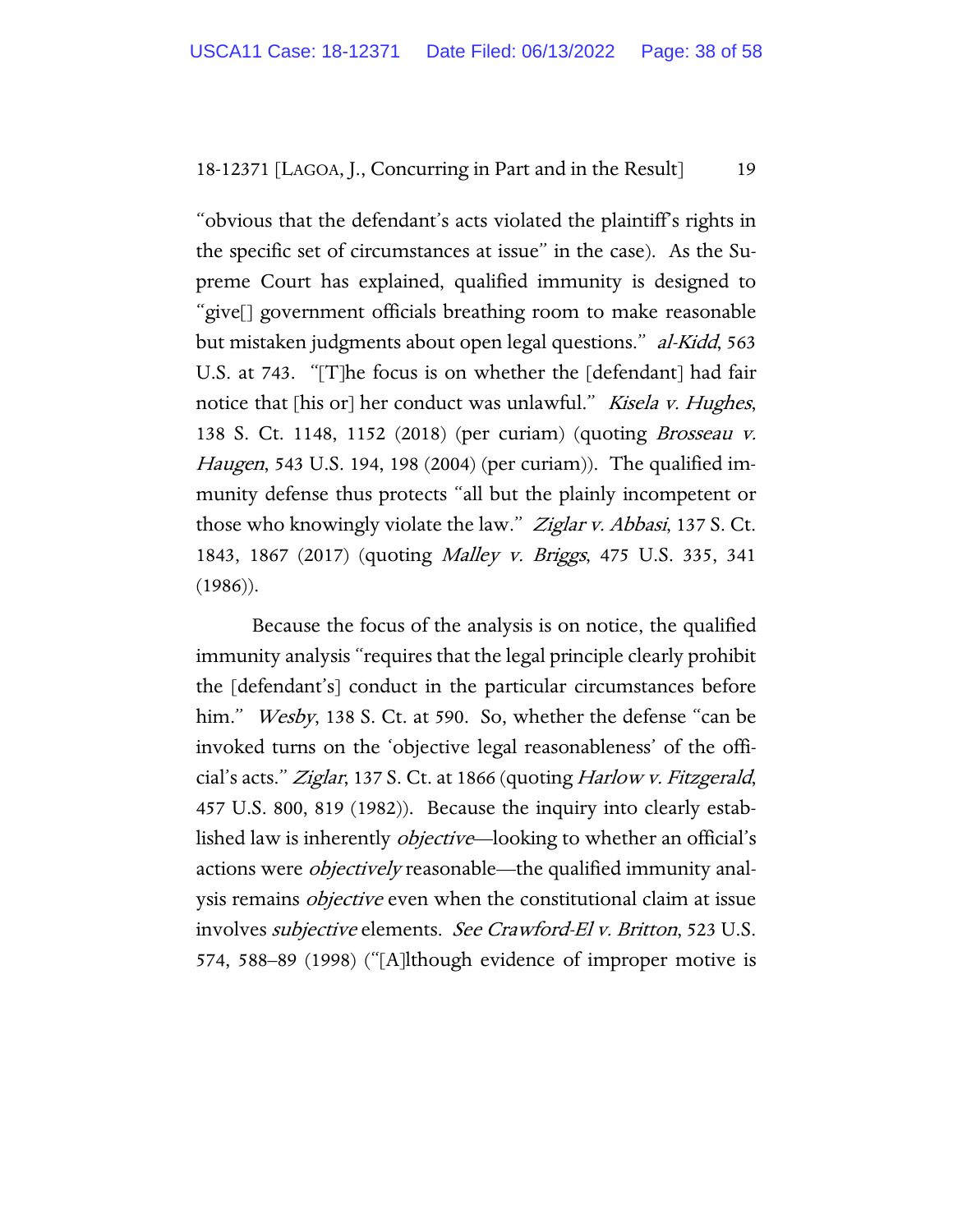"obvious that the defendant's acts violated the plaintiff's rights in the specific set of circumstances at issue" in the case). As the Supreme Court has explained, qualified immunity is designed to "give[] government officials breathing room to make reasonable but mistaken judgments about open legal questions." *al-Kidd*, 563 U.S. at 743. "[T]he focus is on whether the [defendant] had fair notice that [his or] her conduct was unlawful." *Kisela v. Hughes*, 138 S. Ct. 1148, 1152 (2018) (per curiam) (quoting *Brosseau v. Haugen*, 543 U.S. 194, 198 (2004) (per curiam)). The qualified immunity defense thus protects "all but the plainly incompetent or those who knowingly violate the law." *Ziglar v. Abbasi*, 137 S. Ct. 1843, 1867 (2017) (quoting *Malley v. Briggs*, 475 U.S. 335, 341 (1986)).

Because the focus of the analysis is on notice, the qualified immunity analysis "requires that the legal principle clearly prohibit the [defendant's] conduct in the particular circumstances before him." *Wesby*, 138 S. Ct. at 590. So, whether the defense "can be invoked turns on the 'objective legal reasonableness' of the official's acts." *Ziglar*, 137 S. Ct. at 1866 (quoting *Harlow v. Fitzgerald*, 457 U.S. 800, 819 (1982)). Because the inquiry into clearly established law is inherently *objective*—looking to whether an official's actions were *objectively* reasonable—the qualified immunity analysis remains *objective* even when the constitutional claim at issue involves *subjective* elements. *See Crawford-El v. Britton*, 523 U.S. 574, 588–89 (1998) ("[A]lthough evidence of improper motive is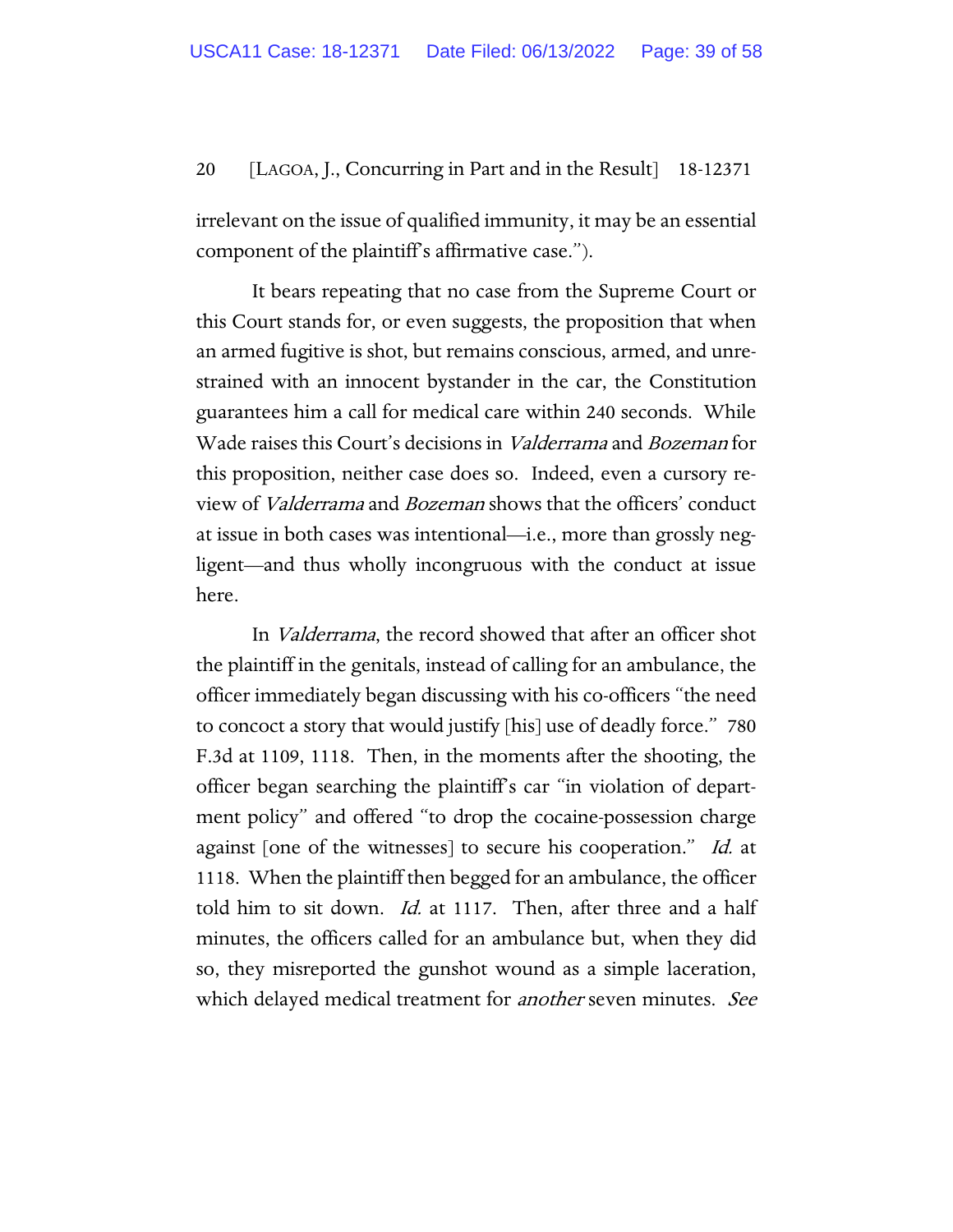irrelevant on the issue of qualified immunity, it may be an essential component of the plaintiff's affirmative case.").

It bears repeating that no case from the Supreme Court or this Court stands for, or even suggests, the proposition that when an armed fugitive is shot, but remains conscious, armed, and unrestrained with an innocent bystander in the car, the Constitution guarantees him a call for medical care within 240 seconds. While Wade raises this Court's decisions in *Valderrama* and *Bozeman* for this proposition, neither case does so. Indeed, even a cursory review of *Valderrama* and *Bozeman* shows that the officers' conduct at issue in both cases was intentional—i.e., more than grossly negligent—and thus wholly incongruous with the conduct at issue here.

In *Valderrama*, the record showed that after an officer shot the plaintiff in the genitals, instead of calling for an ambulance, the officer immediately began discussing with his co-officers "the need to concoct a story that would justify [his] use of deadly force." 780 F.3d at 1109, 1118. Then, in the moments after the shooting, the officer began searching the plaintiff's car "in violation of department policy" and offered "to drop the cocaine-possession charge against [one of the witnesses] to secure his cooperation." *Id.* at 1118. When the plaintiff then begged for an ambulance, the officer told him to sit down. *Id.* at 1117. Then, after three and a half minutes, the officers called for an ambulance but, when they did so, they misreported the gunshot wound as a simple laceration, which delayed medical treatment for *another* seven minutes. *See*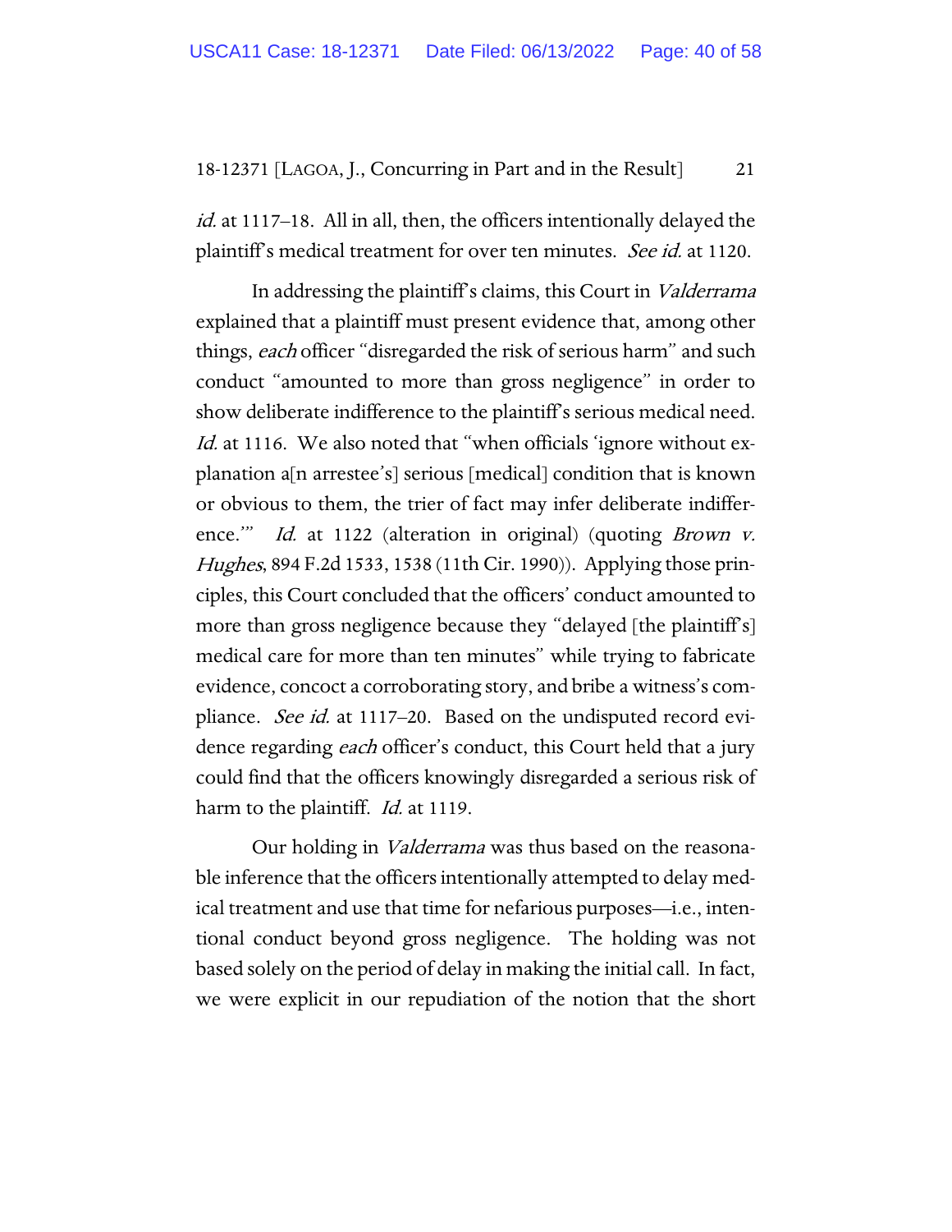*id.* at 1117–18. All in all, then, the officers intentionally delayed the plaintiff's medical treatment for over ten minutes. *See id.* at 1120.

In addressing the plaintiff's claims, this Court in *Valderrama* explained that a plaintiff must present evidence that, among other things, *each* officer "disregarded the risk of serious harm" and such conduct "amounted to more than gross negligence" in order to show deliberate indifference to the plaintiff's serious medical need. *Id.* at 1116. We also noted that "when officials 'ignore without explanation a[n arrestee's] serious [medical] condition that is known or obvious to them, the trier of fact may infer deliberate indifference.'" *Id.* at 1122 (alteration in original) (quoting *Brown v. Hughes*, 894 F.2d 1533, 1538 (11th Cir. 1990)). Applying those principles, this Court concluded that the officers' conduct amounted to more than gross negligence because they "delayed [the plaintiff's] medical care for more than ten minutes" while trying to fabricate evidence, concoct a corroborating story, and bribe a witness's compliance. *See id.* at 1117–20. Based on the undisputed record evidence regarding *each* officer's conduct, this Court held that a jury could find that the officers knowingly disregarded a serious risk of harm to the plaintiff. *Id.* at 1119.

Our holding in *Valderrama* was thus based on the reasonable inference that the officers intentionally attempted to delay medical treatment and use that time for nefarious purposes—i.e., intentional conduct beyond gross negligence. The holding was not based solely on the period of delay in making the initial call. In fact, we were explicit in our repudiation of the notion that the short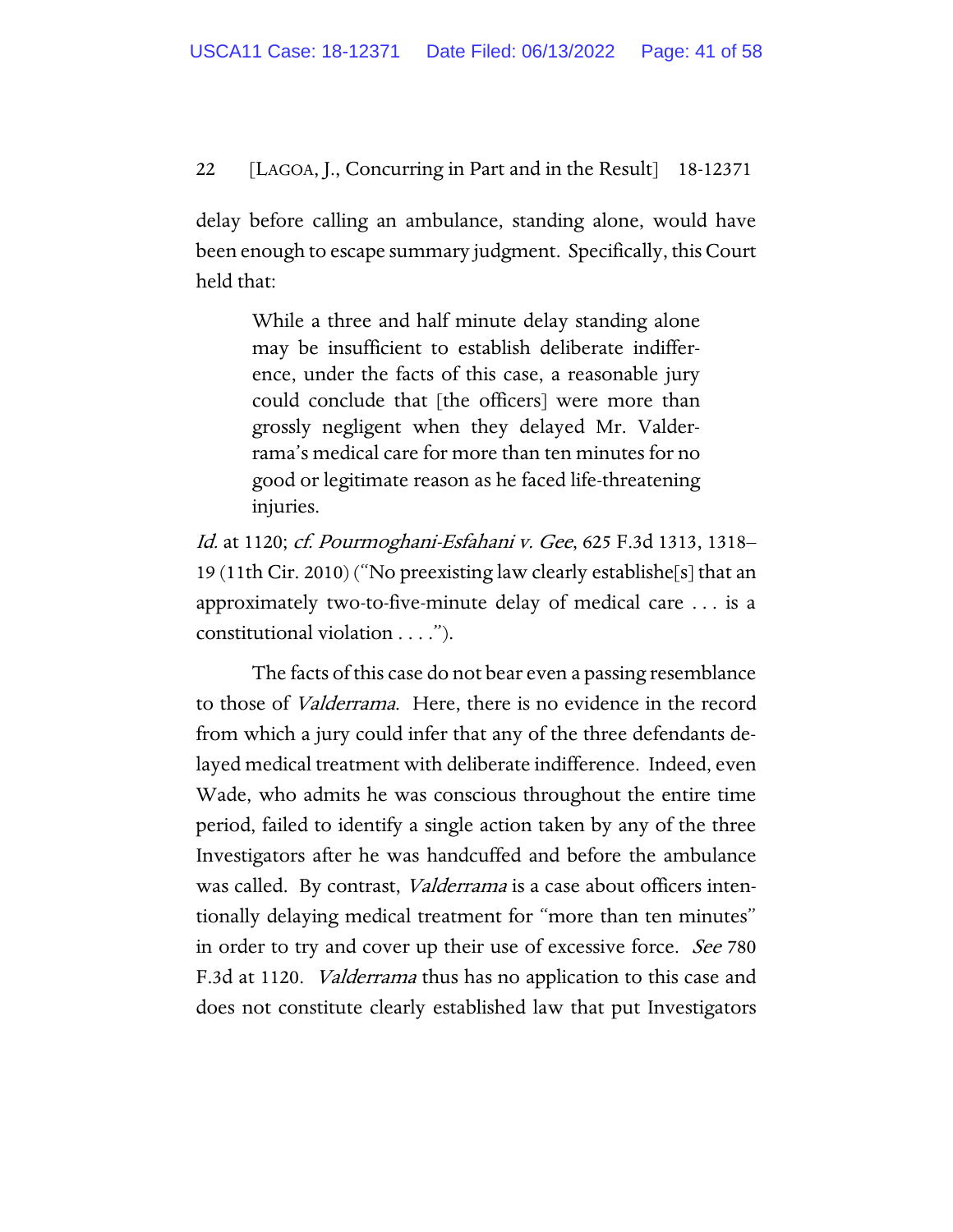delay before calling an ambulance, standing alone, would have been enough to escape summary judgment. Specifically, this Court held that:

> While a three and half minute delay standing alone may be insufficient to establish deliberate indifference, under the facts of this case, a reasonable jury could conclude that [the officers] were more than grossly negligent when they delayed Mr. Valderrama's medical care for more than ten minutes for no good or legitimate reason as he faced life-threatening injuries.

*Id.* at 1120; *cf. Pourmoghani-Esfahani v. Gee*, 625 F.3d 1313, 1318–19 (11th Cir. 2010) ("No preexisting law clearly establishe[s] that an approximately two-to-five-minute delay of medical care . . . is a constitutional violation . . . .").

The facts of this case do not bear even a passing resemblance to those of *Valderrama*. Here, there is no evidence in the record from which a jury could infer that any of the three defendants delayed medical treatment with deliberate indifference. Indeed, even Wade, who admits he was conscious throughout the entire time period, failed to identify a single action taken by any of the three Investigators after he was handcuffed and before the ambulance was called. By contrast, *Valderrama* is a case about officers intentionally delaying medical treatment for "more than ten minutes" in order to try and cover up their use of excessive force. *See* 780 F.3d at 1120. *Valderrama* thus has no application to this case and does not constitute clearly established law that put Investigators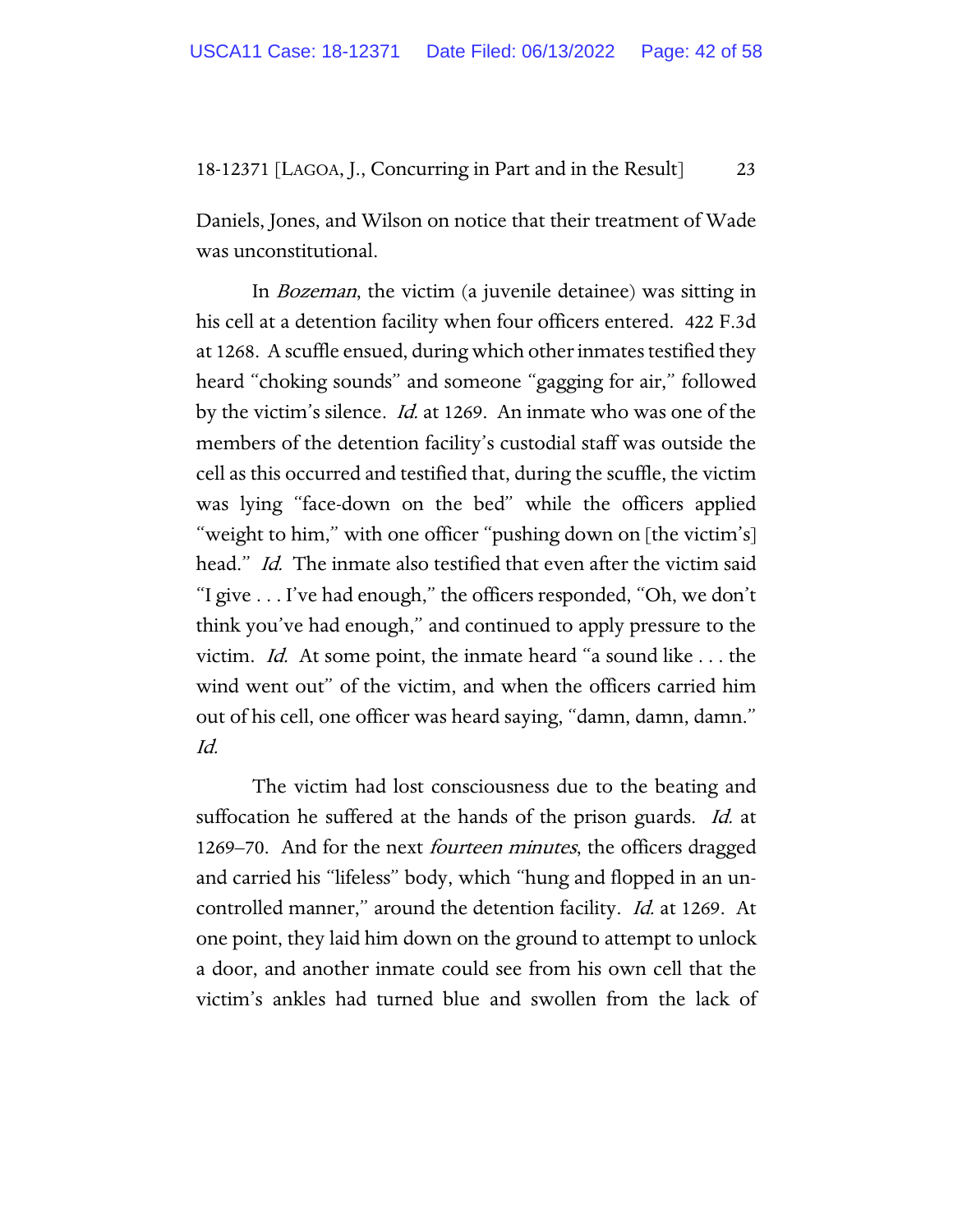Daniels, Jones, and Wilson on notice that their treatment of Wade was unconstitutional.

In *Bozeman*, the victim (a juvenile detainee) was sitting in his cell at a detention facility when four officers entered. 422 F.3d at 1268. A scuffle ensued, during which other inmates testified they heard "choking sounds" and someone "gagging for air," followed by the victim's silence. *Id.* at 1269. An inmate who was one of the members of the detention facility's custodial staff was outside the cell as this occurred and testified that, during the scuffle, the victim was lying "face-down on the bed" while the officers applied "weight to him," with one officer "pushing down on [the victim's] head." *Id.* The inmate also testified that even after the victim said "I give . . . I've had enough," the officers responded, "Oh, we don't think you've had enough," and continued to apply pressure to the victim. *Id.* At some point, the inmate heard "a sound like . . . the wind went out" of the victim, and when the officers carried him out of his cell, one officer was heard saying, "damn, damn, damn." *Id.*

The victim had lost consciousness due to the beating and suffocation he suffered at the hands of the prison guards. *Id.* at 1269–70. And for the next *fourteen minutes*, the officers dragged and carried his "lifeless" body, which "hung and flopped in an uncontrolled manner," around the detention facility. *Id.* at 1269. At one point, they laid him down on the ground to attempt to unlock a door, and another inmate could see from his own cell that the victim's ankles had turned blue and swollen from the lack of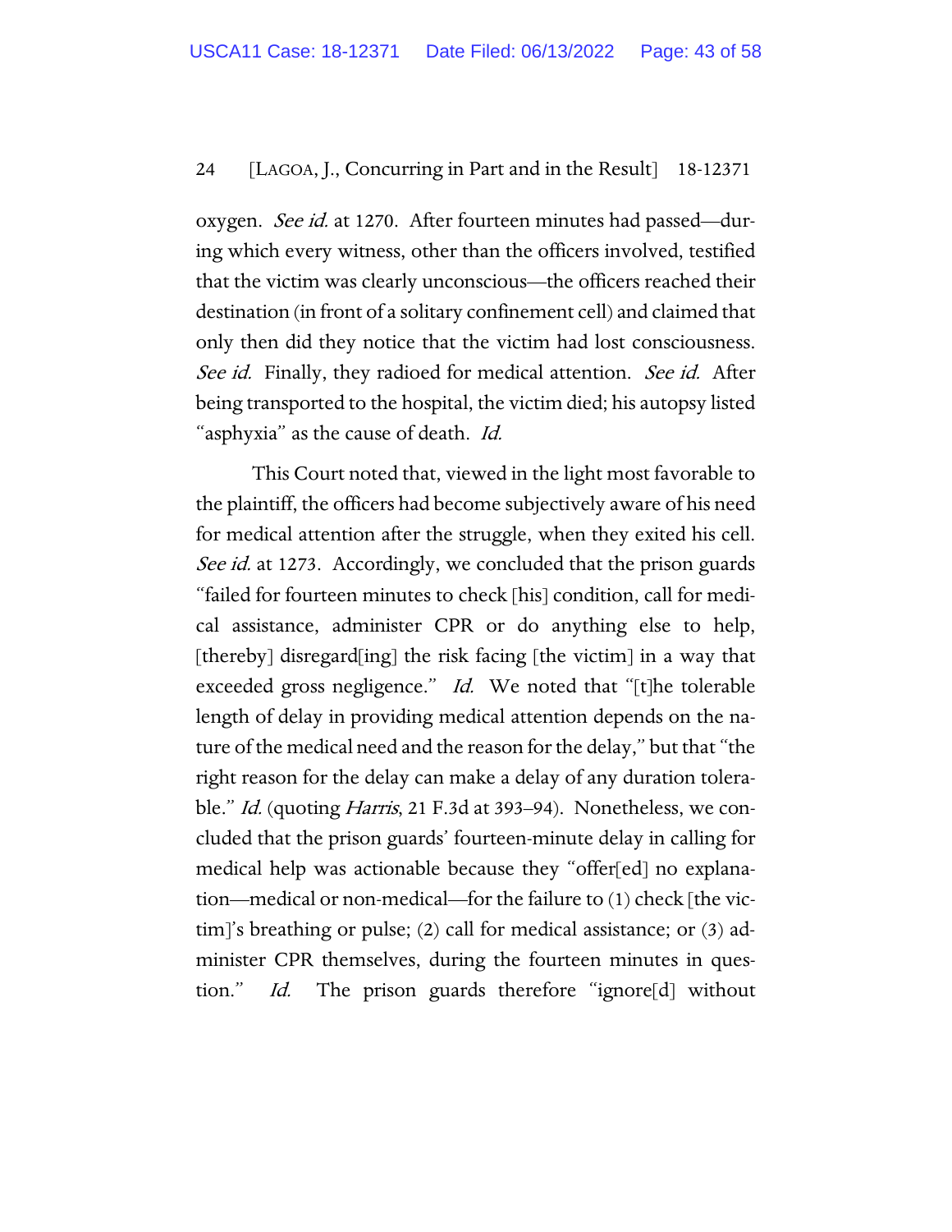oxygen. *See id.* at 1270. After fourteen minutes had passed—during which every witness, other than the officers involved, testified that the victim was clearly unconscious—the officers reached their destination (in front of a solitary confinement cell) and claimed that only then did they notice that the victim had lost consciousness. *See id.* Finally, they radioed for medical attention. *See id.* After being transported to the hospital, the victim died; his autopsy listed "asphyxia" as the cause of death. *Id.*

This Court noted that, viewed in the light most favorable to the plaintiff, the officers had become subjectively aware of his need for medical attention after the struggle, when they exited his cell. *See id.* at 1273. Accordingly, we concluded that the prison guards "failed for fourteen minutes to check [his] condition, call for medical assistance, administer CPR or do anything else to help, [thereby] disregard[ing] the risk facing [the victim] in a way that exceeded gross negligence." *Id.* We noted that "[t]he tolerable length of delay in providing medical attention depends on the nature of the medical need and the reason for the delay," but that "the right reason for the delay can make a delay of any duration tolerable." *Id.* (quoting *Harris*, 21 F.3d at 393–94). Nonetheless, we concluded that the prison guards' fourteen-minute delay in calling for medical help was actionable because they "offer[ed] no explanation—medical or non-medical—for the failure to (1) check [the victim]'s breathing or pulse; (2) call for medical assistance; or (3) administer CPR themselves, during the fourteen minutes in question." *Id.* The prison guards therefore "ignore[d] without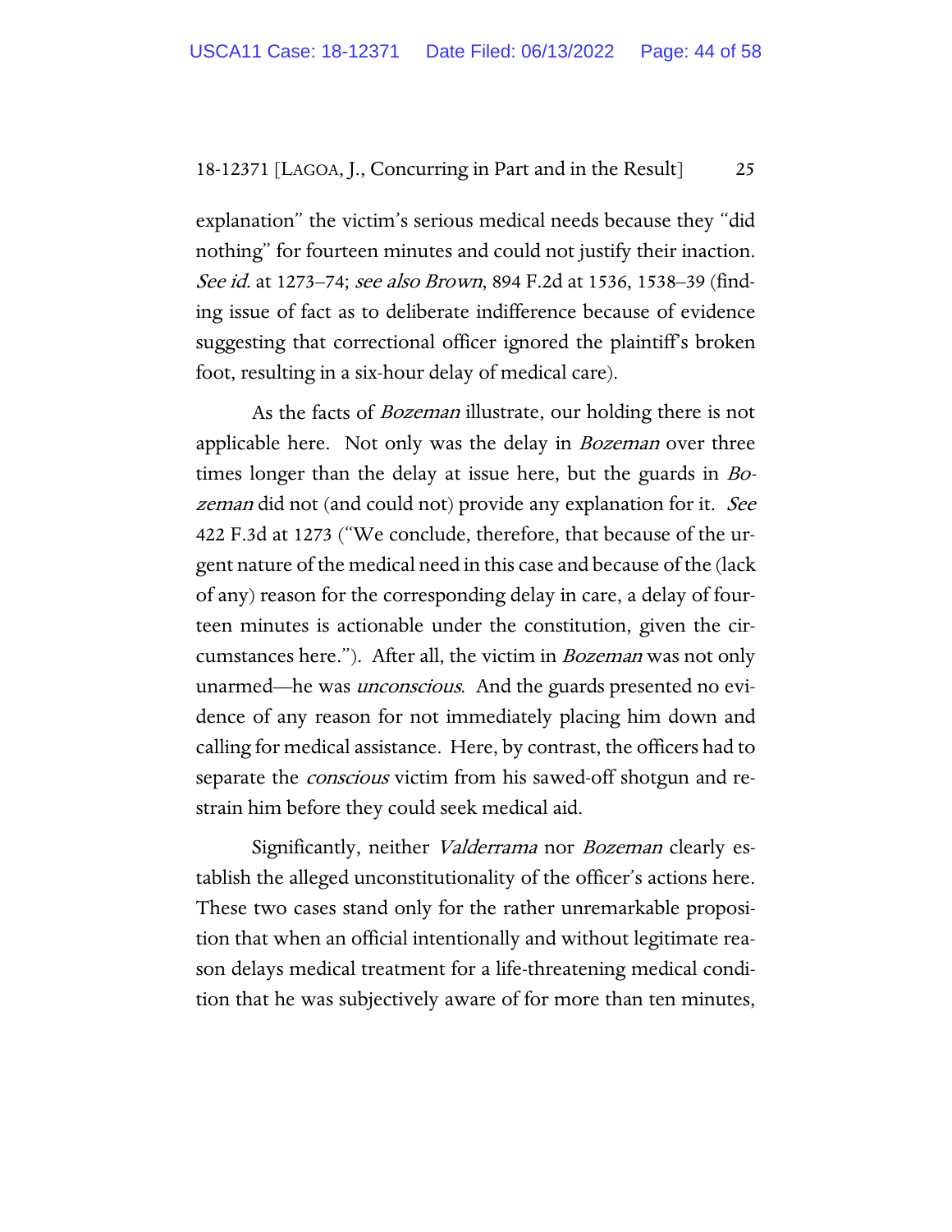explanation" the victim's serious medical needs because they "did nothing" for fourteen minutes and could not justify their inaction. *See id.* at 1273–74; *see also Brown*, 894 F.2d at 1536, 1538–39 (finding issue of fact as to deliberate indifference because of evidence suggesting that correctional officer ignored the plaintiff's broken foot, resulting in a six-hour delay of medical care).

As the facts of *Bozeman* illustrate, our holding there is not applicable here. Not only was the delay in *Bozeman* over three times longer than the delay at issue here, but the guards in *Bozeman* did not (and could not) provide any explanation for it. *See* 422 F.3d at 1273 ("We conclude, therefore, that because of the urgent nature of the medical need in this case and because of the (lack of any) reason for the corresponding delay in care, a delay of fourteen minutes is actionable under the constitution, given the circumstances here."). After all, the victim in *Bozeman* was not only unarmed—he was *unconscious*. And the guards presented no evidence of any reason for not immediately placing him down and calling for medical assistance. Here, by contrast, the officers had to separate the *conscious* victim from his sawed-off shotgun and restrain him before they could seek medical aid.

Significantly, neither *Valderrama* nor *Bozeman* clearly establish the alleged unconstitutionality of the officer's actions here. These two cases stand only for the rather unremarkable proposition that when an official intentionally and without legitimate reason delays medical treatment for a life-threatening medical condition that he was subjectively aware of for more than ten minutes,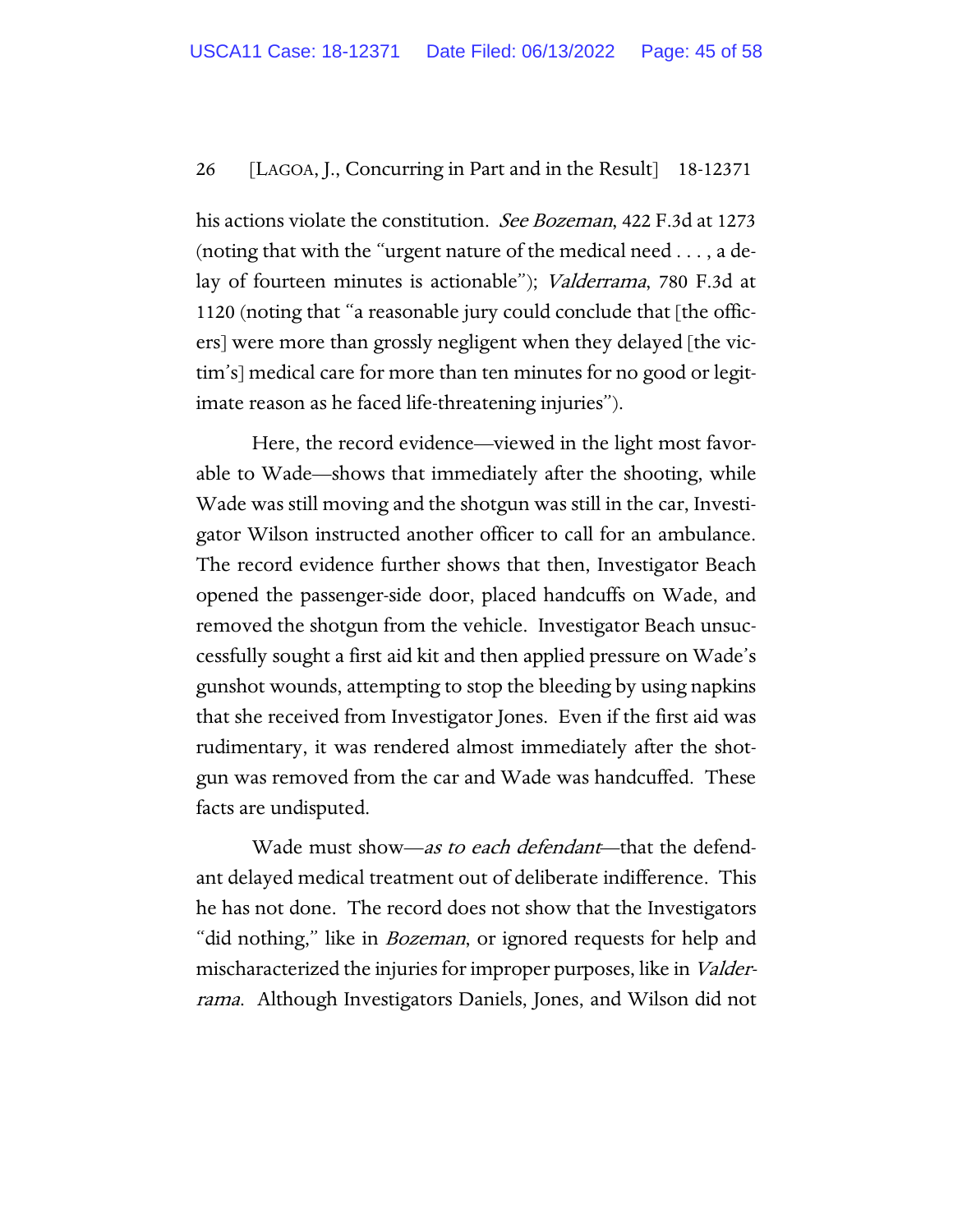his actions violate the constitution. *See Bozeman*, 422 F.3d at 1273 (noting that with the "urgent nature of the medical need . . . , a delay of fourteen minutes is actionable"); *Valderrama*, 780 F.3d at 1120 (noting that "a reasonable jury could conclude that [the officers] were more than grossly negligent when they delayed [the victim's] medical care for more than ten minutes for no good or legitimate reason as he faced life-threatening injuries").

Here, the record evidence—viewed in the light most favorable to Wade—shows that immediately after the shooting, while Wade was still moving and the shotgun was still in the car, Investigator Wilson instructed another officer to call for an ambulance. The record evidence further shows that then, Investigator Beach opened the passenger-side door, placed handcuffs on Wade, and removed the shotgun from the vehicle. Investigator Beach unsuccessfully sought a first aid kit and then applied pressure on Wade's gunshot wounds, attempting to stop the bleeding by using napkins that she received from Investigator Jones. Even if the first aid was rudimentary, it was rendered almost immediately after the shotgun was removed from the car and Wade was handcuffed. These facts are undisputed.

Wade must show—*as to each defendant*—that the defendant delayed medical treatment out of deliberate indifference. This he has not done. The record does not show that the Investigators "did nothing," like in *Bozeman*, or ignored requests for help and mischaracterized the injuries for improper purposes, like in *Valderrama*. Although Investigators Daniels, Jones, and Wilson did not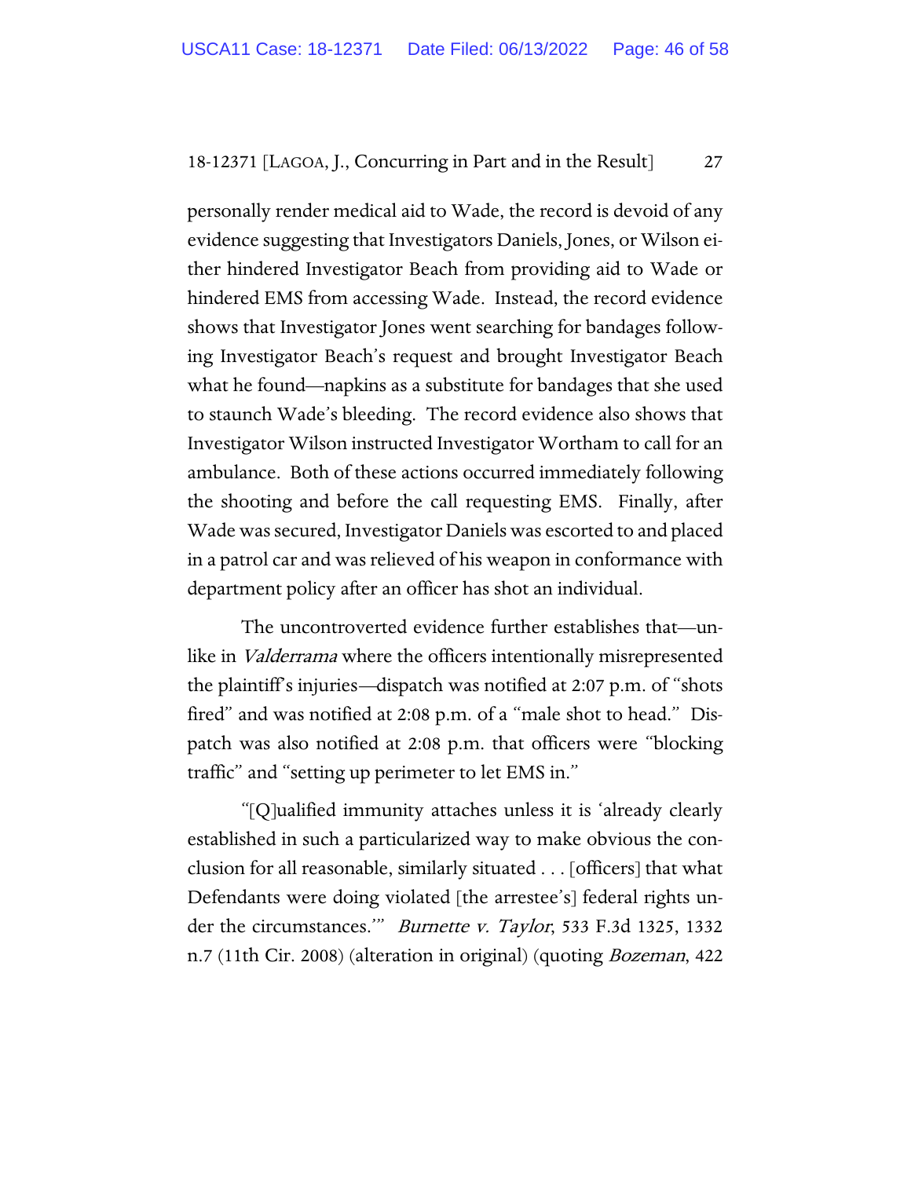personally render medical aid to Wade, the record is devoid of any evidence suggesting that Investigators Daniels, Jones, or Wilson either hindered Investigator Beach from providing aid to Wade or hindered EMS from accessing Wade. Instead, the record evidence shows that Investigator Jones went searching for bandages following Investigator Beach's request and brought Investigator Beach what he found—napkins as a substitute for bandages that she used to staunch Wade's bleeding. The record evidence also shows that Investigator Wilson instructed Investigator Wortham to call for an ambulance. Both of these actions occurred immediately following the shooting and before the call requesting EMS. Finally, after Wade was secured, Investigator Daniels was escorted to and placed in a patrol car and was relieved of his weapon in conformance with department policy after an officer has shot an individual.

The uncontroverted evidence further establishes that—unlike in *Valderrama* where the officers intentionally misrepresented the plaintiff's injuries—dispatch was notified at 2:07 p.m. of "shots fired" and was notified at 2:08 p.m. of a "male shot to head." Dispatch was also notified at 2:08 p.m. that officers were "blocking traffic" and "setting up perimeter to let EMS in."

"[Q]ualified immunity attaches unless it is 'already clearly established in such a particularized way to make obvious the conclusion for all reasonable, similarly situated . . . [officers] that what Defendants were doing violated [the arrestee's] federal rights under the circumstances.'" *Burnette v. Taylor*, 533 F.3d 1325, 1332 n.7 (11th Cir. 2008) (alteration in original) (quoting *Bozeman*, 422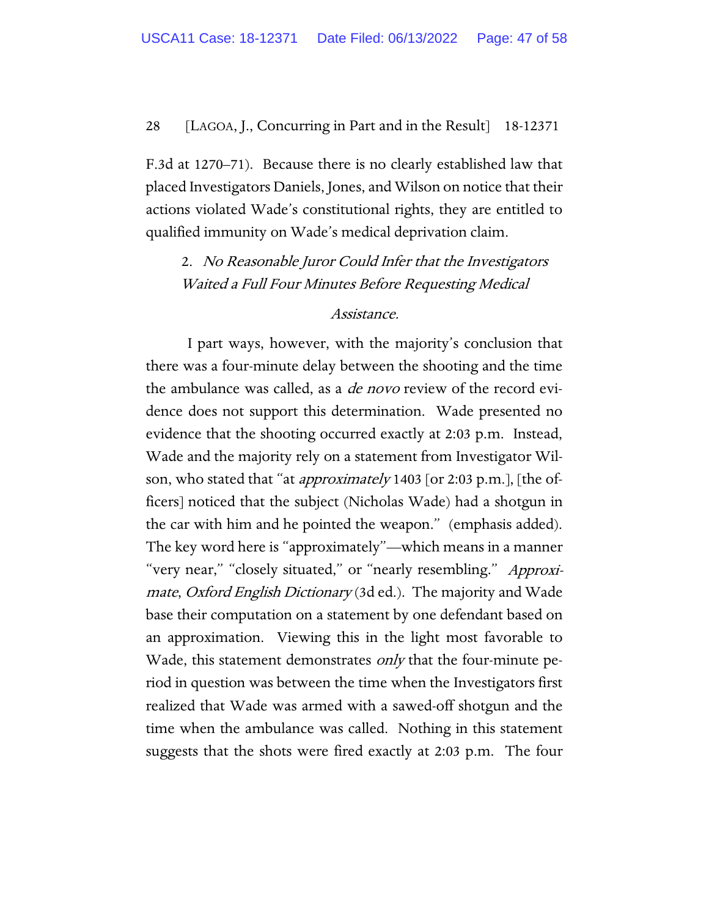F.3d at 1270–71). Because there is no clearly established law that placed Investigators Daniels, Jones, and Wilson on notice that their actions violated Wade's constitutional rights, they are entitled to qualified immunity on Wade's medical deprivation claim.

### 2. *No Reasonable Juror Could Infer that the Investigators Waited a Full Four Minutes Before Requesting Medical Assistance.*

I part ways, however, with the majority's conclusion that there was a four-minute delay between the shooting and the time the ambulance was called, as a *de novo* review of the record evidence does not support this determination. Wade presented no evidence that the shooting occurred exactly at 2:03 p.m. Instead, Wade and the majority rely on a statement from Investigator Wilson, who stated that "at *approximately* 1403 [or 2:03 p.m.], [the officers] noticed that the subject (Nicholas Wade) had a shotgun in the car with him and he pointed the weapon." (emphasis added). The key word here is "approximately"—which means in a manner "very near," "closely situated," or "nearly resembling." *Approximate*, *Oxford English Dictionary* (3d ed.). The majority and Wade base their computation on a statement by one defendant based on an approximation. Viewing this in the light most favorable to Wade, this statement demonstrates *only* that the four-minute period in question was between the time when the Investigators first realized that Wade was armed with a sawed-off shotgun and the time when the ambulance was called. Nothing in this statement suggests that the shots were fired exactly at 2:03 p.m. The four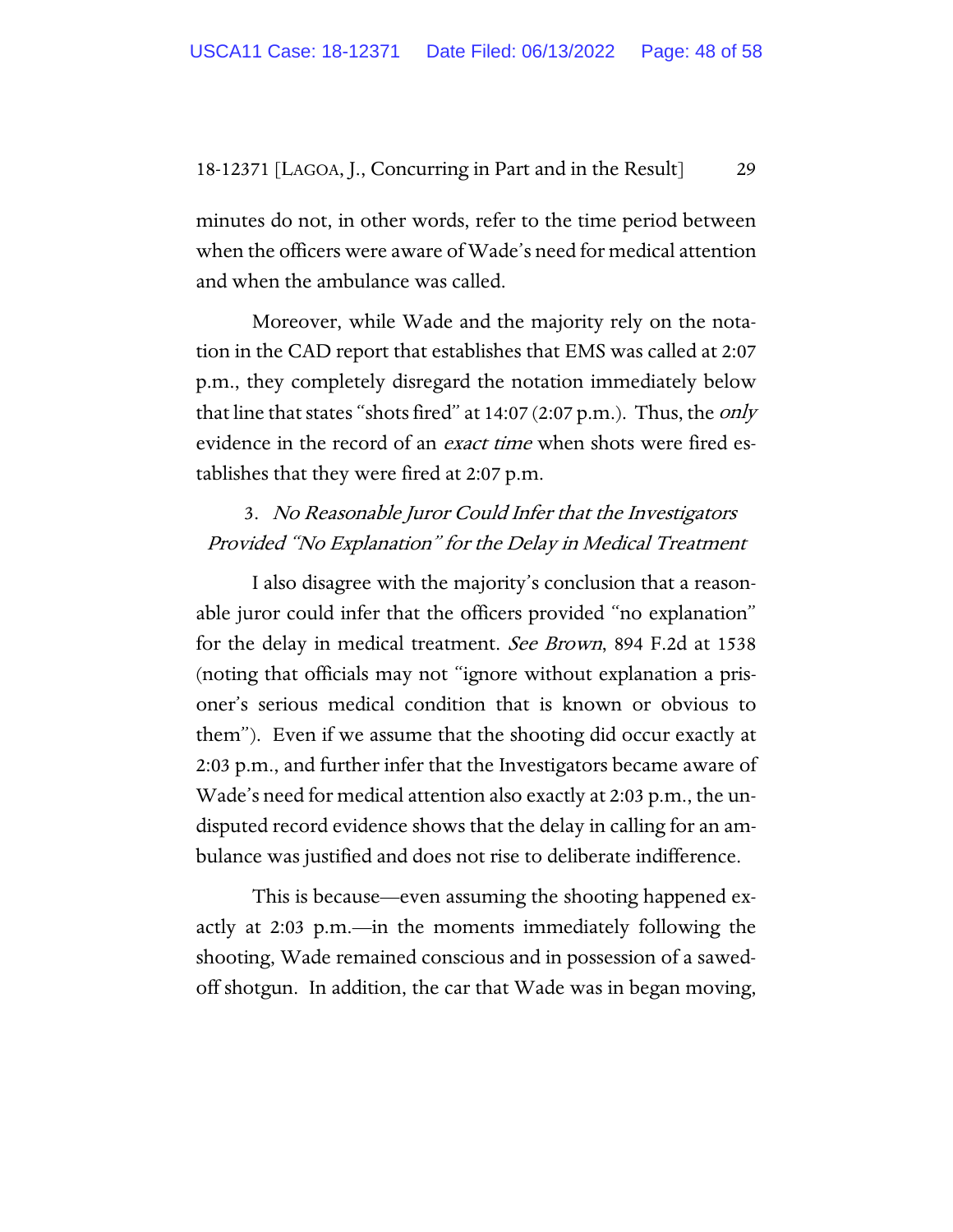minutes do not, in other words, refer to the time period between when the officers were aware of Wade's need for medical attention and when the ambulance was called.

Moreover, while Wade and the majority rely on the notation in the CAD report that establishes that EMS was called at 2:07 p.m., they completely disregard the notation immediately below that line that states "shots fired" at 14:07 (2:07 p.m.). Thus, the *only* evidence in the record of an *exact time* when shots were fired establishes that they were fired at 2:07 p.m.

### 3. *No Reasonable Juror Could Infer that the Investigators Provided "No Explanation" for the Delay in Medical Treatment*

I also disagree with the majority's conclusion that a reasonable juror could infer that the officers provided "no explanation" for the delay in medical treatment. *See Brown*, 894 F.2d at 1538 (noting that officials may not "ignore without explanation a prisoner's serious medical condition that is known or obvious to them"). Even if we assume that the shooting did occur exactly at 2:03 p.m., and further infer that the Investigators became aware of Wade's need for medical attention also exactly at 2:03 p.m., the undisputed record evidence shows that the delay in calling for an ambulance was justified and does not rise to deliberate indifference.

This is because—even assuming the shooting happened exactly at 2:03 p.m.—in the moments immediately following the shooting, Wade remained conscious and in possession of a sawed-off shotgun. In addition, the car that Wade was in began moving,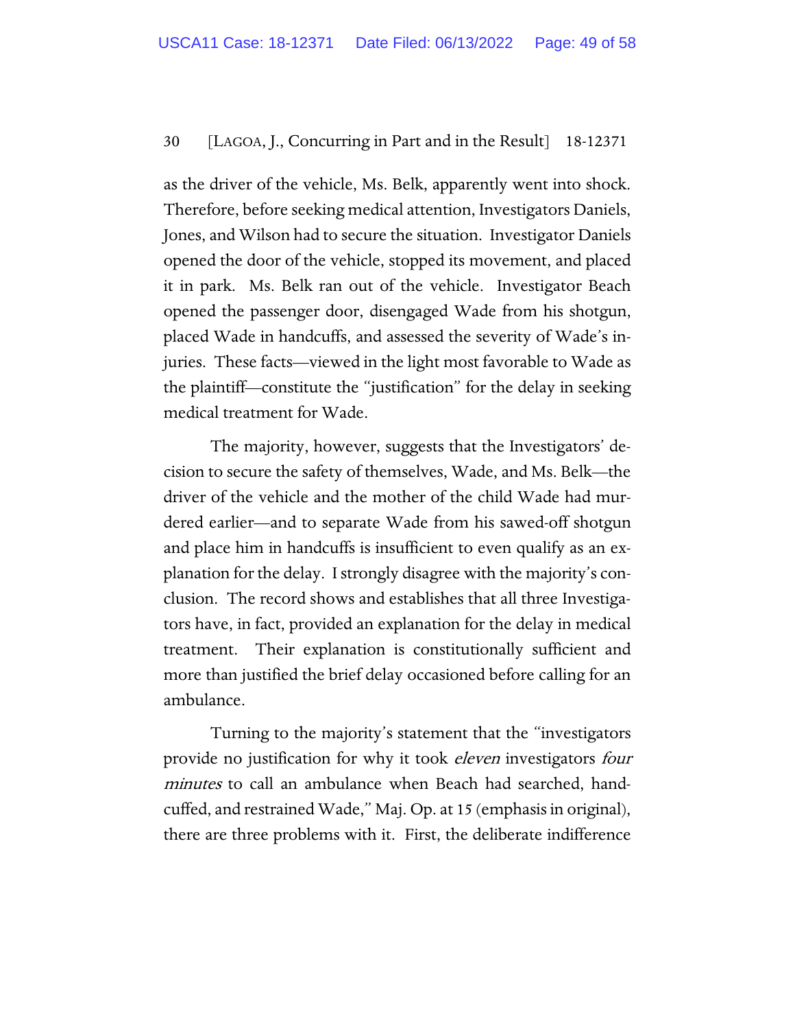as the driver of the vehicle, Ms. Belk, apparently went into shock. Therefore, before seeking medical attention, Investigators Daniels, Jones, and Wilson had to secure the situation. Investigator Daniels opened the door of the vehicle, stopped its movement, and placed it in park. Ms. Belk ran out of the vehicle. Investigator Beach opened the passenger door, disengaged Wade from his shotgun, placed Wade in handcuffs, and assessed the severity of Wade's injuries. These facts—viewed in the light most favorable to Wade as the plaintiff—constitute the "justification" for the delay in seeking medical treatment for Wade.

The majority, however, suggests that the Investigators' decision to secure the safety of themselves, Wade, and Ms. Belk—the driver of the vehicle and the mother of the child Wade had murdered earlier—and to separate Wade from his sawed-off shotgun and place him in handcuffs is insufficient to even qualify as an explanation for the delay. I strongly disagree with the majority's conclusion. The record shows and establishes that all three Investigators have, in fact, provided an explanation for the delay in medical treatment. Their explanation is constitutionally sufficient and more than justified the brief delay occasioned before calling for an ambulance.

Turning to the majority's statement that the "investigators provide no justification for why it took *eleven* investigators *four minutes* to call an ambulance when Beach had searched, handcuffed, and restrained Wade," Maj. Op. at 15 (emphasis in original), there are three problems with it. First, the deliberate indifference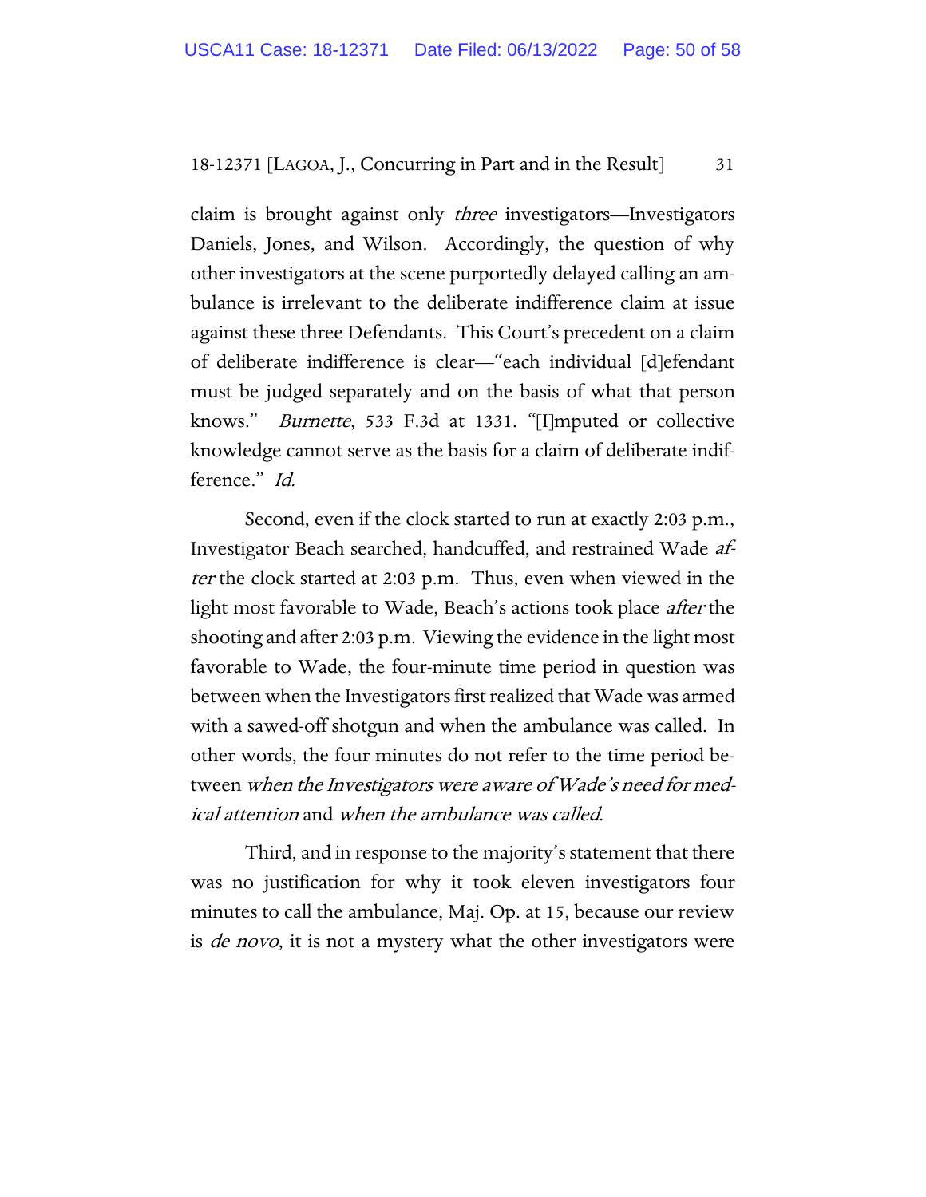claim is brought against only *three* investigators—Investigators Daniels, Jones, and Wilson. Accordingly, the question of why other investigators at the scene purportedly delayed calling an ambulance is irrelevant to the deliberate indifference claim at issue against these three Defendants. This Court's precedent on a claim of deliberate indifference is clear—"each individual [d]efendant must be judged separately and on the basis of what that person knows." *Burnette*, 533 F.3d at 1331. "[I]mputed or collective knowledge cannot serve as the basis for a claim of deliberate indifference." *Id.*

Second, even if the clock started to run at exactly 2:03 p.m., Investigator Beach searched, handcuffed, and restrained Wade *after* the clock started at 2:03 p.m. Thus, even when viewed in the light most favorable to Wade, Beach's actions took place *after* the shooting and after 2:03 p.m. Viewing the evidence in the light most favorable to Wade, the four-minute time period in question was between when the Investigators first realized that Wade was armed with a sawed-off shotgun and when the ambulance was called. In other words, the four minutes do not refer to the time period between *when the Investigators were aware of Wade's need for medical attention* and *when the ambulance was called*.

Third, and in response to the majority's statement that there was no justification for why it took eleven investigators four minutes to call the ambulance, Maj. Op. at 15, because our review is *de novo*, it is not a mystery what the other investigators were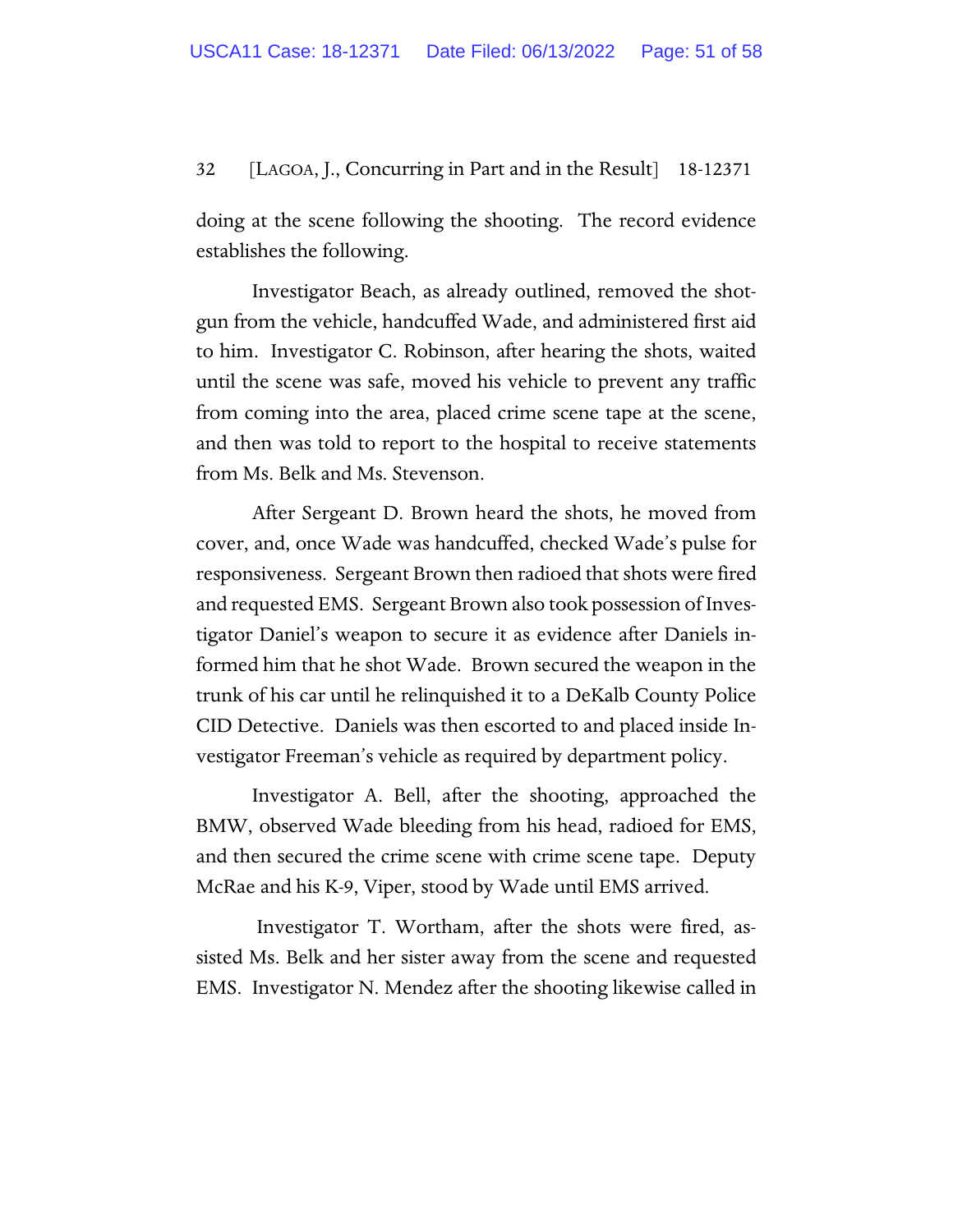doing at the scene following the shooting. The record evidence establishes the following.

Investigator Beach, as already outlined, removed the shotgun from the vehicle, handcuffed Wade, and administered first aid to him. Investigator C. Robinson, after hearing the shots, waited until the scene was safe, moved his vehicle to prevent any traffic from coming into the area, placed crime scene tape at the scene, and then was told to report to the hospital to receive statements from Ms. Belk and Ms. Stevenson.

After Sergeant D. Brown heard the shots, he moved from cover, and, once Wade was handcuffed, checked Wade's pulse for responsiveness. Sergeant Brown then radioed that shots were fired and requested EMS. Sergeant Brown also took possession of Investigator Daniel's weapon to secure it as evidence after Daniels informed him that he shot Wade. Brown secured the weapon in the trunk of his car until he relinquished it to a DeKalb County Police CID Detective. Daniels was then escorted to and placed inside Investigator Freeman's vehicle as required by department policy.

Investigator A. Bell, after the shooting, approached the BMW, observed Wade bleeding from his head, radioed for EMS, and then secured the crime scene with crime scene tape. Deputy McRae and his K-9, Viper, stood by Wade until EMS arrived.

Investigator T. Wortham, after the shots were fired, assisted Ms. Belk and her sister away from the scene and requested EMS. Investigator N. Mendez after the shooting likewise called in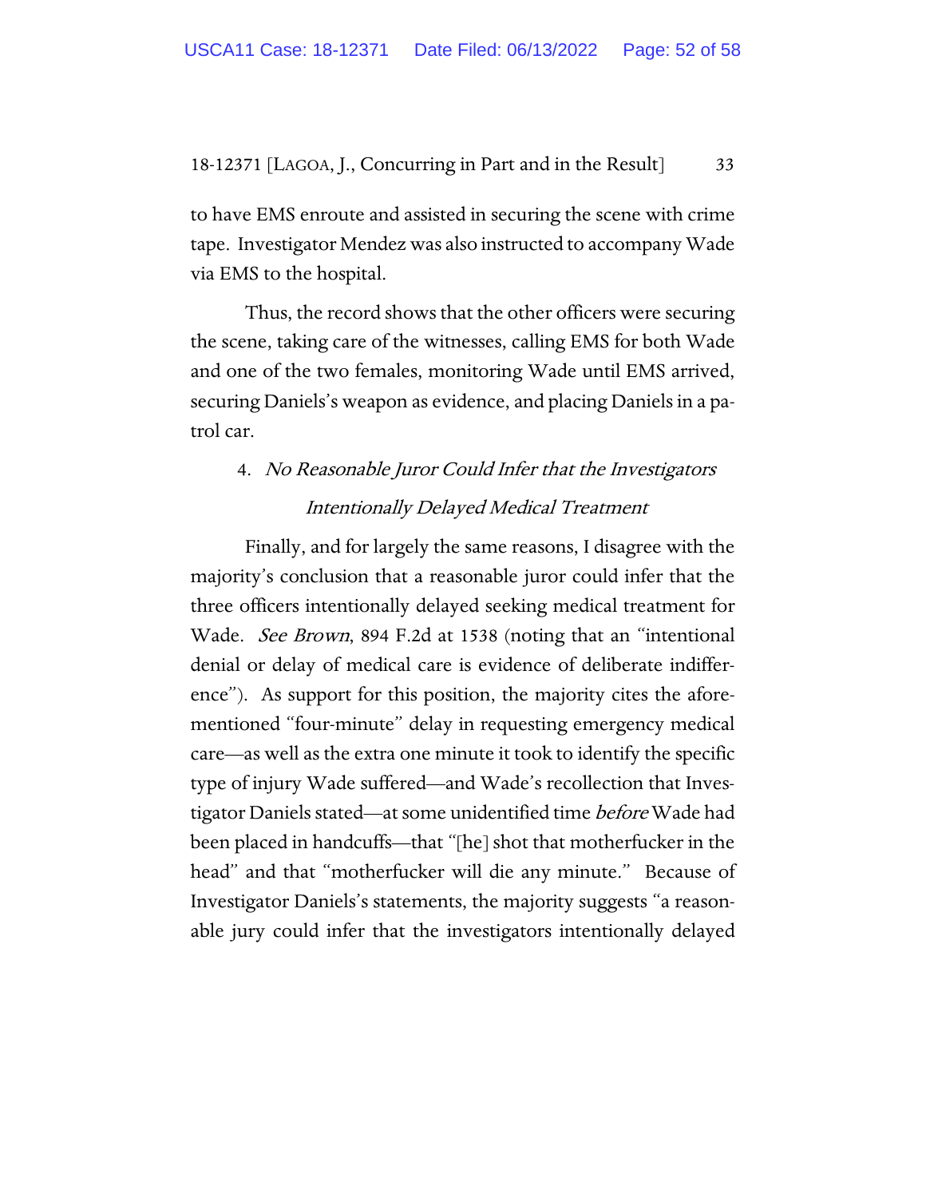to have EMS enroute and assisted in securing the scene with crime tape. Investigator Mendez was also instructed to accompany Wade via EMS to the hospital.

Thus, the record shows that the other officers were securing the scene, taking care of the witnesses, calling EMS for both Wade and one of the two females, monitoring Wade until EMS arrived, securing Daniels's weapon as evidence, and placing Daniels in a patrol car.

4. *No Reasonable Juror Could Infer that the Investigators Intentionally Delayed Medical Treatment*

Finally, and for largely the same reasons, I disagree with the majority's conclusion that a reasonable juror could infer that the three officers intentionally delayed seeking medical treatment for Wade. *See Brown*, 894 F.2d at 1538 (noting that an "intentional denial or delay of medical care is evidence of deliberate indifference"). As support for this position, the majority cites the aforementioned "four-minute" delay in requesting emergency medical care—as well as the extra one minute it took to identify the specific type of injury Wade suffered—and Wade's recollection that Investigator Daniels stated—at some unidentified time *before* Wade had been placed in handcuffs—that "[he] shot that motherfucker in the head" and that "motherfucker will die any minute." Because of Investigator Daniels's statements, the majority suggests "a reasonable jury could infer that the investigators intentionally delayed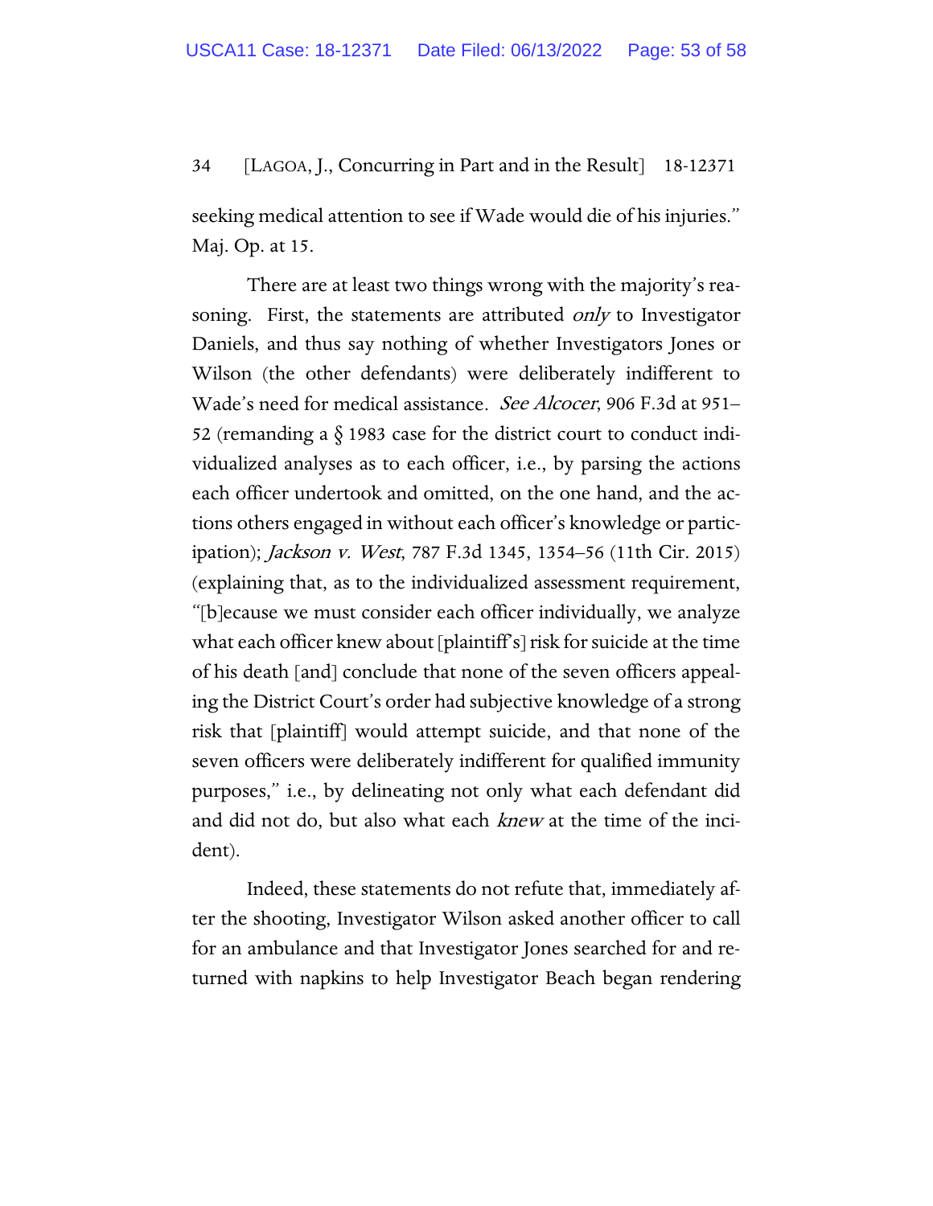seeking medical attention to see if Wade would die of his injuries." Maj. Op. at 15.

There are at least two things wrong with the majority's reasoning. First, the statements are attributed *only* to Investigator Daniels, and thus say nothing of whether Investigators Jones or Wilson (the other defendants) were deliberately indifferent to Wade's need for medical assistance. *See Alcocer*, 906 F.3d at 951–52 (remanding a § 1983 case for the district court to conduct individualized analyses as to each officer, i.e., by parsing the actions each officer undertook and omitted, on the one hand, and the actions others engaged in without each officer's knowledge or participation); *Jackson v. West*, 787 F.3d 1345, 1354–56 (11th Cir. 2015) (explaining that, as to the individualized assessment requirement, "[b]ecause we must consider each officer individually, we analyze what each officer knew about [plaintiff's] risk for suicide at the time of his death [and] conclude that none of the seven officers appealing the District Court's order had subjective knowledge of a strong risk that [plaintiff] would attempt suicide, and that none of the seven officers were deliberately indifferent for qualified immunity purposes," i.e., by delineating not only what each defendant did and did not do, but also what each *knew* at the time of the incident).

Indeed, these statements do not refute that, immediately after the shooting, Investigator Wilson asked another officer to call for an ambulance and that Investigator Jones searched for and returned with napkins to help Investigator Beach began rendering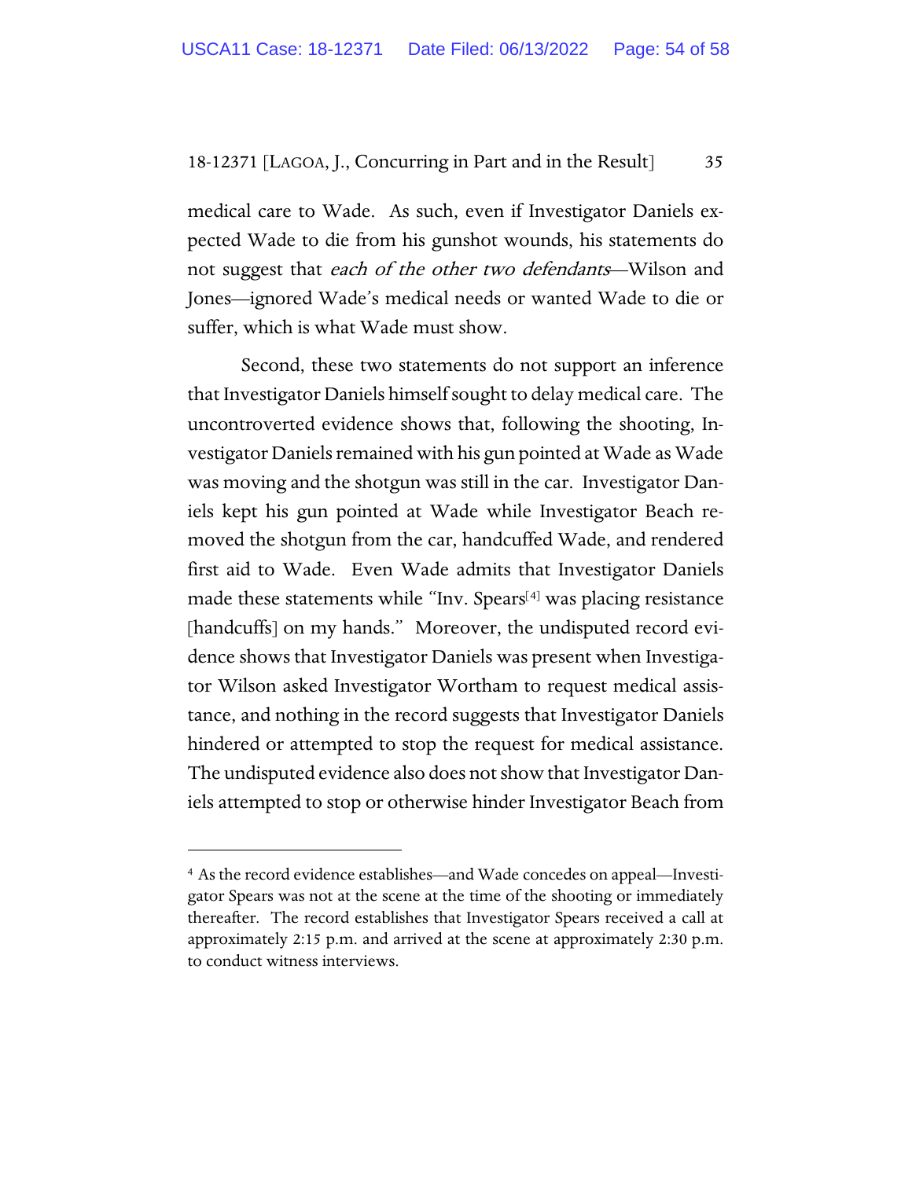medical care to Wade. As such, even if Investigator Daniels expected Wade to die from his gunshot wounds, his statements do not suggest that *each of the other two defendants*—Wilson and Jones—ignored Wade's medical needs or wanted Wade to die or suffer, which is what Wade must show.

Second, these two statements do not support an inference that Investigator Daniels himself sought to delay medical care. The uncontroverted evidence shows that, following the shooting, Investigator Daniels remained with his gun pointed at Wade as Wade was moving and the shotgun was still in the car. Investigator Daniels kept his gun pointed at Wade while Investigator Beach removed the shotgun from the car, handcuffed Wade, and rendered first aid to Wade. Even Wade admits that Investigator Daniels made these statements while "Inv. Spears[4] was placing resistance [handcuffs] on my hands." Moreover, the undisputed record evidence shows that Investigator Daniels was present when Investigator Wilson asked Investigator Wortham to request medical assistance, and nothing in the record suggests that Investigator Daniels hindered or attempted to stop the request for medical assistance. The undisputed evidence also does not show that Investigator Daniels attempted to stop or otherwise hinder Investigator Beach from

---

[4] As the record evidence establishes—and Wade concedes on appeal—Investigator Spears was not at the scene at the time of the shooting or immediately thereafter. The record establishes that Investigator Spears received a call at approximately 2:15 p.m. and arrived at the scene at approximately 2:30 p.m. to conduct witness interviews.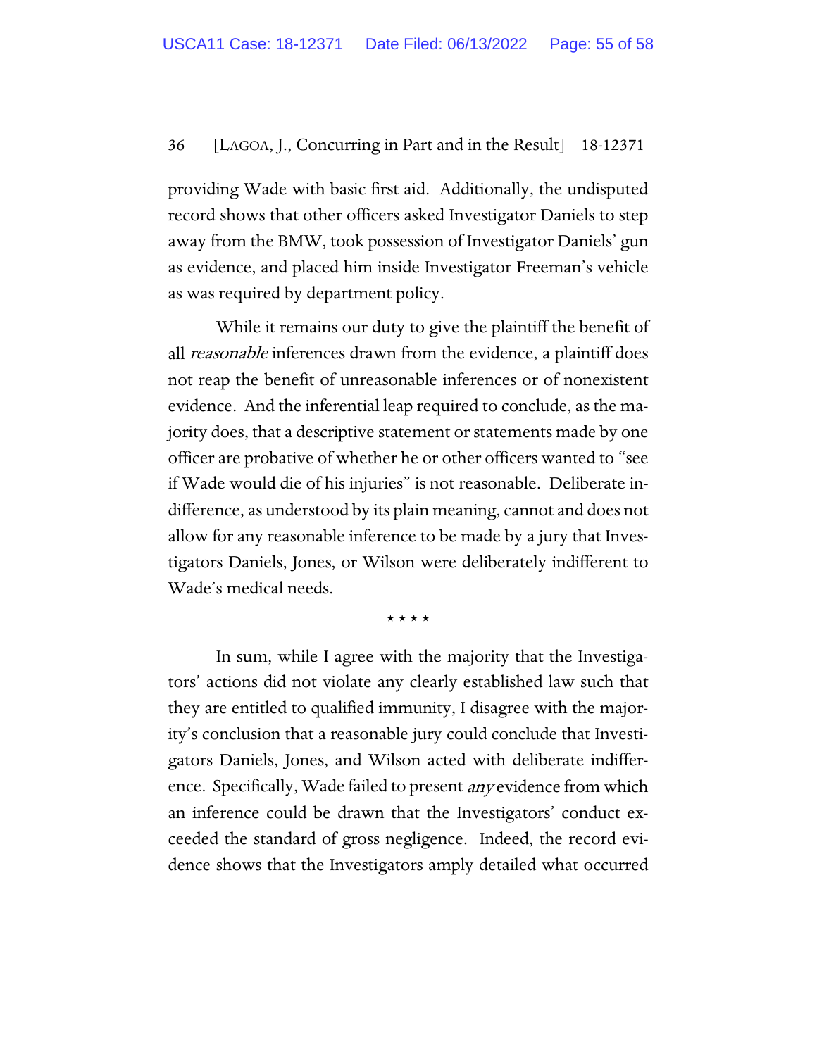providing Wade with basic first aid. Additionally, the undisputed record shows that other officers asked Investigator Daniels to step away from the BMW, took possession of Investigator Daniels' gun as evidence, and placed him inside Investigator Freeman's vehicle as was required by department policy.

While it remains our duty to give the plaintiff the benefit of all *reasonable* inferences drawn from the evidence, a plaintiff does not reap the benefit of unreasonable inferences or of nonexistent evidence. And the inferential leap required to conclude, as the majority does, that a descriptive statement or statements made by one officer are probative of whether he or other officers wanted to "see if Wade would die of his injuries" is not reasonable. Deliberate indifference, as understood by its plain meaning, cannot and does not allow for any reasonable inference to be made by a jury that Investigators Daniels, Jones, or Wilson were deliberately indifferent to Wade's medical needs.

\* \* \* \*

In sum, while I agree with the majority that the Investigators' actions did not violate any clearly established law such that they are entitled to qualified immunity, I disagree with the majority's conclusion that a reasonable jury could conclude that Investigators Daniels, Jones, and Wilson acted with deliberate indifference. Specifically, Wade failed to present *any* evidence from which an inference could be drawn that the Investigators' conduct exceeded the standard of gross negligence. Indeed, the record evidence shows that the Investigators amply detailed what occurred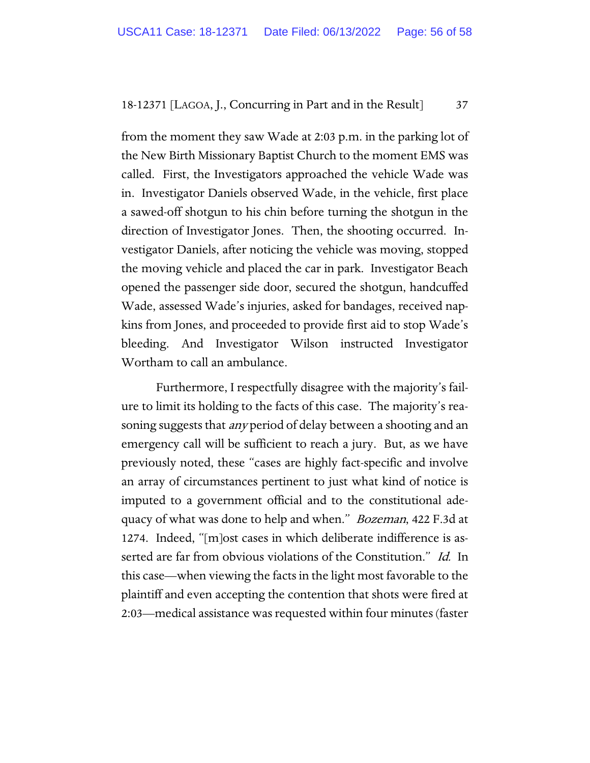from the moment they saw Wade at 2:03 p.m. in the parking lot of the New Birth Missionary Baptist Church to the moment EMS was called. First, the Investigators approached the vehicle Wade was in. Investigator Daniels observed Wade, in the vehicle, first place a sawed-off shotgun to his chin before turning the shotgun in the direction of Investigator Jones. Then, the shooting occurred. Investigator Daniels, after noticing the vehicle was moving, stopped the moving vehicle and placed the car in park. Investigator Beach opened the passenger side door, secured the shotgun, handcuffed Wade, assessed Wade's injuries, asked for bandages, received napkins from Jones, and proceeded to provide first aid to stop Wade's bleeding. And Investigator Wilson instructed Investigator Wortham to call an ambulance.

Furthermore, I respectfully disagree with the majority's failure to limit its holding to the facts of this case. The majority's reasoning suggests that *any* period of delay between a shooting and an emergency call will be sufficient to reach a jury. But, as we have previously noted, these "cases are highly fact-specific and involve an array of circumstances pertinent to just what kind of notice is imputed to a government official and to the constitutional adequacy of what was done to help and when." *Bozeman*, 422 F.3d at 1274. Indeed, "[m]ost cases in which deliberate indifference is asserted are far from obvious violations of the Constitution." *Id.* In this case—when viewing the facts in the light most favorable to the plaintiff and even accepting the contention that shots were fired at 2:03—medical assistance was requested within four minutes (faster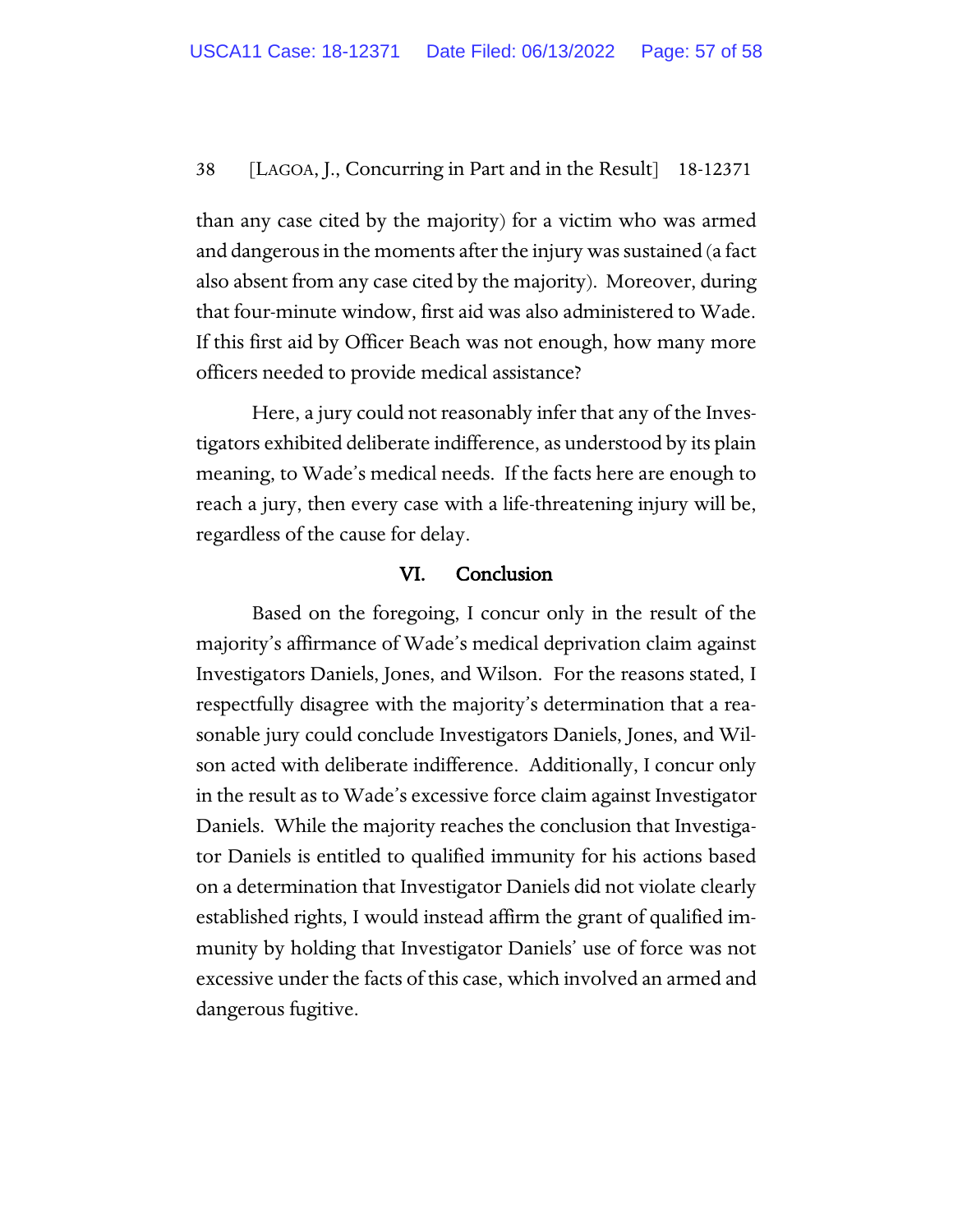than any case cited by the majority) for a victim who was armed and dangerous in the moments after the injury was sustained (a fact also absent from any case cited by the majority). Moreover, during that four-minute window, first aid was also administered to Wade. If this first aid by Officer Beach was not enough, how many more officers needed to provide medical assistance?

Here, a jury could not reasonably infer that any of the Investigators exhibited deliberate indifference, as understood by its plain meaning, to Wade's medical needs. If the facts here are enough to reach a jury, then every case with a life-threatening injury will be, regardless of the cause for delay.

## VI. Conclusion

Based on the foregoing, I concur only in the result of the majority's affirmance of Wade's medical deprivation claim against Investigators Daniels, Jones, and Wilson. For the reasons stated, I respectfully disagree with the majority's determination that a reasonable jury could conclude Investigators Daniels, Jones, and Wilson acted with deliberate indifference. Additionally, I concur only in the result as to Wade's excessive force claim against Investigator Daniels. While the majority reaches the conclusion that Investigator Daniels is entitled to qualified immunity for his actions based on a determination that Investigator Daniels did not violate clearly established rights, I would instead affirm the grant of qualified immunity by holding that Investigator Daniels' use of force was not excessive under the facts of this case, which involved an armed and dangerous fugitive.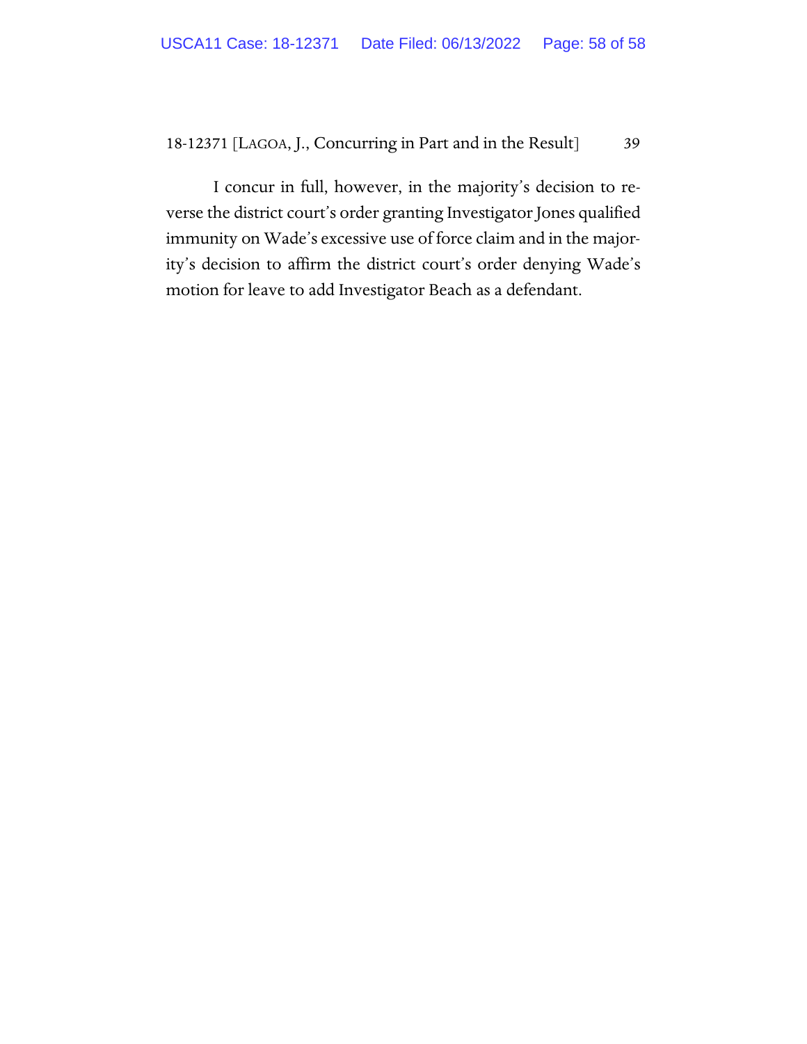I concur in full, however, in the majority's decision to reverse the district court's order granting Investigator Jones qualified immunity on Wade's excessive use of force claim and in the majority's decision to affirm the district court's order denying Wade's motion for leave to add Investigator Beach as a defendant.